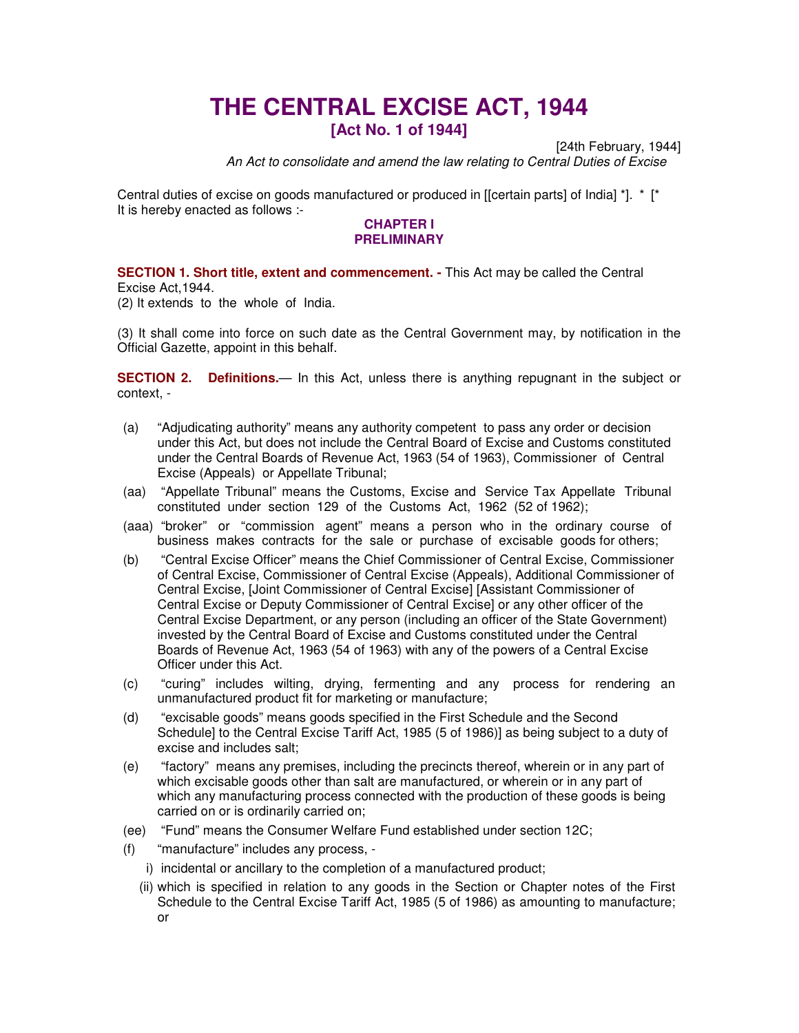# THE CENTRAL EXCISE ACT, 1944

## [Act No. 1 of 1944]

[24th February, 1944]

*An Act to consolidate and amend the law relating to Central Duties of Excise*

Central duties of excise on goods manufactured or produced in [[certain parts] of India] *]. * [*
It is hereby enacted as follows :-

### CHAPTER I
### PRELIMINARY

**SECTION 1. Short title, extent and commencement. -** This Act may be called the Central Excise Act,1944.

(2) It extends to the whole of India.

(3) It shall come into force on such date as the Central Government may, by notification in the Official Gazette, appoint in this behalf.

**SECTION 2. Definitions.**— In this Act, unless there is anything repugnant in the subject or context, -

(a) "Adjudicating authority" means any authority competent to pass any order or decision under this Act, but does not include the Central Board of Excise and Customs constituted under the Central Boards of Revenue Act, 1963 (54 of 1963), Commissioner of Central Excise (Appeals) or Appellate Tribunal;

(aa) "Appellate Tribunal" means the Customs, Excise and Service Tax Appellate Tribunal constituted under section 129 of the Customs Act, 1962 (52 of 1962);

(aaa) "broker" or "commission agent" means a person who in the ordinary course of business makes contracts for the sale or purchase of excisable goods for others;

(b) "Central Excise Officer" means the Chief Commissioner of Central Excise, Commissioner of Central Excise, Commissioner of Central Excise (Appeals), Additional Commissioner of Central Excise, [Joint Commissioner of Central Excise] [Assistant Commissioner of Central Excise or Deputy Commissioner of Central Excise] or any other officer of the Central Excise Department, or any person (including an officer of the State Government) invested by the Central Board of Excise and Customs constituted under the Central Boards of Revenue Act, 1963 (54 of 1963) with any of the powers of a Central Excise Officer under this Act.

(c) "curing" includes wilting, drying, fermenting and any process for rendering an unmanufactured product fit for marketing or manufacture;

(d) "excisable goods" means goods specified in the First Schedule and the Second Schedule] to the Central Excise Tariff Act, 1985 (5 of 1986)] as being subject to a duty of excise and includes salt;

(e) "factory" means any premises, including the precincts thereof, wherein or in any part of which excisable goods other than salt are manufactured, or wherein or in any part of which any manufacturing process connected with the production of these goods is being carried on or is ordinarily carried on;

(ee) "Fund" means the Consumer Welfare Fund established under section 12C;

(f) "manufacture" includes any process, -

i) incidental or ancillary to the completion of a manufactured product;

(ii) which is specified in relation to any goods in the Section or Chapter notes of the First Schedule to the Central Excise Tariff Act, 1985 (5 of 1986) as amounting to manufacture; or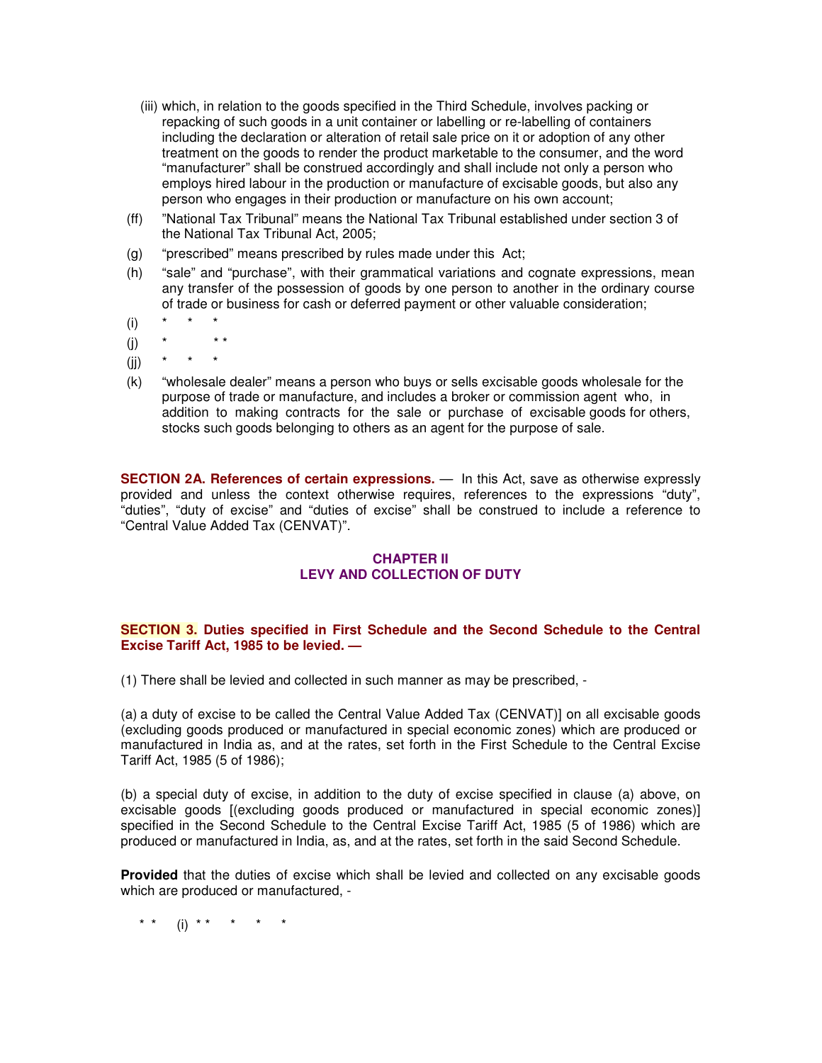(iii) which, in relation to the goods specified in the Third Schedule, involves packing or repacking of such goods in a unit container or labelling or re-labelling of containers including the declaration or alteration of retail sale price on it or adoption of any other treatment on the goods to render the product marketable to the consumer, and the word "manufacturer" shall be construed accordingly and shall include not only a person who employs hired labour in the production or manufacture of excisable goods, but also any person who engages in their production or manufacture on his own account;

(ff) "National Tax Tribunal" means the National Tax Tribunal established under section 3 of the National Tax Tribunal Act, 2005;

(g) "prescribed" means prescribed by rules made under this Act;

(h) "sale" and "purchase", with their grammatical variations and cognate expressions, mean any transfer of the possession of goods by one person to another in the ordinary course of trade or business for cash or deferred payment or other valuable consideration;

(i) * * *

(j) * * *

(jj) * * *

(k) "wholesale dealer" means a person who buys or sells excisable goods wholesale for the purpose of trade or manufacture, and includes a broker or commission agent who, in addition to making contracts for the sale or purchase of excisable goods for others, stocks such goods belonging to others as an agent for the purpose of sale.

**SECTION 2A. References of certain expressions.** — In this Act, save as otherwise expressly provided and unless the context otherwise requires, references to the expressions "duty", "duties", "duty of excise" and "duties of excise" shall be construed to include a reference to "Central Value Added Tax (CENVAT)".

## CHAPTER II
## LEVY AND COLLECTION OF DUTY

**SECTION 3. Duties specified in First Schedule and the Second Schedule to the Central Excise Tariff Act, 1985 to be levied. —**

(1) There shall be levied and collected in such manner as may be prescribed, -

(a) a duty of excise to be called the Central Value Added Tax (CENVAT)] on all excisable goods (excluding goods produced or manufactured in special economic zones) which are produced or manufactured in India as, and at the rates, set forth in the First Schedule to the Central Excise Tariff Act, 1985 (5 of 1986);

(b) a special duty of excise, in addition to the duty of excise specified in clause (a) above, on excisable goods [(excluding goods produced or manufactured in special economic zones)] specified in the Second Schedule to the Central Excise Tariff Act, 1985 (5 of 1986) which are produced or manufactured in India, as, and at the rates, set forth in the said Second Schedule.

**Provided** that the duties of excise which shall be levied and collected on any excisable goods which are produced or manufactured, -

* * (i) * * * * *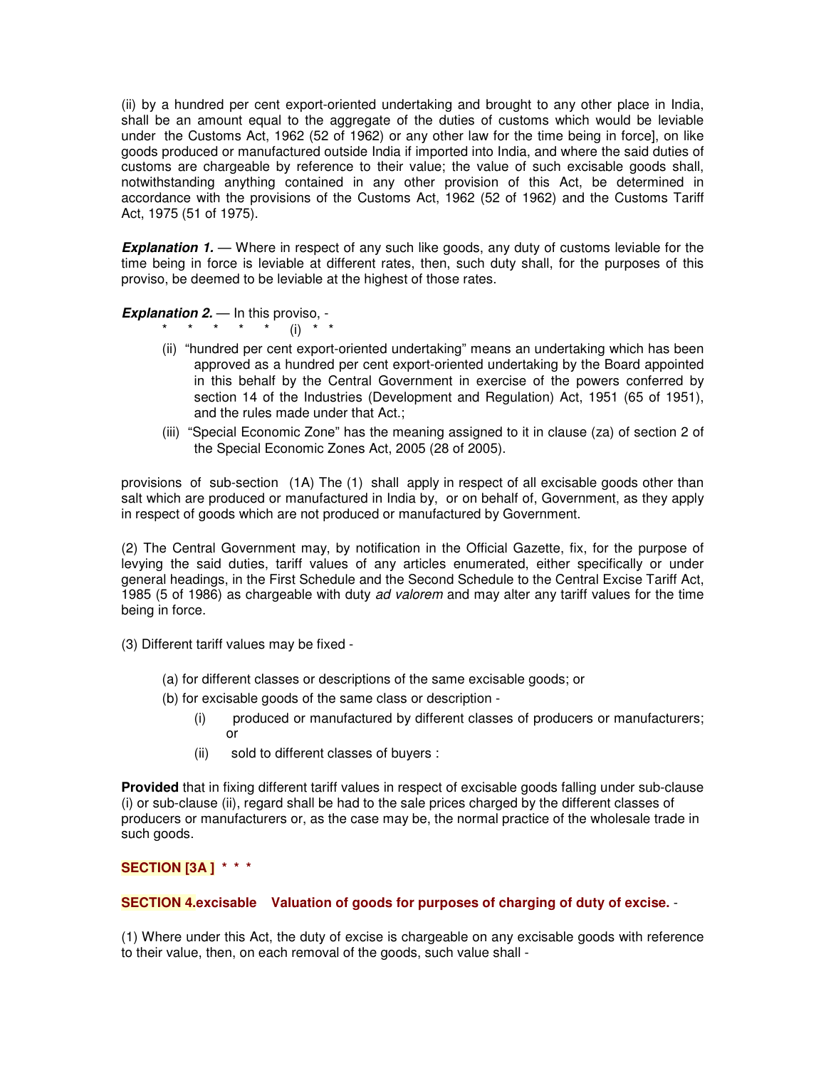(ii) by a hundred per cent export-oriented undertaking and brought to any other place in India, shall be an amount equal to the aggregate of the duties of customs which would be leviable under the Customs Act, 1962 (52 of 1962) or any other law for the time being in force], on like goods produced or manufactured outside India if imported into India, and where the said duties of customs are chargeable by reference to their value; the value of such excisable goods shall, notwithstanding anything contained in any other provision of this Act, be determined in accordance with the provisions of the Customs Act, 1962 (52 of 1962) and the Customs Tariff Act, 1975 (51 of 1975).

***Explanation 1.*** — Where in respect of any such like goods, any duty of customs leviable for the time being in force is leviable at different rates, then, such duty shall, for the purposes of this proviso, be deemed to be leviable at the highest of those rates.

***Explanation 2.*** — In this proviso, -

\* \* \* \* \* (i) \* \*

(ii) "hundred per cent export-oriented undertaking" means an undertaking which has been approved as a hundred per cent export-oriented undertaking by the Board appointed in this behalf by the Central Government in exercise of the powers conferred by section 14 of the Industries (Development and Regulation) Act, 1951 (65 of 1951), and the rules made under that Act.;

(iii) "Special Economic Zone" has the meaning assigned to it in clause (za) of section 2 of the Special Economic Zones Act, 2005 (28 of 2005).

provisions of sub-section (1A) The (1) shall apply in respect of all excisable goods other than salt which are produced or manufactured in India by, or on behalf of, Government, as they apply in respect of goods which are not produced or manufactured by Government.

(2) The Central Government may, by notification in the Official Gazette, fix, for the purpose of levying the said duties, tariff values of any articles enumerated, either specifically or under general headings, in the First Schedule and the Second Schedule to the Central Excise Tariff Act, 1985 (5 of 1986) as chargeable with duty *ad valorem* and may alter any tariff values for the time being in force.

(3) Different tariff values may be fixed -

(a) for different classes or descriptions of the same excisable goods; or

(b) for excisable goods of the same class or description -

(i) produced or manufactured by different classes of producers or manufacturers; or

(ii) sold to different classes of buyers :

**Provided** that in fixing different tariff values in respect of excisable goods falling under sub-clause (i) or sub-clause (ii), regard shall be had to the sale prices charged by the different classes of producers or manufacturers or, as the case may be, the normal practice of the wholesale trade in such goods.

**SECTION [3A ] \* \* \***

**SECTION 4.excisable Valuation of goods for purposes of charging of duty of excise.** -

(1) Where under this Act, the duty of excise is chargeable on any excisable goods with reference to their value, then, on each removal of the goods, such value shall -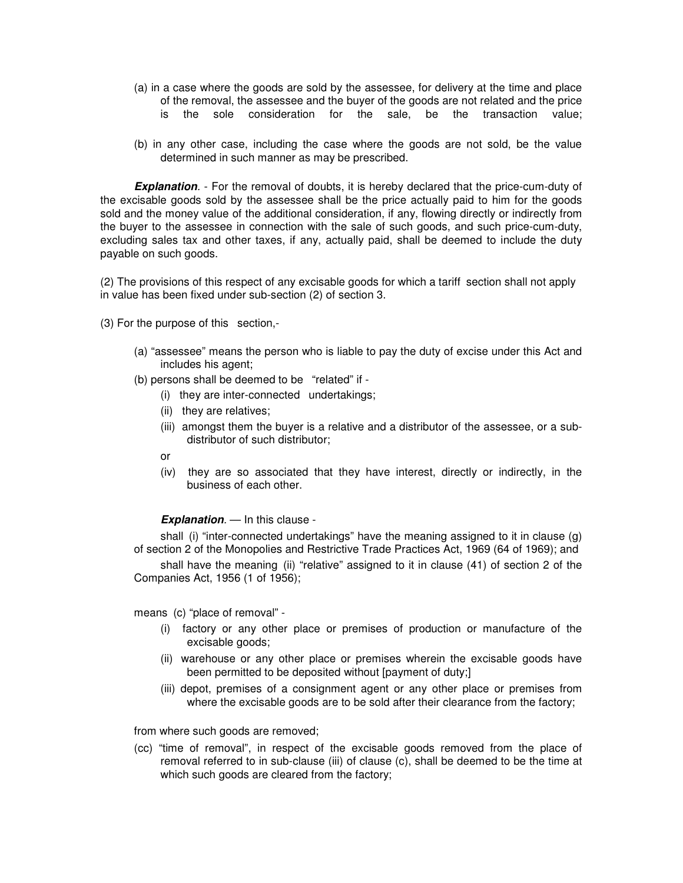(a) in a case where the goods are sold by the assessee, for delivery at the time and place of the removal, the assessee and the buyer of the goods are not related and the price is the sole consideration for the sale, be the transaction value;

(b) in any other case, including the case where the goods are not sold, be the value determined in such manner as may be prescribed.

***Explanation***. - For the removal of doubts, it is hereby declared that the price-cum-duty of the excisable goods sold by the assessee shall be the price actually paid to him for the goods sold and the money value of the additional consideration, if any, flowing directly or indirectly from the buyer to the assessee in connection with the sale of such goods, and such price-cum-duty, excluding sales tax and other taxes, if any, actually paid, shall be deemed to include the duty payable on such goods.

(2) The provisions of this respect of any excisable goods for which a tariff section shall not apply in value has been fixed under sub-section (2) of section 3.

(3) For the purpose of this section,-

(a) "assessee" means the person who is liable to pay the duty of excise under this Act and includes his agent;

(b) persons shall be deemed to be "related" if -

(i) they are inter-connected undertakings;

(ii) they are relatives;

(iii) amongst them the buyer is a relative and a distributor of the assessee, or a sub-distributor of such distributor;

or

(iv) they are so associated that they have interest, directly or indirectly, in the business of each other.

***Explanation***. — In this clause -

shall (i) "inter-connected undertakings" have the meaning assigned to it in clause (g) of section 2 of the Monopolies and Restrictive Trade Practices Act, 1969 (64 of 1969); and

shall have the meaning (ii) "relative" assigned to it in clause (41) of section 2 of the Companies Act, 1956 (1 of 1956);

means (c) "place of removal" -

(i) factory or any other place or premises of production or manufacture of the excisable goods;

(ii) warehouse or any other place or premises wherein the excisable goods have been permitted to be deposited without [payment of duty;]

(iii) depot, premises of a consignment agent or any other place or premises from where the excisable goods are to be sold after their clearance from the factory;

from where such goods are removed;

(cc) "time of removal", in respect of the excisable goods removed from the place of removal referred to in sub-clause (iii) of clause (c), shall be deemed to be the time at which such goods are cleared from the factory;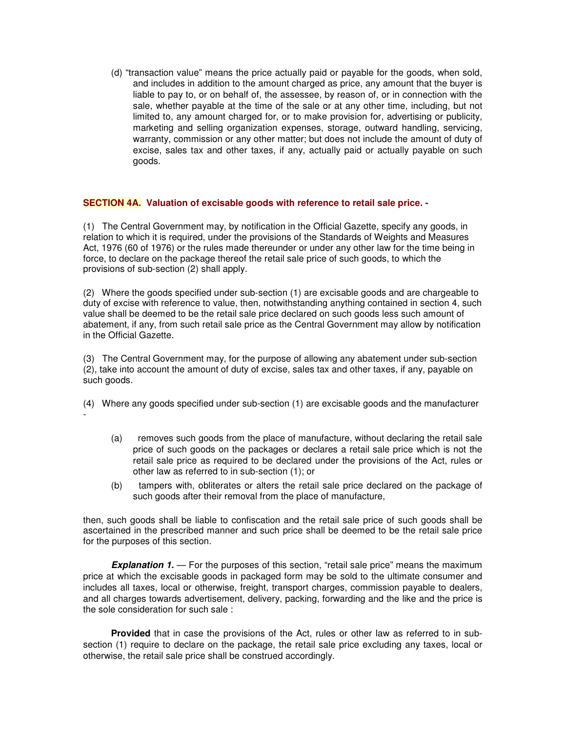(d) "transaction value" means the price actually paid or payable for the goods, when sold, and includes in addition to the amount charged as price, any amount that the buyer is liable to pay to, or on behalf of, the assessee, by reason of, or in connection with the sale, whether payable at the time of the sale or at any other time, including, but not limited to, any amount charged for, or to make provision for, advertising or publicity, marketing and selling organization expenses, storage, outward handling, servicing, warranty, commission or any other matter; but does not include the amount of duty of excise, sales tax and other taxes, if any, actually paid or actually payable on such goods.

### SECTION 4A. Valuation of excisable goods with reference to retail sale price. -

(1) The Central Government may, by notification in the Official Gazette, specify any goods, in relation to which it is required, under the provisions of the Standards of Weights and Measures Act, 1976 (60 of 1976) or the rules made thereunder or under any other law for the time being in force, to declare on the package thereof the retail sale price of such goods, to which the provisions of sub-section (2) shall apply.

(2) Where the goods specified under sub-section (1) are excisable goods and are chargeable to duty of excise with reference to value, then, notwithstanding anything contained in section 4, such value shall be deemed to be the retail sale price declared on such goods less such amount of abatement, if any, from such retail sale price as the Central Government may allow by notification in the Official Gazette.

(3) The Central Government may, for the purpose of allowing any abatement under sub-section (2), take into account the amount of duty of excise, sales tax and other taxes, if any, payable on such goods.

(4) Where any goods specified under sub-section (1) are excisable goods and the manufacturer -

(a) removes such goods from the place of manufacture, without declaring the retail sale price of such goods on the packages or declares a retail sale price which is not the retail sale price as required to be declared under the provisions of the Act, rules or other law as referred to in sub-section (1); or

(b) tampers with, obliterates or alters the retail sale price declared on the package of such goods after their removal from the place of manufacture,

then, such goods shall be liable to confiscation and the retail sale price of such goods shall be ascertained in the prescribed manner and such price shall be deemed to be the retail sale price for the purposes of this section.

***Explanation 1.*** — For the purposes of this section, "retail sale price" means the maximum price at which the excisable goods in packaged form may be sold to the ultimate consumer and includes all taxes, local or otherwise, freight, transport charges, commission payable to dealers, and all charges towards advertisement, delivery, packing, forwarding and the like and the price is the sole consideration for such sale :

**Provided** that in case the provisions of the Act, rules or other law as referred to in sub-section (1) require to declare on the package, the retail sale price excluding any taxes, local or otherwise, the retail sale price shall be construed accordingly.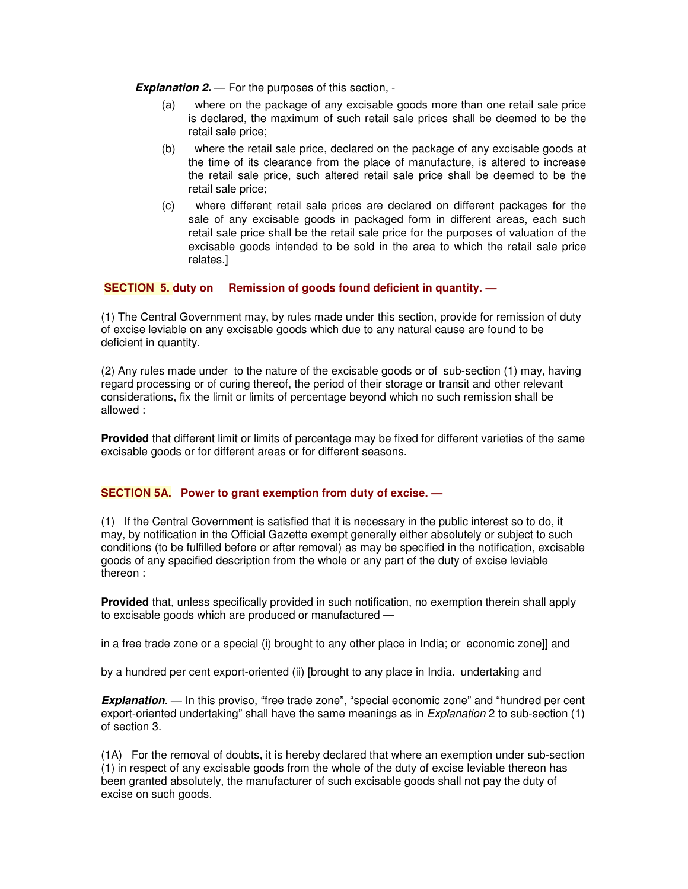***Explanation 2.*** — For the purposes of this section, -

(a) where on the package of any excisable goods more than one retail sale price is declared, the maximum of such retail sale prices shall be deemed to be the retail sale price;

(b) where the retail sale price, declared on the package of any excisable goods at the time of its clearance from the place of manufacture, is altered to increase the retail sale price, such altered retail sale price shall be deemed to be the retail sale price;

(c) where different retail sale prices are declared on different packages for the sale of any excisable goods in packaged form in different areas, each such retail sale price shall be the retail sale price for the purposes of valuation of the excisable goods intended to be sold in the area to which the retail sale price relates.]

**SECTION 5. duty on Remission of goods found deficient in quantity. —**

(1) The Central Government may, by rules made under this section, provide for remission of duty of excise leviable on any excisable goods which due to any natural cause are found to be deficient in quantity.

(2) Any rules made under to the nature of the excisable goods or of sub-section (1) may, having regard processing or of curing thereof, the period of their storage or transit and other relevant considerations, fix the limit or limits of percentage beyond which no such remission shall be allowed :

**Provided** that different limit or limits of percentage may be fixed for different varieties of the same excisable goods or for different areas or for different seasons.

**SECTION 5A. Power to grant exemption from duty of excise. —**

(1) If the Central Government is satisfied that it is necessary in the public interest so to do, it may, by notification in the Official Gazette exempt generally either absolutely or subject to such conditions (to be fulfilled before or after removal) as may be specified in the notification, excisable goods of any specified description from the whole or any part of the duty of excise leviable thereon :

**Provided** that, unless specifically provided in such notification, no exemption therein shall apply to excisable goods which are produced or manufactured —

in a free trade zone or a special (i) brought to any other place in India; or economic zone]] and

by a hundred per cent export-oriented (ii) [brought to any place in India. undertaking and

***Explanation***. — In this proviso, "free trade zone", "special economic zone" and "hundred per cent export-oriented undertaking" shall have the same meanings as in *Explanation* 2 to sub-section (1) of section 3.

(1A) For the removal of doubts, it is hereby declared that where an exemption under sub-section (1) in respect of any excisable goods from the whole of the duty of excise leviable thereon has been granted absolutely, the manufacturer of such excisable goods shall not pay the duty of excise on such goods.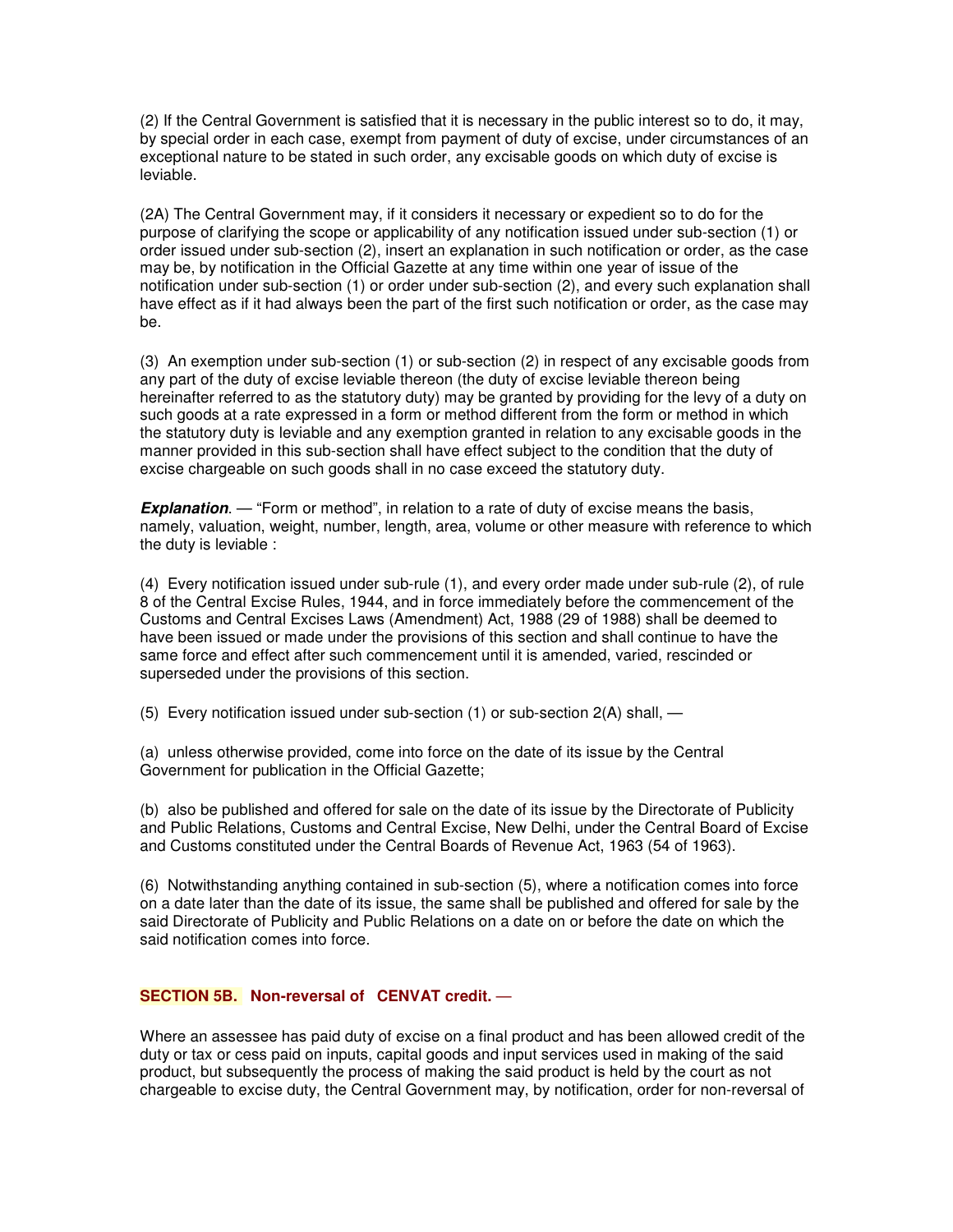(2) If the Central Government is satisfied that it is necessary in the public interest so to do, it may, by special order in each case, exempt from payment of duty of excise, under circumstances of an exceptional nature to be stated in such order, any excisable goods on which duty of excise is leviable.

(2A) The Central Government may, if it considers it necessary or expedient so to do for the purpose of clarifying the scope or applicability of any notification issued under sub-section (1) or order issued under sub-section (2), insert an explanation in such notification or order, as the case may be, by notification in the Official Gazette at any time within one year of issue of the notification under sub-section (1) or order under sub-section (2), and every such explanation shall have effect as if it had always been the part of the first such notification or order, as the case may be.

(3) An exemption under sub-section (1) or sub-section (2) in respect of any excisable goods from any part of the duty of excise leviable thereon (the duty of excise leviable thereon being hereinafter referred to as the statutory duty) may be granted by providing for the levy of a duty on such goods at a rate expressed in a form or method different from the form or method in which the statutory duty is leviable and any exemption granted in relation to any excisable goods in the manner provided in this sub-section shall have effect subject to the condition that the duty of excise chargeable on such goods shall in no case exceed the statutory duty.

***Explanation***. — "Form or method", in relation to a rate of duty of excise means the basis, namely, valuation, weight, number, length, area, volume or other measure with reference to which the duty is leviable :

(4) Every notification issued under sub-rule (1), and every order made under sub-rule (2), of rule 8 of the Central Excise Rules, 1944, and in force immediately before the commencement of the Customs and Central Excises Laws (Amendment) Act, 1988 (29 of 1988) shall be deemed to have been issued or made under the provisions of this section and shall continue to have the same force and effect after such commencement until it is amended, varied, rescinded or superseded under the provisions of this section.

(5) Every notification issued under sub-section (1) or sub-section 2(A) shall, —

(a) unless otherwise provided, come into force on the date of its issue by the Central Government for publication in the Official Gazette;

(b) also be published and offered for sale on the date of its issue by the Directorate of Publicity and Public Relations, Customs and Central Excise, New Delhi, under the Central Board of Excise and Customs constituted under the Central Boards of Revenue Act, 1963 (54 of 1963).

(6) Notwithstanding anything contained in sub-section (5), where a notification comes into force on a date later than the date of its issue, the same shall be published and offered for sale by the said Directorate of Publicity and Public Relations on a date on or before the date on which the said notification comes into force.

**SECTION 5B. Non-reversal of CENVAT credit. —**

Where an assessee has paid duty of excise on a final product and has been allowed credit of the duty or tax or cess paid on inputs, capital goods and input services used in making of the said product, but subsequently the process of making the said product is held by the court as not chargeable to excise duty, the Central Government may, by notification, order for non-reversal of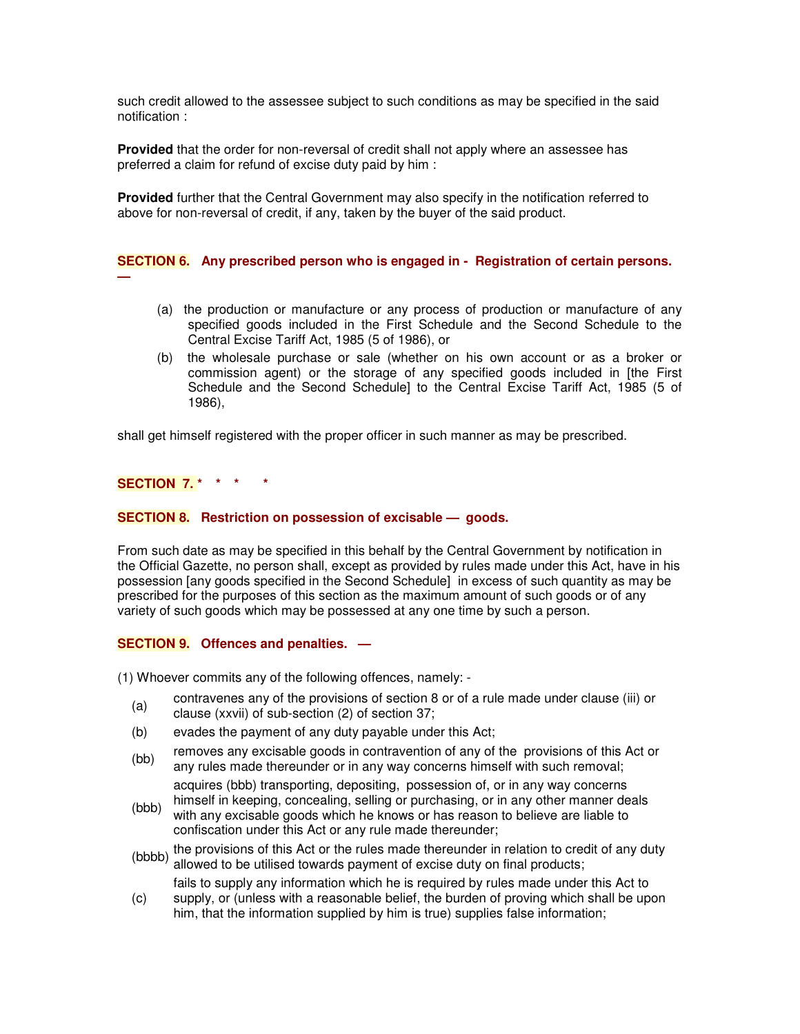such credit allowed to the assessee subject to such conditions as may be specified in the said notification :

**Provided** that the order for non-reversal of credit shall not apply where an assessee has preferred a claim for refund of excise duty paid by him :

**Provided** further that the Central Government may also specify in the notification referred to above for non-reversal of credit, if any, taken by the buyer of the said product.

### SECTION 6. Any prescribed person who is engaged in - Registration of certain persons. —

(a) the production or manufacture or any process of production or manufacture of any specified goods included in the First Schedule and the Second Schedule to the Central Excise Tariff Act, 1985 (5 of 1986), or

(b) the wholesale purchase or sale (whether on his own account or as a broker or commission agent) or the storage of any specified goods included in [the First Schedule and the Second Schedule] to the Central Excise Tariff Act, 1985 (5 of 1986),

shall get himself registered with the proper officer in such manner as may be prescribed.

### SECTION 7. * * * *

### SECTION 8. Restriction on possession of excisable — goods.

From such date as may be specified in this behalf by the Central Government by notification in the Official Gazette, no person shall, except as provided by rules made under this Act, have in his possession [any goods specified in the Second Schedule] in excess of such quantity as may be prescribed for the purposes of this section as the maximum amount of such goods or of any variety of such goods which may be possessed at any one time by such a person.

### SECTION 9. Offences and penalties. —

(1) Whoever commits any of the following offences, namely: -

(a) contravenes any of the provisions of section 8 or of a rule made under clause (iii) or clause (xxvii) of sub-section (2) of section 37;

(b) evades the payment of any duty payable under this Act;

(bb) removes any excisable goods in contravention of any of the provisions of this Act or any rules made thereunder or in any way concerns himself with such removal;

(bbb) acquires (bbb) transporting, depositing, possession of, or in any way concerns himself in keeping, concealing, selling or purchasing, or in any other manner deals with any excisable goods which he knows or has reason to believe are liable to confiscation under this Act or any rule made thereunder;

(bbbb) the provisions of this Act or the rules made thereunder in relation to credit of any duty allowed to be utilised towards payment of excise duty on final products;

(c) fails to supply any information which he is required by rules made under this Act to supply, or (unless with a reasonable belief, the burden of proving which shall be upon him, that the information supplied by him is true) supplies false information;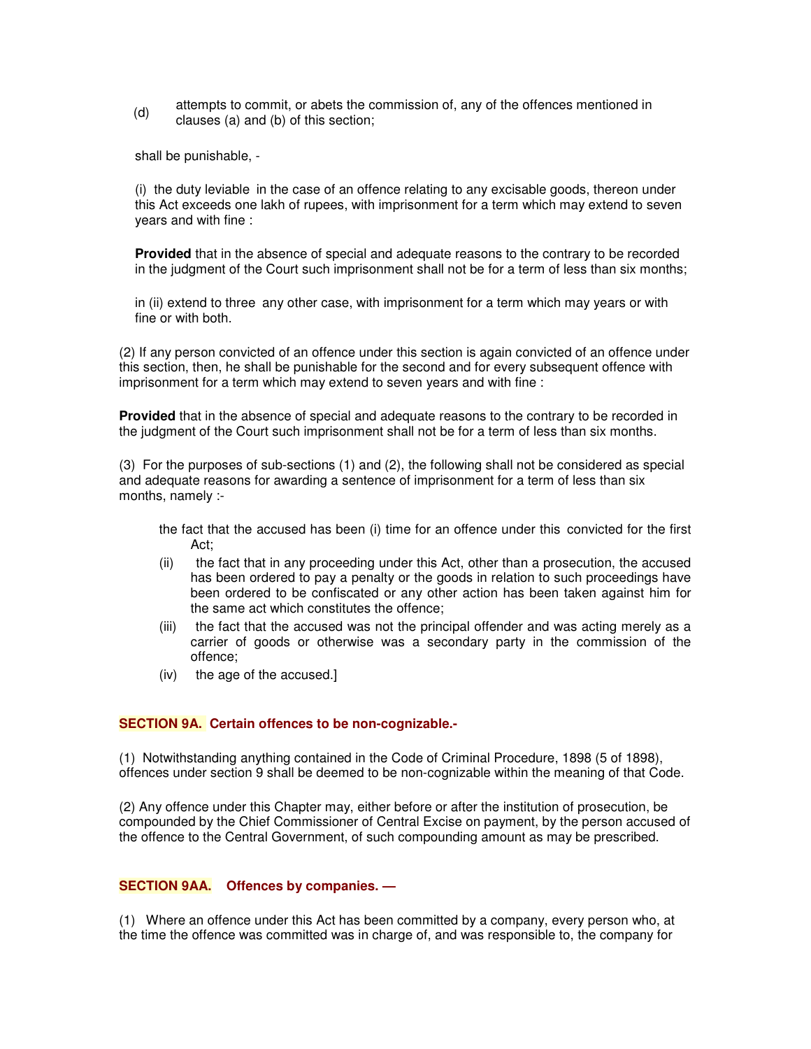(d) attempts to commit, or abets the commission of, any of the offences mentioned in clauses (a) and (b) of this section;

shall be punishable, -

(i) the duty leviable in the case of an offence relating to any excisable goods, thereon under this Act exceeds one lakh of rupees, with imprisonment for a term which may extend to seven years and with fine :

**Provided** that in the absence of special and adequate reasons to the contrary to be recorded in the judgment of the Court such imprisonment shall not be for a term of less than six months;

in (ii) extend to three any other case, with imprisonment for a term which may years or with fine or with both.

(2) If any person convicted of an offence under this section is again convicted of an offence under this section, then, he shall be punishable for the second and for every subsequent offence with imprisonment for a term which may extend to seven years and with fine :

**Provided** that in the absence of special and adequate reasons to the contrary to be recorded in the judgment of the Court such imprisonment shall not be for a term of less than six months.

(3) For the purposes of sub-sections (1) and (2), the following shall not be considered as special and adequate reasons for awarding a sentence of imprisonment for a term of less than six months, namely :-

the fact that the accused has been (i) time for an offence under this convicted for the first Act;

(ii) the fact that in any proceeding under this Act, other than a prosecution, the accused has been ordered to pay a penalty or the goods in relation to such proceedings have been ordered to be confiscated or any other action has been taken against him for the same act which constitutes the offence;

(iii) the fact that the accused was not the principal offender and was acting merely as a carrier of goods or otherwise was a secondary party in the commission of the offence;

(iv) the age of the accused.]

### SECTION 9A. Certain offences to be non-cognizable.-

(1) Notwithstanding anything contained in the Code of Criminal Procedure, 1898 (5 of 1898), offences under section 9 shall be deemed to be non-cognizable within the meaning of that Code.

(2) Any offence under this Chapter may, either before or after the institution of prosecution, be compounded by the Chief Commissioner of Central Excise on payment, by the person accused of the offence to the Central Government, of such compounding amount as may be prescribed.

### SECTION 9AA. Offences by companies. —

(1) Where an offence under this Act has been committed by a company, every person who, at the time the offence was committed was in charge of, and was responsible to, the company for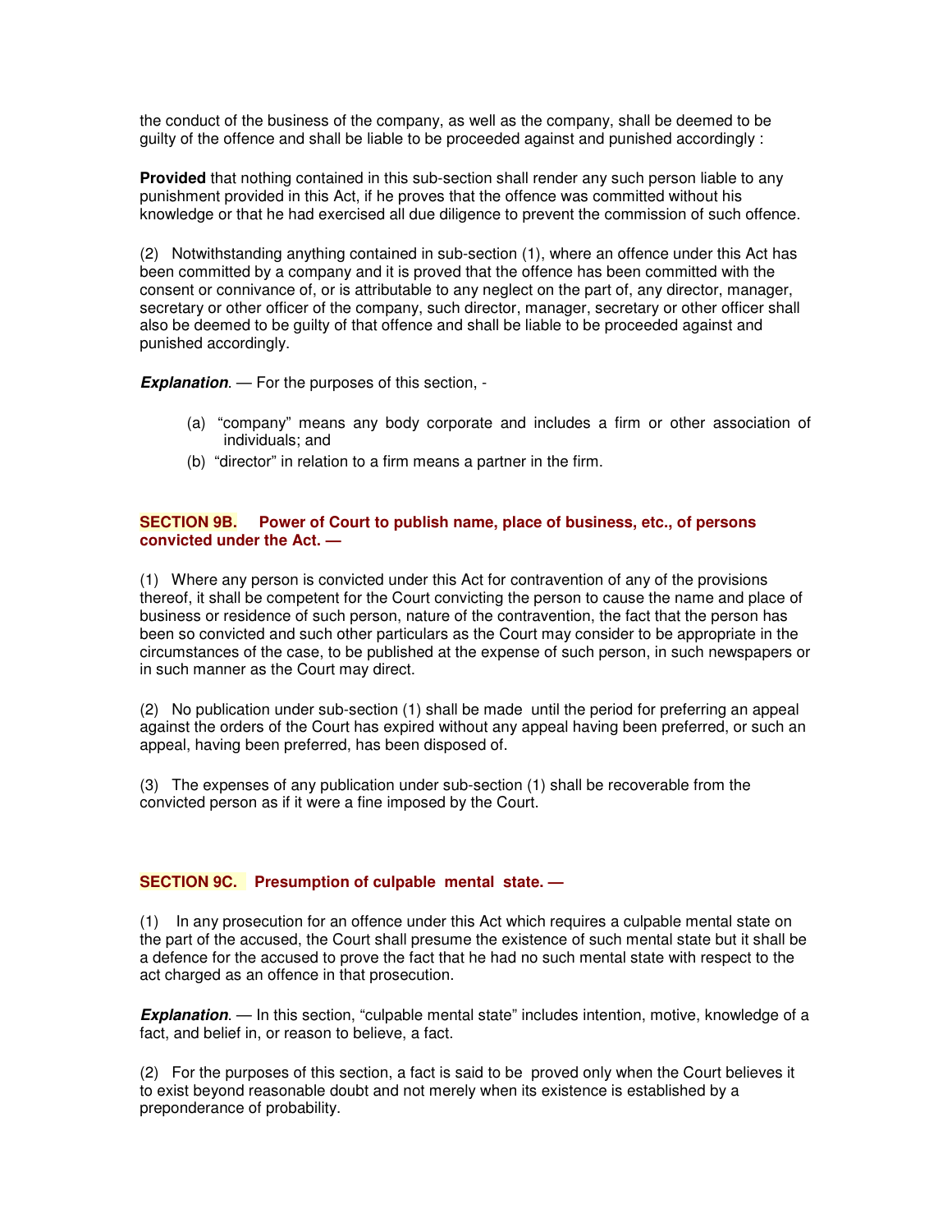the conduct of the business of the company, as well as the company, shall be deemed to be guilty of the offence and shall be liable to be proceeded against and punished accordingly :

**Provided** that nothing contained in this sub-section shall render any such person liable to any punishment provided in this Act, if he proves that the offence was committed without his knowledge or that he had exercised all due diligence to prevent the commission of such offence.

(2) Notwithstanding anything contained in sub-section (1), where an offence under this Act has been committed by a company and it is proved that the offence has been committed with the consent or connivance of, or is attributable to any neglect on the part of, any director, manager, secretary or other officer of the company, such director, manager, secretary or other officer shall also be deemed to be guilty of that offence and shall be liable to be proceeded against and punished accordingly.

***Explanation***. — For the purposes of this section, -

(a) "company" means any body corporate and includes a firm or other association of individuals; and
(b) "director" in relation to a firm means a partner in the firm.

### SECTION 9B. Power of Court to publish name, place of business, etc., of persons convicted under the Act. —

(1) Where any person is convicted under this Act for contravention of any of the provisions thereof, it shall be competent for the Court convicting the person to cause the name and place of business or residence of such person, nature of the contravention, the fact that the person has been so convicted and such other particulars as the Court may consider to be appropriate in the circumstances of the case, to be published at the expense of such person, in such newspapers or in such manner as the Court may direct.

(2) No publication under sub-section (1) shall be made until the period for preferring an appeal against the orders of the Court has expired without any appeal having been preferred, or such an appeal, having been preferred, has been disposed of.

(3) The expenses of any publication under sub-section (1) shall be recoverable from the convicted person as if it were a fine imposed by the Court.

### SECTION 9C. Presumption of culpable mental state. —

(1) In any prosecution for an offence under this Act which requires a culpable mental state on the part of the accused, the Court shall presume the existence of such mental state but it shall be a defence for the accused to prove the fact that he had no such mental state with respect to the act charged as an offence in that prosecution.

***Explanation***. — In this section, "culpable mental state" includes intention, motive, knowledge of a fact, and belief in, or reason to believe, a fact.

(2) For the purposes of this section, a fact is said to be proved only when the Court believes it to exist beyond reasonable doubt and not merely when its existence is established by a preponderance of probability.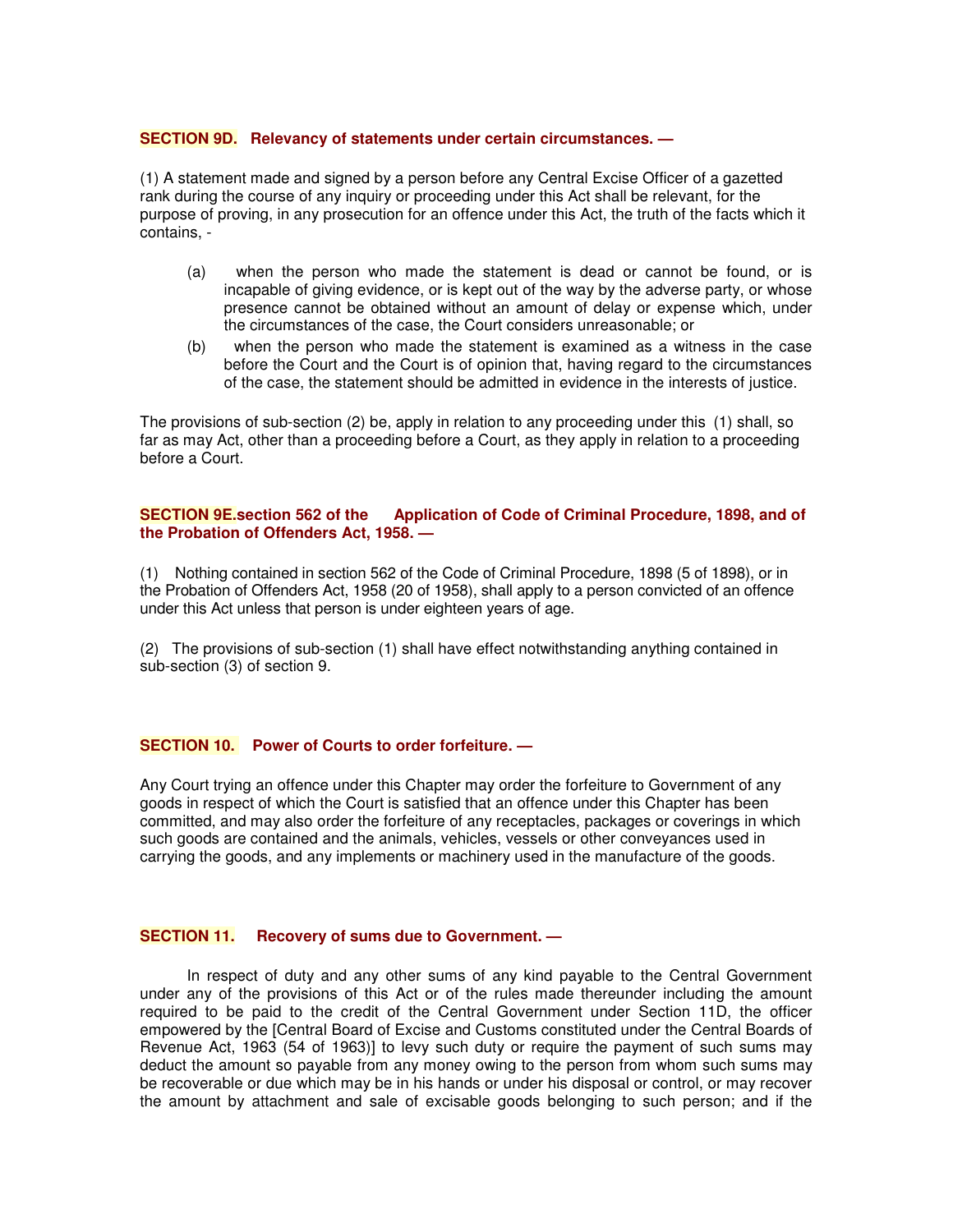**SECTION 9D. Relevancy of statements under certain circumstances. —**

(1) A statement made and signed by a person before any Central Excise Officer of a gazetted rank during the course of any inquiry or proceeding under this Act shall be relevant, for the purpose of proving, in any prosecution for an offence under this Act, the truth of the facts which it contains, -

(a) when the person who made the statement is dead or cannot be found, or is incapable of giving evidence, or is kept out of the way by the adverse party, or whose presence cannot be obtained without an amount of delay or expense which, under the circumstances of the case, the Court considers unreasonable; or

(b) when the person who made the statement is examined as a witness in the case before the Court and the Court is of opinion that, having regard to the circumstances of the case, the statement should be admitted in evidence in the interests of justice.

The provisions of sub-section (2) be, apply in relation to any proceeding under this (1) shall, so far as may Act, other than a proceeding before a Court, as they apply in relation to a proceeding before a Court.

**SECTION 9E.section 562 of the Application of Code of Criminal Procedure, 1898, and of the Probation of Offenders Act, 1958. —**

(1) Nothing contained in section 562 of the Code of Criminal Procedure, 1898 (5 of 1898), or in the Probation of Offenders Act, 1958 (20 of 1958), shall apply to a person convicted of an offence under this Act unless that person is under eighteen years of age.

(2) The provisions of sub-section (1) shall have effect notwithstanding anything contained in sub-section (3) of section 9.

**SECTION 10. Power of Courts to order forfeiture. —**

Any Court trying an offence under this Chapter may order the forfeiture to Government of any goods in respect of which the Court is satisfied that an offence under this Chapter has been committed, and may also order the forfeiture of any receptacles, packages or coverings in which such goods are contained and the animals, vehicles, vessels or other conveyances used in carrying the goods, and any implements or machinery used in the manufacture of the goods.

**SECTION 11. Recovery of sums due to Government. —**

In respect of duty and any other sums of any kind payable to the Central Government under any of the provisions of this Act or of the rules made thereunder including the amount required to be paid to the credit of the Central Government under Section 11D, the officer empowered by the [Central Board of Excise and Customs constituted under the Central Boards of Revenue Act, 1963 (54 of 1963)] to levy such duty or require the payment of such sums may deduct the amount so payable from any money owing to the person from whom such sums may be recoverable or due which may be in his hands or under his disposal or control, or may recover the amount by attachment and sale of excisable goods belonging to such person; and if the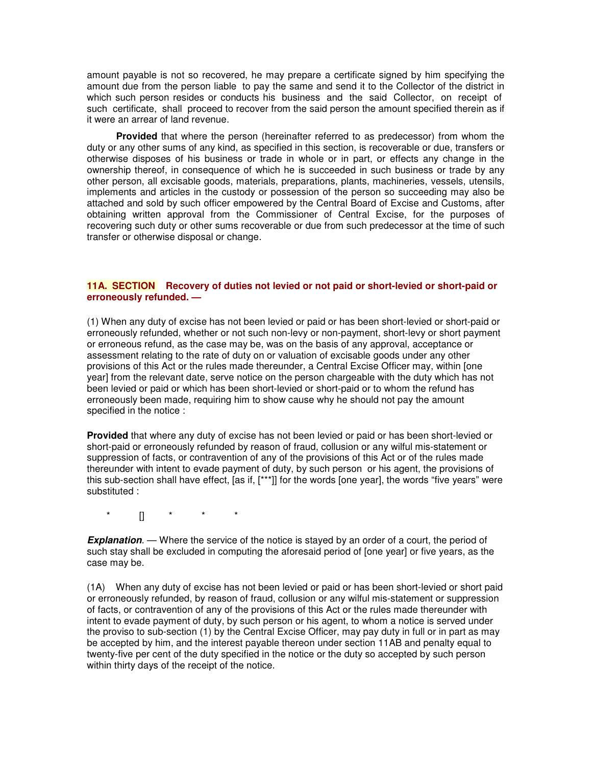amount payable is not so recovered, he may prepare a certificate signed by him specifying the amount due from the person liable to pay the same and send it to the Collector of the district in which such person resides or conducts his business and the said Collector, on receipt of such certificate, shall proceed to recover from the said person the amount specified therein as if it were an arrear of land revenue.

**Provided** that where the person (hereinafter referred to as predecessor) from whom the duty or any other sums of any kind, as specified in this section, is recoverable or due, transfers or otherwise disposes of his business or trade in whole or in part, or effects any change in the ownership thereof, in consequence of which he is succeeded in such business or trade by any other person, all excisable goods, materials, preparations, plants, machineries, vessels, utensils, implements and articles in the custody or possession of the person so succeeding may also be attached and sold by such officer empowered by the Central Board of Excise and Customs, after obtaining written approval from the Commissioner of Central Excise, for the purposes of recovering such duty or other sums recoverable or due from such predecessor at the time of such transfer or otherwise disposal or change.

### 11A. SECTION Recovery of duties not levied or not paid or short-levied or short-paid or erroneously refunded. —

(1) When any duty of excise has not been levied or paid or has been short-levied or short-paid or erroneously refunded, whether or not such non-levy or non-payment, short-levy or short payment or erroneous refund, as the case may be, was on the basis of any approval, acceptance or assessment relating to the rate of duty on or valuation of excisable goods under any other provisions of this Act or the rules made thereunder, a Central Excise Officer may, within [one year] from the relevant date, serve notice on the person chargeable with the duty which has not been levied or paid or which has been short-levied or short-paid or to whom the refund has erroneously been made, requiring him to show cause why he should not pay the amount specified in the notice :

**Provided** that where any duty of excise has not been levied or paid or has been short-levied or short-paid or erroneously refunded by reason of fraud, collusion or any wilful mis-statement or suppression of facts, or contravention of any of the provisions of this Act or of the rules made thereunder with intent to evade payment of duty, by such person or his agent, the provisions of this sub-section shall have effect, [as if, [***]] for the words [one year], the words "five years" were substituted :

\* [] \* \* \*

***Explanation***. — Where the service of the notice is stayed by an order of a court, the period of such stay shall be excluded in computing the aforesaid period of [one year] or five years, as the case may be.

(1A) When any duty of excise has not been levied or paid or has been short-levied or short paid or erroneously refunded, by reason of fraud, collusion or any wilful mis-statement or suppression of facts, or contravention of any of the provisions of this Act or the rules made thereunder with intent to evade payment of duty, by such person or his agent, to whom a notice is served under the proviso to sub-section (1) by the Central Excise Officer, may pay duty in full or in part as may be accepted by him, and the interest payable thereon under section 11AB and penalty equal to twenty-five per cent of the duty specified in the notice or the duty so accepted by such person within thirty days of the receipt of the notice.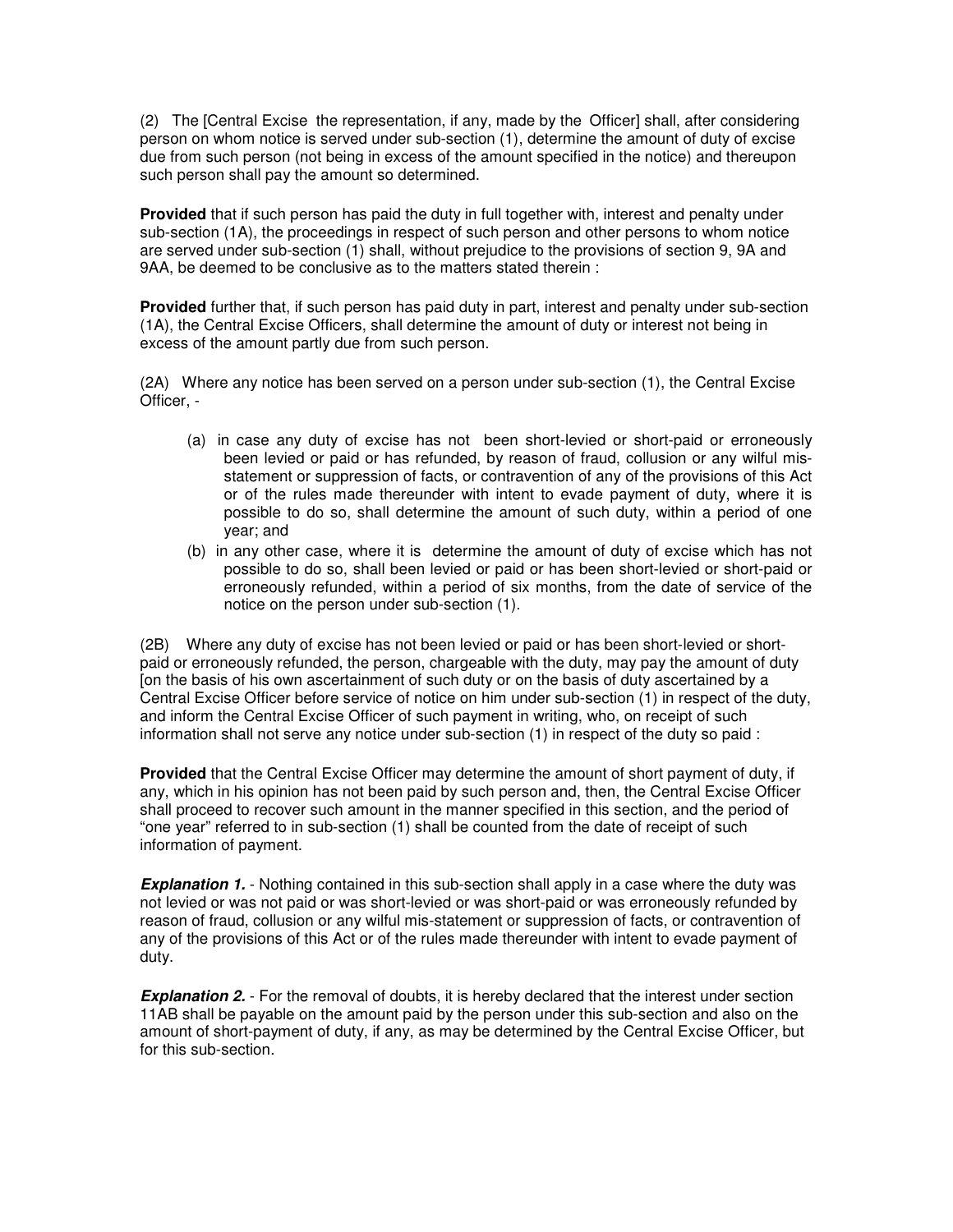(2) The [Central Excise the representation, if any, made by the Officer] shall, after considering person on whom notice is served under sub-section (1), determine the amount of duty of excise due from such person (not being in excess of the amount specified in the notice) and thereupon such person shall pay the amount so determined.

**Provided** that if such person has paid the duty in full together with, interest and penalty under sub-section (1A), the proceedings in respect of such person and other persons to whom notice are served under sub-section (1) shall, without prejudice to the provisions of section 9, 9A and 9AA, be deemed to be conclusive as to the matters stated therein :

**Provided** further that, if such person has paid duty in part, interest and penalty under sub-section (1A), the Central Excise Officers, shall determine the amount of duty or interest not being in excess of the amount partly due from such person.

(2A) Where any notice has been served on a person under sub-section (1), the Central Excise Officer, -

- (a) in case any duty of excise has not been short-levied or short-paid or erroneously been levied or paid or has refunded, by reason of fraud, collusion or any wilful mis-statement or suppression of facts, or contravention of any of the provisions of this Act or of the rules made thereunder with intent to evade payment of duty, where it is possible to do so, shall determine the amount of such duty, within a period of one year; and
- (b) in any other case, where it is determine the amount of duty of excise which has not possible to do so, shall been levied or paid or has been short-levied or short-paid or erroneously refunded, within a period of six months, from the date of service of the notice on the person under sub-section (1).

(2B) Where any duty of excise has not been levied or paid or has been short-levied or short-paid or erroneously refunded, the person, chargeable with the duty, may pay the amount of duty [on the basis of his own ascertainment of such duty or on the basis of duty ascertained by a Central Excise Officer before service of notice on him under sub-section (1) in respect of the duty, and inform the Central Excise Officer of such payment in writing, who, on receipt of such information shall not serve any notice under sub-section (1) in respect of the duty so paid :

**Provided** that the Central Excise Officer may determine the amount of short payment of duty, if any, which in his opinion has not been paid by such person and, then, the Central Excise Officer shall proceed to recover such amount in the manner specified in this section, and the period of "one year" referred to in sub-section (1) shall be counted from the date of receipt of such information of payment.

***Explanation 1.*** - Nothing contained in this sub-section shall apply in a case where the duty was not levied or was not paid or was short-levied or was short-paid or was erroneously refunded by reason of fraud, collusion or any wilful mis-statement or suppression of facts, or contravention of any of the provisions of this Act or of the rules made thereunder with intent to evade payment of duty.

***Explanation 2.*** - For the removal of doubts, it is hereby declared that the interest under section 11AB shall be payable on the amount paid by the person under this sub-section and also on the amount of short-payment of duty, if any, as may be determined by the Central Excise Officer, but for this sub-section.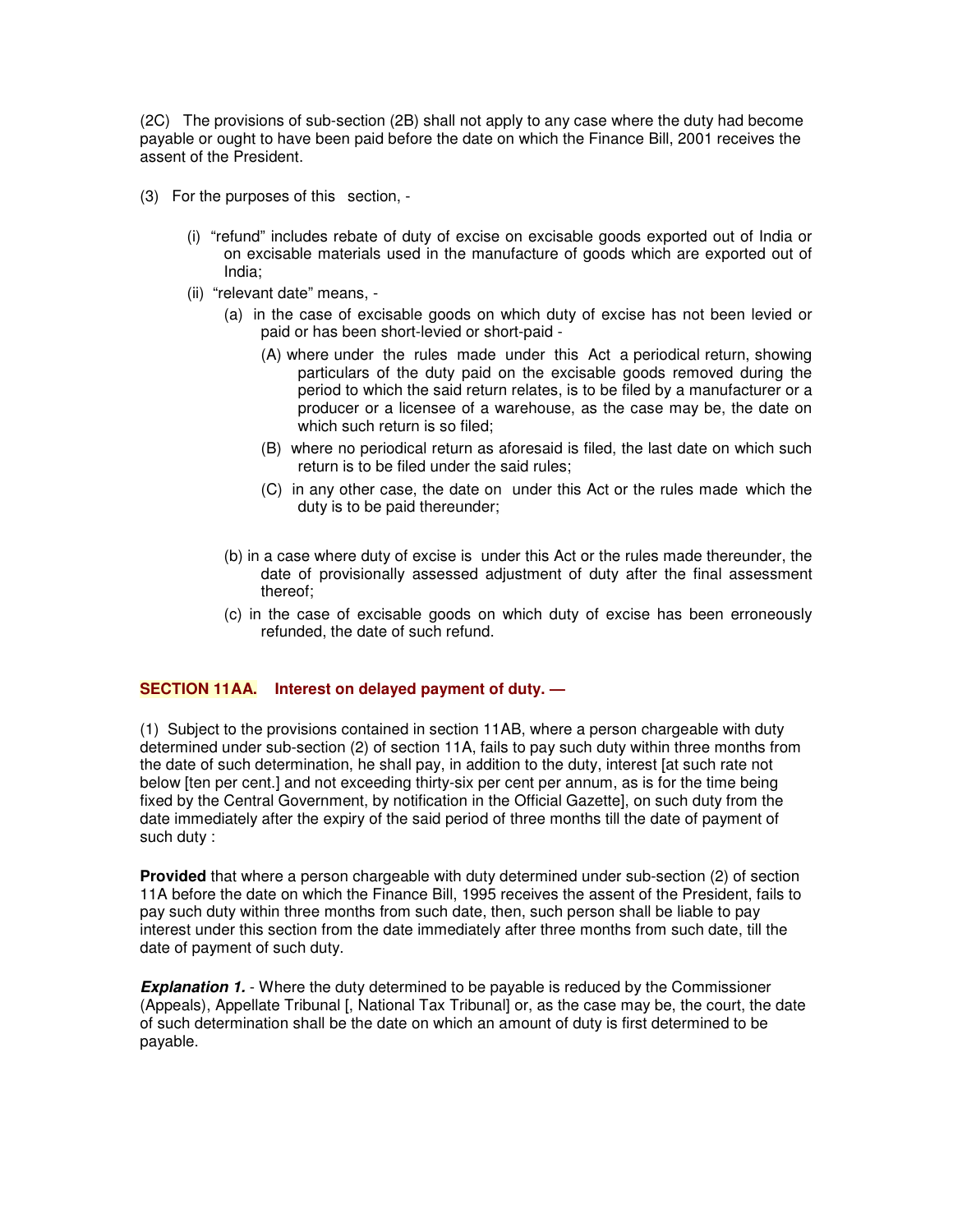(2C) The provisions of sub-section (2B) shall not apply to any case where the duty had become payable or ought to have been paid before the date on which the Finance Bill, 2001 receives the assent of the President.

(3) For the purposes of this section, -

- (i) "refund" includes rebate of duty of excise on excisable goods exported out of India or on excisable materials used in the manufacture of goods which are exported out of India;
- (ii) "relevant date" means, -
  - (a) in the case of excisable goods on which duty of excise has not been levied or paid or has been short-levied or short-paid -
    - (A) where under the rules made under this Act a periodical return, showing particulars of the duty paid on the excisable goods removed during the period to which the said return relates, is to be filed by a manufacturer or a producer or a licensee of a warehouse, as the case may be, the date on which such return is so filed;
    - (B) where no periodical return as aforesaid is filed, the last date on which such return is to be filed under the said rules;
    - (C) in any other case, the date on under this Act or the rules made which the duty is to be paid thereunder;
  - (b) in a case where duty of excise is under this Act or the rules made thereunder, the date of provisionally assessed adjustment of duty after the final assessment thereof;
  - (c) in the case of excisable goods on which duty of excise has been erroneously refunded, the date of such refund.

### SECTION 11AA. Interest on delayed payment of duty. —

(1) Subject to the provisions contained in section 11AB, where a person chargeable with duty determined under sub-section (2) of section 11A, fails to pay such duty within three months from the date of such determination, he shall pay, in addition to the duty, interest [at such rate not below [ten per cent.] and not exceeding thirty-six per cent per annum, as is for the time being fixed by the Central Government, by notification in the Official Gazette], on such duty from the date immediately after the expiry of the said period of three months till the date of payment of such duty :

**Provided** that where a person chargeable with duty determined under sub-section (2) of section 11A before the date on which the Finance Bill, 1995 receives the assent of the President, fails to pay such duty within three months from such date, then, such person shall be liable to pay interest under this section from the date immediately after three months from such date, till the date of payment of such duty.

***Explanation 1.*** - Where the duty determined to be payable is reduced by the Commissioner (Appeals), Appellate Tribunal [, National Tax Tribunal] or, as the case may be, the court, the date of such determination shall be the date on which an amount of duty is first determined to be payable.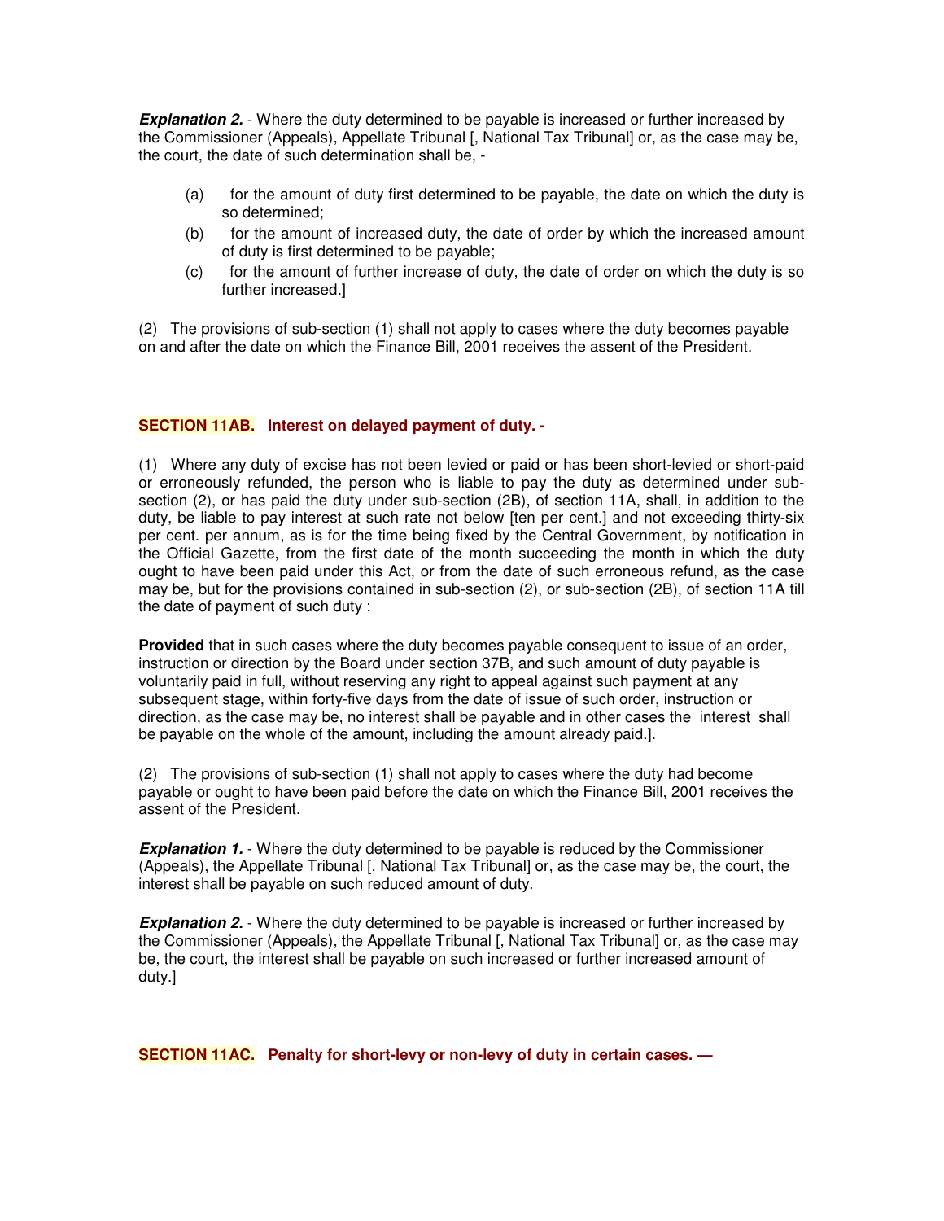***Explanation 2.*** - Where the duty determined to be payable is increased or further increased by the Commissioner (Appeals), Appellate Tribunal [, National Tax Tribunal] or, as the case may be, the court, the date of such determination shall be, -

(a) for the amount of duty first determined to be payable, the date on which the duty is so determined;

(b) for the amount of increased duty, the date of order by which the increased amount of duty is first determined to be payable;

(c) for the amount of further increase of duty, the date of order on which the duty is so further increased.]

(2) The provisions of sub-section (1) shall not apply to cases where the duty becomes payable on and after the date on which the Finance Bill, 2001 receives the assent of the President.

### SECTION 11AB. Interest on delayed payment of duty. -

(1) Where any duty of excise has not been levied or paid or has been short-levied or short-paid or erroneously refunded, the person who is liable to pay the duty as determined under sub-section (2), or has paid the duty under sub-section (2B), of section 11A, shall, in addition to the duty, be liable to pay interest at such rate not below [ten per cent.] and not exceeding thirty-six per cent. per annum, as is for the time being fixed by the Central Government, by notification in the Official Gazette, from the first date of the month succeeding the month in which the duty ought to have been paid under this Act, or from the date of such erroneous refund, as the case may be, but for the provisions contained in sub-section (2), or sub-section (2B), of section 11A till the date of payment of such duty :

**Provided** that in such cases where the duty becomes payable consequent to issue of an order, instruction or direction by the Board under section 37B, and such amount of duty payable is voluntarily paid in full, without reserving any right to appeal against such payment at any subsequent stage, within forty-five days from the date of issue of such order, instruction or direction, as the case may be, no interest shall be payable and in other cases the interest shall be payable on the whole of the amount, including the amount already paid.].

(2) The provisions of sub-section (1) shall not apply to cases where the duty had become payable or ought to have been paid before the date on which the Finance Bill, 2001 receives the assent of the President.

***Explanation 1.*** - Where the duty determined to be payable is reduced by the Commissioner (Appeals), the Appellate Tribunal [, National Tax Tribunal] or, as the case may be, the court, the interest shall be payable on such reduced amount of duty.

***Explanation 2.*** - Where the duty determined to be payable is increased or further increased by the Commissioner (Appeals), the Appellate Tribunal [, National Tax Tribunal] or, as the case may be, the court, the interest shall be payable on such increased or further increased amount of duty.]

### SECTION 11AC. Penalty for short-levy or non-levy of duty in certain cases. —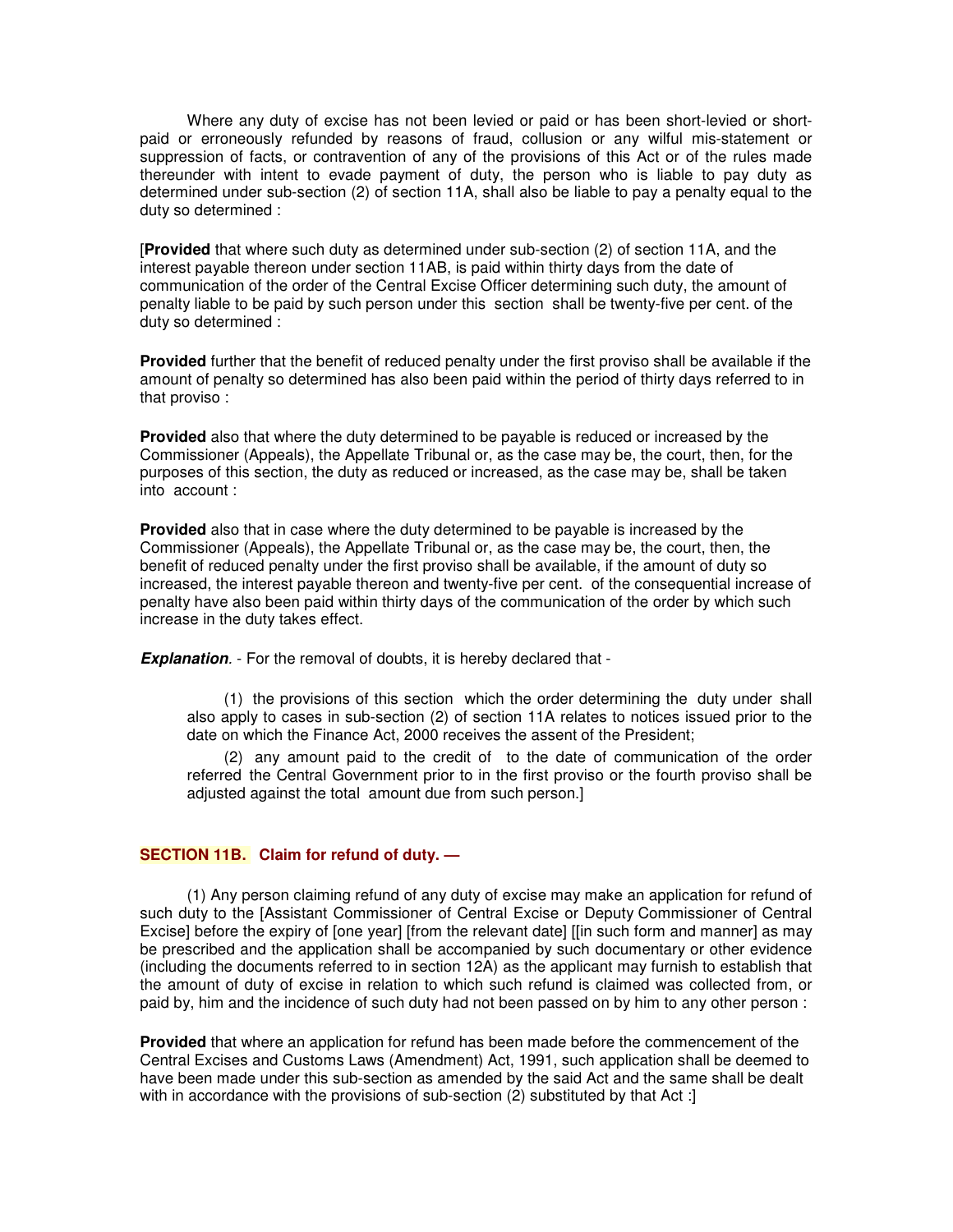Where any duty of excise has not been levied or paid or has been short-levied or short-paid or erroneously refunded by reasons of fraud, collusion or any wilful mis-statement or suppression of facts, or contravention of any of the provisions of this Act or of the rules made thereunder with intent to evade payment of duty, the person who is liable to pay duty as determined under sub-section (2) of section 11A, shall also be liable to pay a penalty equal to the duty so determined :

[**Provided** that where such duty as determined under sub-section (2) of section 11A, and the interest payable thereon under section 11AB, is paid within thirty days from the date of communication of the order of the Central Excise Officer determining such duty, the amount of penalty liable to be paid by such person under this section shall be twenty-five per cent. of the duty so determined :

**Provided** further that the benefit of reduced penalty under the first proviso shall be available if the amount of penalty so determined has also been paid within the period of thirty days referred to in that proviso :

**Provided** also that where the duty determined to be payable is reduced or increased by the Commissioner (Appeals), the Appellate Tribunal or, as the case may be, the court, then, for the purposes of this section, the duty as reduced or increased, as the case may be, shall be taken into account :

**Provided** also that in case where the duty determined to be payable is increased by the Commissioner (Appeals), the Appellate Tribunal or, as the case may be, the court, then, the benefit of reduced penalty under the first proviso shall be available, if the amount of duty so increased, the interest payable thereon and twenty-five per cent. of the consequential increase of penalty have also been paid within thirty days of the communication of the order by which such increase in the duty takes effect.

***Explanation***. - For the removal of doubts, it is hereby declared that -

(1) the provisions of this section which the order determining the duty under shall also apply to cases in sub-section (2) of section 11A relates to notices issued prior to the date on which the Finance Act, 2000 receives the assent of the President;

(2) any amount paid to the credit of to the date of communication of the order referred the Central Government prior to in the first proviso or the fourth proviso shall be adjusted against the total amount due from such person.]

## SECTION 11B. Claim for refund of duty. —

(1) Any person claiming refund of any duty of excise may make an application for refund of such duty to the [Assistant Commissioner of Central Excise or Deputy Commissioner of Central Excise] before the expiry of [one year] [from the relevant date] [[in such form and manner] as may be prescribed and the application shall be accompanied by such documentary or other evidence (including the documents referred to in section 12A) as the applicant may furnish to establish that the amount of duty of excise in relation to which such refund is claimed was collected from, or paid by, him and the incidence of such duty had not been passed on by him to any other person :

**Provided** that where an application for refund has been made before the commencement of the Central Excises and Customs Laws (Amendment) Act, 1991, such application shall be deemed to have been made under this sub-section as amended by the said Act and the same shall be dealt with in accordance with the provisions of sub-section (2) substituted by that Act :]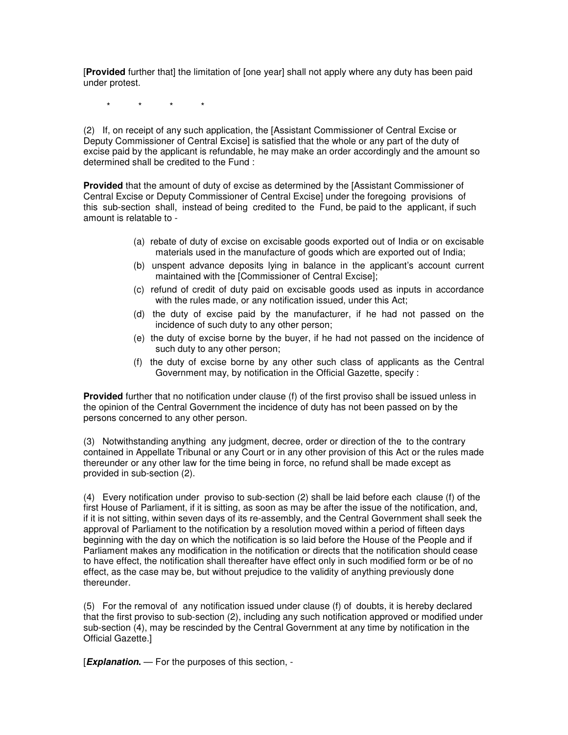[**Provided** further that] the limitation of [one year] shall not apply where any duty has been paid under protest.

\*          \*          \*          \*

(2) If, on receipt of any such application, the [Assistant Commissioner of Central Excise or Deputy Commissioner of Central Excise] is satisfied that the whole or any part of the duty of excise paid by the applicant is refundable, he may make an order accordingly and the amount so determined shall be credited to the Fund :

**Provided** that the amount of duty of excise as determined by the [Assistant Commissioner of Central Excise or Deputy Commissioner of Central Excise] under the foregoing provisions of this sub-section shall, instead of being credited to the Fund, be paid to the applicant, if such amount is relatable to -

(a) rebate of duty of excise on excisable goods exported out of India or on excisable materials used in the manufacture of goods which are exported out of India;

(b) unspent advance deposits lying in balance in the applicant's account current maintained with the [Commissioner of Central Excise];

(c) refund of credit of duty paid on excisable goods used as inputs in accordance with the rules made, or any notification issued, under this Act;

(d) the duty of excise paid by the manufacturer, if he had not passed on the incidence of such duty to any other person;

(e) the duty of excise borne by the buyer, if he had not passed on the incidence of such duty to any other person;

(f) the duty of excise borne by any other such class of applicants as the Central Government may, by notification in the Official Gazette, specify :

**Provided** further that no notification under clause (f) of the first proviso shall be issued unless in the opinion of the Central Government the incidence of duty has not been passed on by the persons concerned to any other person.

(3) Notwithstanding anything any judgment, decree, order or direction of the to the contrary contained in Appellate Tribunal or any Court or in any other provision of this Act or the rules made thereunder or any other law for the time being in force, no refund shall be made except as provided in sub-section (2).

(4) Every notification under proviso to sub-section (2) shall be laid before each clause (f) of the first House of Parliament, if it is sitting, as soon as may be after the issue of the notification, and, if it is not sitting, within seven days of its re-assembly, and the Central Government shall seek the approval of Parliament to the notification by a resolution moved within a period of fifteen days beginning with the day on which the notification is so laid before the House of the People and if Parliament makes any modification in the notification or directs that the notification should cease to have effect, the notification shall thereafter have effect only in such modified form or be of no effect, as the case may be, but without prejudice to the validity of anything previously done thereunder.

(5) For the removal of any notification issued under clause (f) of doubts, it is hereby declared that the first proviso to sub-section (2), including any such notification approved or modified under sub-section (4), may be rescinded by the Central Government at any time by notification in the Official Gazette.]

[***Explanation.*** — For the purposes of this section, -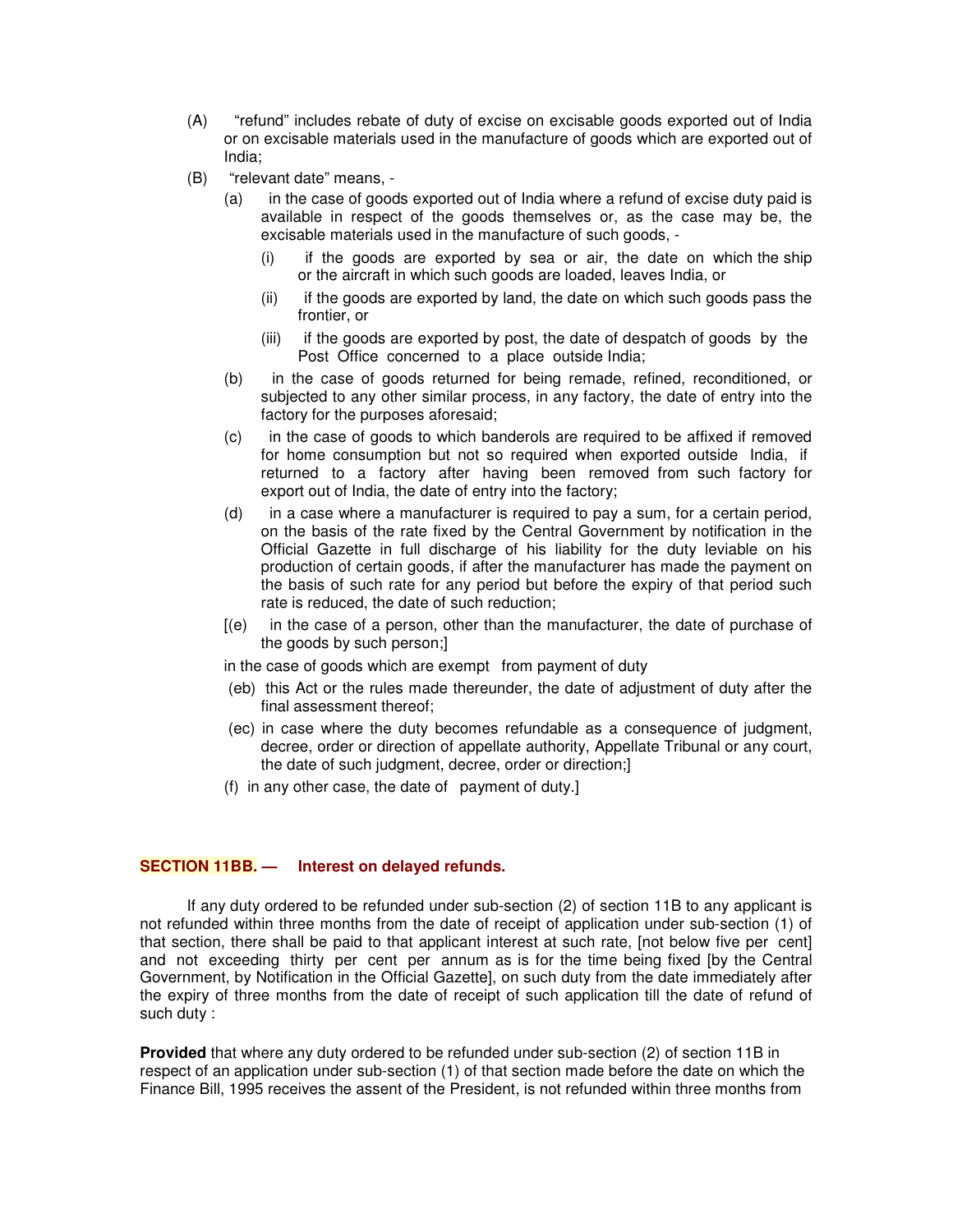(A) "refund" includes rebate of duty of excise on excisable goods exported out of India or on excisable materials used in the manufacture of goods which are exported out of India;

(B) "relevant date" means, -

- (a) in the case of goods exported out of India where a refund of excise duty paid is available in respect of the goods themselves or, as the case may be, the excisable materials used in the manufacture of such goods, -
  - (i) if the goods are exported by sea or air, the date on which the ship or the aircraft in which such goods are loaded, leaves India, or
  - (ii) if the goods are exported by land, the date on which such goods pass the frontier, or
  - (iii) if the goods are exported by post, the date of despatch of goods by the Post Office concerned to a place outside India;
- (b) in the case of goods returned for being remade, refined, reconditioned, or subjected to any other similar process, in any factory, the date of entry into the factory for the purposes aforesaid;
- (c) in the case of goods to which banderols are required to be affixed if removed for home consumption but not so required when exported outside India, if returned to a factory after having been removed from such factory for export out of India, the date of entry into the factory;
- (d) in a case where a manufacturer is required to pay a sum, for a certain period, on the basis of the rate fixed by the Central Government by notification in the Official Gazette in full discharge of his liability for the duty leviable on his production of certain goods, if after the manufacturer has made the payment on the basis of such rate for any period but before the expiry of that period such rate is reduced, the date of such reduction;
- [(e) in the case of a person, other than the manufacturer, the date of purchase of the goods by such person;]

in the case of goods which are exempt from payment of duty

- (eb) this Act or the rules made thereunder, the date of adjustment of duty after the final assessment thereof;
- (ec) in case where the duty becomes refundable as a consequence of judgment, decree, order or direction of appellate authority, Appellate Tribunal or any court, the date of such judgment, decree, order or direction;]
- (f) in any other case, the date of payment of duty.]

**SECTION 11BB. — Interest on delayed refunds.**

If any duty ordered to be refunded under sub-section (2) of section 11B to any applicant is not refunded within three months from the date of receipt of application under sub-section (1) of that section, there shall be paid to that applicant interest at such rate, [not below five per cent] and not exceeding thirty per cent per annum as is for the time being fixed [by the Central Government, by Notification in the Official Gazette], on such duty from the date immediately after the expiry of three months from the date of receipt of such application till the date of refund of such duty :

**Provided** that where any duty ordered to be refunded under sub-section (2) of section 11B in respect of an application under sub-section (1) of that section made before the date on which the Finance Bill, 1995 receives the assent of the President, is not refunded within three months from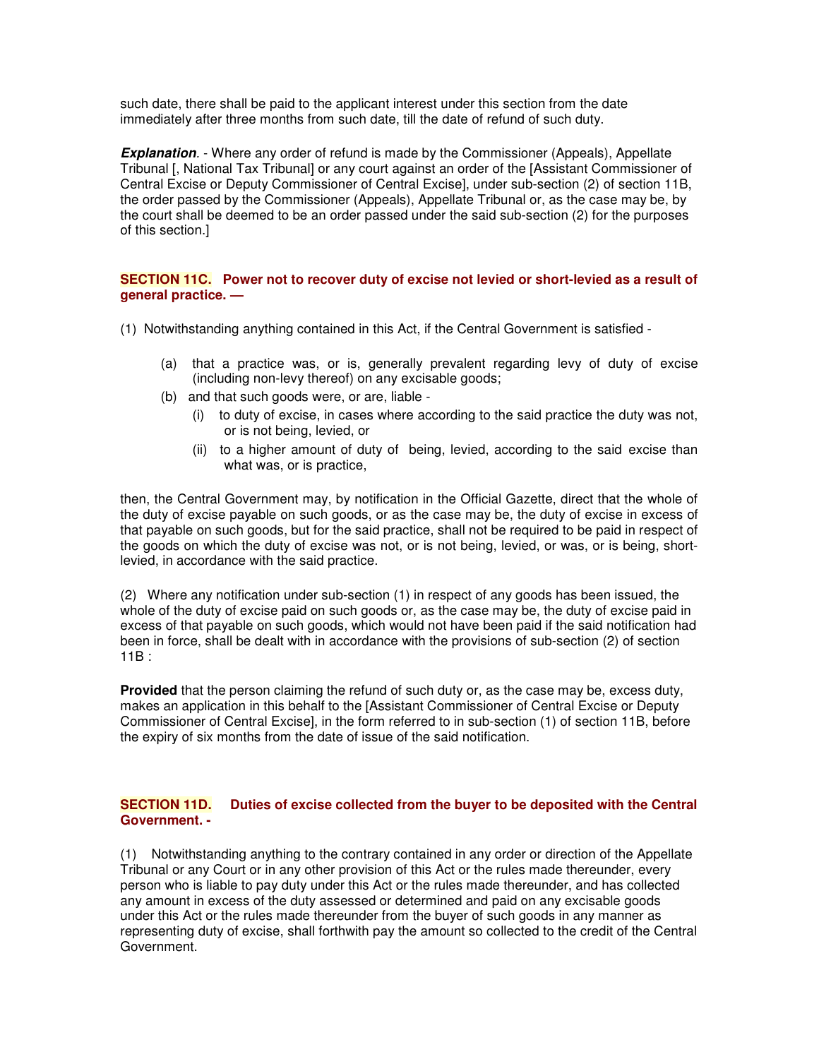such date, there shall be paid to the applicant interest under this section from the date immediately after three months from such date, till the date of refund of such duty.

***Explanation***. - Where any order of refund is made by the Commissioner (Appeals), Appellate Tribunal [, National Tax Tribunal] or any court against an order of the [Assistant Commissioner of Central Excise or Deputy Commissioner of Central Excise], under sub-section (2) of section 11B, the order passed by the Commissioner (Appeals), Appellate Tribunal or, as the case may be, by the court shall be deemed to be an order passed under the said sub-section (2) for the purposes of this section.]

### SECTION 11C. Power not to recover duty of excise not levied or short-levied as a result of general practice. —

(1) Notwithstanding anything contained in this Act, if the Central Government is satisfied -

- (a) that a practice was, or is, generally prevalent regarding levy of duty of excise (including non-levy thereof) on any excisable goods;
- (b) and that such goods were, or are, liable -
  - (i) to duty of excise, in cases where according to the said practice the duty was not, or is not being, levied, or
  - (ii) to a higher amount of duty of being, levied, according to the said excise than what was, or is practice,

then, the Central Government may, by notification in the Official Gazette, direct that the whole of the duty of excise payable on such goods, or as the case may be, the duty of excise in excess of that payable on such goods, but for the said practice, shall not be required to be paid in respect of the goods on which the duty of excise was not, or is not being, levied, or was, or is being, short-levied, in accordance with the said practice.

(2) Where any notification under sub-section (1) in respect of any goods has been issued, the whole of the duty of excise paid on such goods or, as the case may be, the duty of excise paid in excess of that payable on such goods, which would not have been paid if the said notification had been in force, shall be dealt with in accordance with the provisions of sub-section (2) of section 11B :

**Provided** that the person claiming the refund of such duty or, as the case may be, excess duty, makes an application in this behalf to the [Assistant Commissioner of Central Excise or Deputy Commissioner of Central Excise], in the form referred to in sub-section (1) of section 11B, before the expiry of six months from the date of issue of the said notification.

### SECTION 11D. Duties of excise collected from the buyer to be deposited with the Central Government. -

(1) Notwithstanding anything to the contrary contained in any order or direction of the Appellate Tribunal or any Court or in any other provision of this Act or the rules made thereunder, every person who is liable to pay duty under this Act or the rules made thereunder, and has collected any amount in excess of the duty assessed or determined and paid on any excisable goods under this Act or the rules made thereunder from the buyer of such goods in any manner as representing duty of excise, shall forthwith pay the amount so collected to the credit of the Central Government.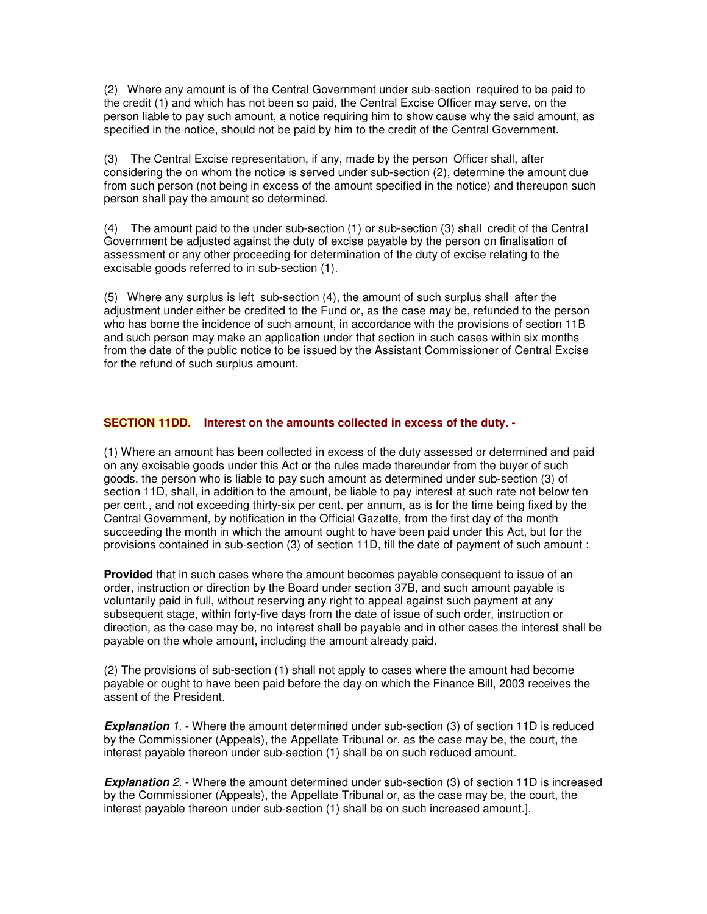(2) Where any amount is of the Central Government under sub-section required to be paid to the credit (1) and which has not been so paid, the Central Excise Officer may serve, on the person liable to pay such amount, a notice requiring him to show cause why the said amount, as specified in the notice, should not be paid by him to the credit of the Central Government.

(3) The Central Excise representation, if any, made by the person Officer shall, after considering the on whom the notice is served under sub-section (2), determine the amount due from such person (not being in excess of the amount specified in the notice) and thereupon such person shall pay the amount so determined.

(4) The amount paid to the under sub-section (1) or sub-section (3) shall credit of the Central Government be adjusted against the duty of excise payable by the person on finalisation of assessment or any other proceeding for determination of the duty of excise relating to the excisable goods referred to in sub-section (1).

(5) Where any surplus is left sub-section (4), the amount of such surplus shall after the adjustment under either be credited to the Fund or, as the case may be, refunded to the person who has borne the incidence of such amount, in accordance with the provisions of section 11B and such person may make an application under that section in such cases within six months from the date of the public notice to be issued by the Assistant Commissioner of Central Excise for the refund of such surplus amount.

**SECTION 11DD. Interest on the amounts collected in excess of the duty. -**

(1) Where an amount has been collected in excess of the duty assessed or determined and paid on any excisable goods under this Act or the rules made thereunder from the buyer of such goods, the person who is liable to pay such amount as determined under sub-section (3) of section 11D, shall, in addition to the amount, be liable to pay interest at such rate not below ten per cent., and not exceeding thirty-six per cent. per annum, as is for the time being fixed by the Central Government, by notification in the Official Gazette, from the first day of the month succeeding the month in which the amount ought to have been paid under this Act, but for the provisions contained in sub-section (3) of section 11D, till the date of payment of such amount :

**Provided** that in such cases where the amount becomes payable consequent to issue of an order, instruction or direction by the Board under section 37B, and such amount payable is voluntarily paid in full, without reserving any right to appeal against such payment at any subsequent stage, within forty-five days from the date of issue of such order, instruction or direction, as the case may be, no interest shall be payable and in other cases the interest shall be payable on the whole amount, including the amount already paid.

(2) The provisions of sub-section (1) shall not apply to cases where the amount had become payable or ought to have been paid before the day on which the Finance Bill, 2003 receives the assent of the President.

***Explanation*** *1.* - Where the amount determined under sub-section (3) of section 11D is reduced by the Commissioner (Appeals), the Appellate Tribunal or, as the case may be, the court, the interest payable thereon under sub-section (1) shall be on such reduced amount.

***Explanation*** *2.* - Where the amount determined under sub-section (3) of section 11D is increased by the Commissioner (Appeals), the Appellate Tribunal or, as the case may be, the court, the interest payable thereon under sub-section (1) shall be on such increased amount.].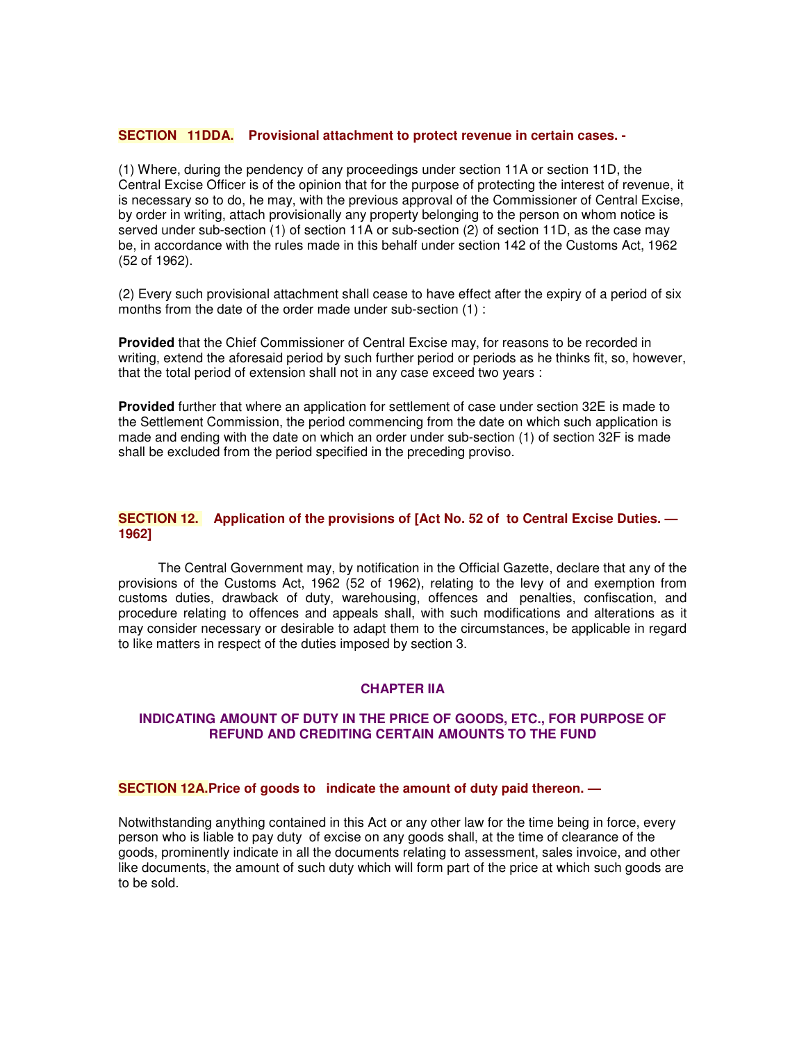### SECTION 11DDA. Provisional attachment to protect revenue in certain cases. -

(1) Where, during the pendency of any proceedings under section 11A or section 11D, the Central Excise Officer is of the opinion that for the purpose of protecting the interest of revenue, it is necessary so to do, he may, with the previous approval of the Commissioner of Central Excise, by order in writing, attach provisionally any property belonging to the person on whom notice is served under sub-section (1) of section 11A or sub-section (2) of section 11D, as the case may be, in accordance with the rules made in this behalf under section 142 of the Customs Act, 1962 (52 of 1962).

(2) Every such provisional attachment shall cease to have effect after the expiry of a period of six months from the date of the order made under sub-section (1) :

**Provided** that the Chief Commissioner of Central Excise may, for reasons to be recorded in writing, extend the aforesaid period by such further period or periods as he thinks fit, so, however, that the total period of extension shall not in any case exceed two years :

**Provided** further that where an application for settlement of case under section 32E is made to the Settlement Commission, the period commencing from the date on which such application is made and ending with the date on which an order under sub-section (1) of section 32F is made shall be excluded from the period specified in the preceding proviso.

### SECTION 12. Application of the provisions of [Act No. 52 of to Central Excise Duties. — 1962]

The Central Government may, by notification in the Official Gazette, declare that any of the provisions of the Customs Act, 1962 (52 of 1962), relating to the levy of and exemption from customs duties, drawback of duty, warehousing, offences and penalties, confiscation, and procedure relating to offences and appeals shall, with such modifications and alterations as it may consider necessary or desirable to adapt them to the circumstances, be applicable in regard to like matters in respect of the duties imposed by section 3.

## CHAPTER IIA

## INDICATING AMOUNT OF DUTY IN THE PRICE OF GOODS, ETC., FOR PURPOSE OF REFUND AND CREDITING CERTAIN AMOUNTS TO THE FUND

### SECTION 12A. Price of goods to indicate the amount of duty paid thereon. —

Notwithstanding anything contained in this Act or any other law for the time being in force, every person who is liable to pay duty of excise on any goods shall, at the time of clearance of the goods, prominently indicate in all the documents relating to assessment, sales invoice, and other like documents, the amount of such duty which will form part of the price at which such goods are to be sold.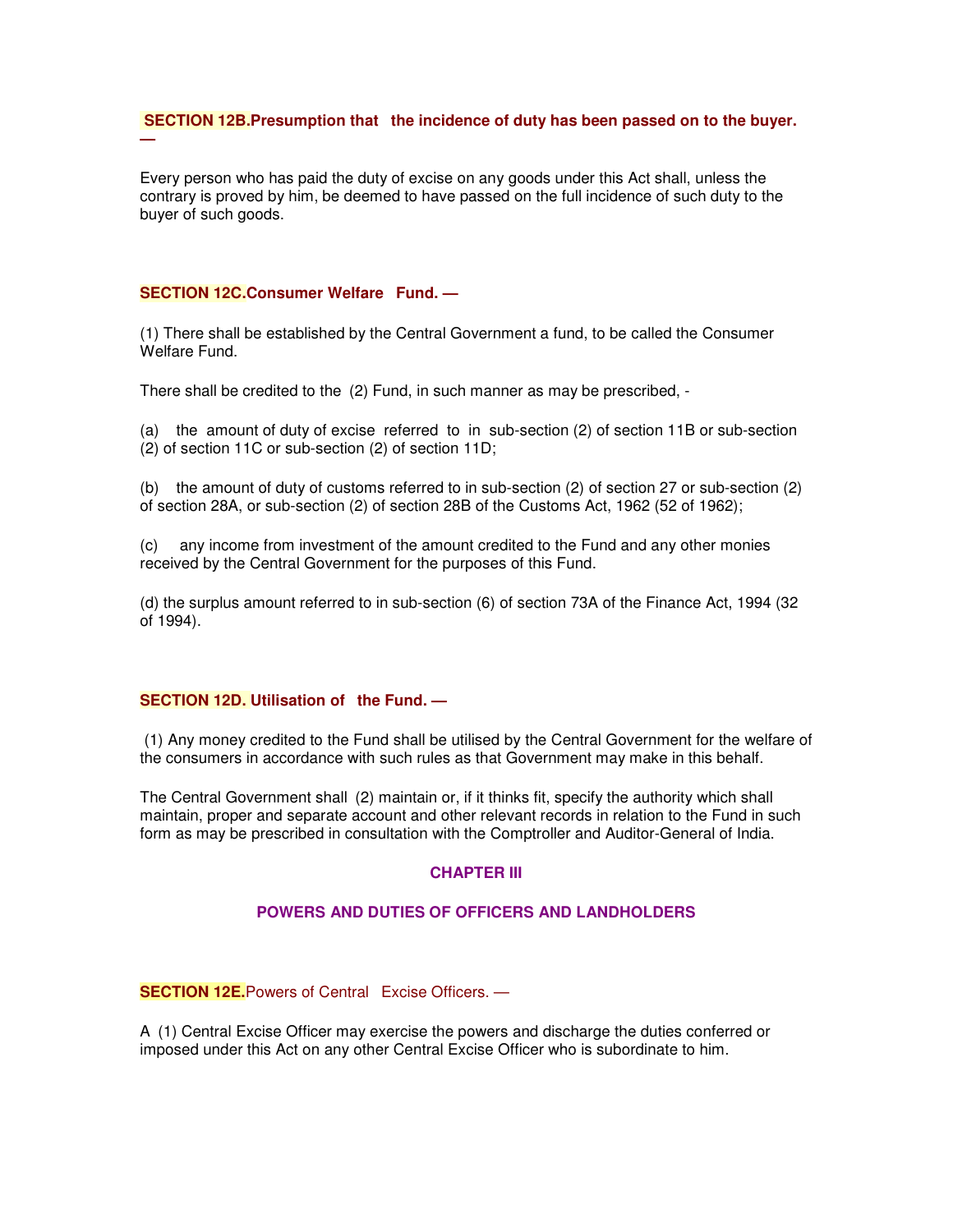## SECTION 12B. Presumption that the incidence of duty has been passed on to the buyer. —

Every person who has paid the duty of excise on any goods under this Act shall, unless the contrary is proved by him, be deemed to have passed on the full incidence of such duty to the buyer of such goods.

## SECTION 12C. Consumer Welfare Fund. —

(1) There shall be established by the Central Government a fund, to be called the Consumer Welfare Fund.

There shall be credited to the (2) Fund, in such manner as may be prescribed, -

(a) the amount of duty of excise referred to in sub-section (2) of section 11B or sub-section (2) of section 11C or sub-section (2) of section 11D;

(b) the amount of duty of customs referred to in sub-section (2) of section 27 or sub-section (2) of section 28A, or sub-section (2) of section 28B of the Customs Act, 1962 (52 of 1962);

(c) any income from investment of the amount credited to the Fund and any other monies received by the Central Government for the purposes of this Fund.

(d) the surplus amount referred to in sub-section (6) of section 73A of the Finance Act, 1994 (32 of 1994).

## SECTION 12D. Utilisation of the Fund. —

(1) Any money credited to the Fund shall be utilised by the Central Government for the welfare of the consumers in accordance with such rules as that Government may make in this behalf.

The Central Government shall (2) maintain or, if it thinks fit, specify the authority which shall maintain, proper and separate account and other relevant records in relation to the Fund in such form as may be prescribed in consultation with the Comptroller and Auditor-General of India.

# CHAPTER III

# POWERS AND DUTIES OF OFFICERS AND LANDHOLDERS

## SECTION 12E. Powers of Central Excise Officers. —

A (1) Central Excise Officer may exercise the powers and discharge the duties conferred or imposed under this Act on any other Central Excise Officer who is subordinate to him.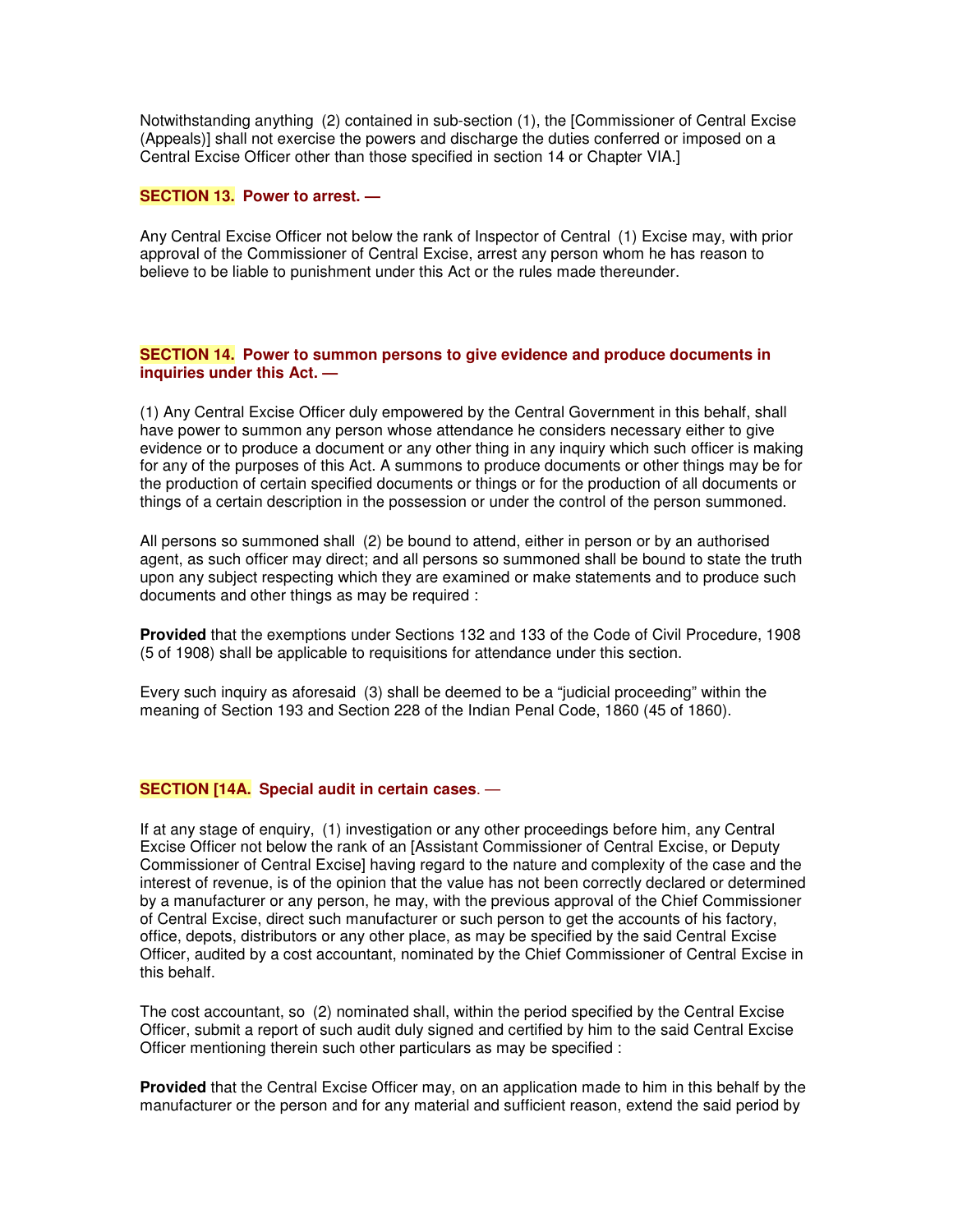Notwithstanding anything (2) contained in sub-section (1), the [Commissioner of Central Excise (Appeals)] shall not exercise the powers and discharge the duties conferred or imposed on a Central Excise Officer other than those specified in section 14 or Chapter VIA.]

**SECTION 13. Power to arrest. —**

Any Central Excise Officer not below the rank of Inspector of Central (1) Excise may, with prior approval of the Commissioner of Central Excise, arrest any person whom he has reason to believe to be liable to punishment under this Act or the rules made thereunder.

**SECTION 14. Power to summon persons to give evidence and produce documents in inquiries under this Act. —**

(1) Any Central Excise Officer duly empowered by the Central Government in this behalf, shall have power to summon any person whose attendance he considers necessary either to give evidence or to produce a document or any other thing in any inquiry which such officer is making for any of the purposes of this Act. A summons to produce documents or other things may be for the production of certain specified documents or things or for the production of all documents or things of a certain description in the possession or under the control of the person summoned.

All persons so summoned shall (2) be bound to attend, either in person or by an authorised agent, as such officer may direct; and all persons so summoned shall be bound to state the truth upon any subject respecting which they are examined or make statements and to produce such documents and other things as may be required :

**Provided** that the exemptions under Sections 132 and 133 of the Code of Civil Procedure, 1908 (5 of 1908) shall be applicable to requisitions for attendance under this section.

Every such inquiry as aforesaid (3) shall be deemed to be a "judicial proceeding" within the meaning of Section 193 and Section 228 of the Indian Penal Code, 1860 (45 of 1860).

**SECTION [14A. Special audit in certain cases. —**

If at any stage of enquiry, (1) investigation or any other proceedings before him, any Central Excise Officer not below the rank of an [Assistant Commissioner of Central Excise, or Deputy Commissioner of Central Excise] having regard to the nature and complexity of the case and the interest of revenue, is of the opinion that the value has not been correctly declared or determined by a manufacturer or any person, he may, with the previous approval of the Chief Commissioner of Central Excise, direct such manufacturer or such person to get the accounts of his factory, office, depots, distributors or any other place, as may be specified by the said Central Excise Officer, audited by a cost accountant, nominated by the Chief Commissioner of Central Excise in this behalf.

The cost accountant, so (2) nominated shall, within the period specified by the Central Excise Officer, submit a report of such audit duly signed and certified by him to the said Central Excise Officer mentioning therein such other particulars as may be specified :

**Provided** that the Central Excise Officer may, on an application made to him in this behalf by the manufacturer or the person and for any material and sufficient reason, extend the said period by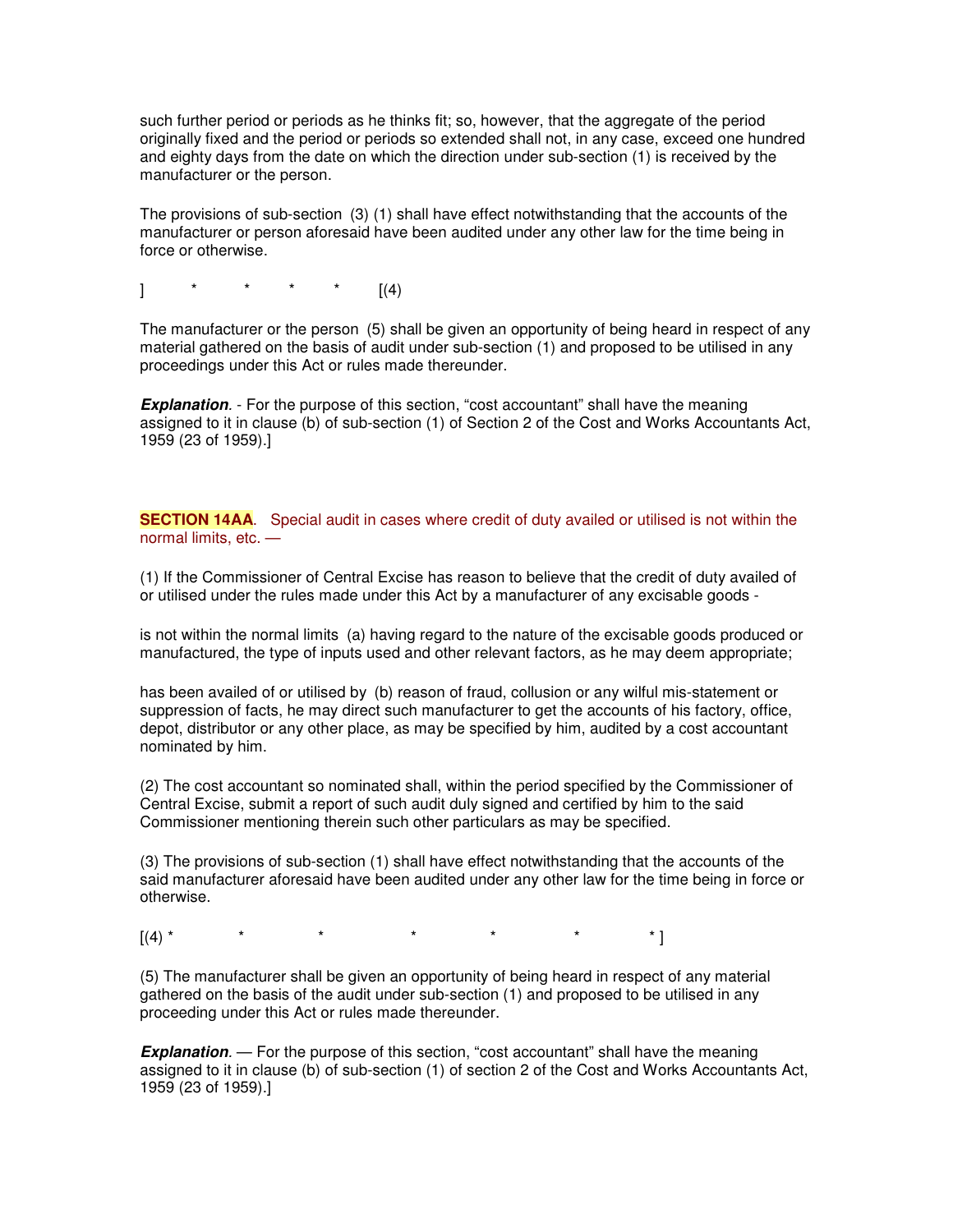such further period or periods as he thinks fit; so, however, that the aggregate of the period originally fixed and the period or periods so extended shall not, in any case, exceed one hundred and eighty days from the date on which the direction under sub-section (1) is received by the manufacturer or the person.

The provisions of sub-section (3) (1) shall have effect notwithstanding that the accounts of the manufacturer or person aforesaid have been audited under any other law for the time being in force or otherwise.

] * * * * [(4)

The manufacturer or the person (5) shall be given an opportunity of being heard in respect of any material gathered on the basis of audit under sub-section (1) and proposed to be utilised in any proceedings under this Act or rules made thereunder.

***Explanation***. - For the purpose of this section, “cost accountant” shall have the meaning assigned to it in clause (b) of sub-section (1) of Section 2 of the Cost and Works Accountants Act, 1959 (23 of 1959).]

## SECTION 14AA. Special audit in cases where credit of duty availed or utilised is not within the normal limits, etc. —

(1) If the Commissioner of Central Excise has reason to believe that the credit of duty availed of or utilised under the rules made under this Act by a manufacturer of any excisable goods -

is not within the normal limits (a) having regard to the nature of the excisable goods produced or manufactured, the type of inputs used and other relevant factors, as he may deem appropriate;

has been availed of or utilised by (b) reason of fraud, collusion or any wilful mis-statement or suppression of facts, he may direct such manufacturer to get the accounts of his factory, office, depot, distributor or any other place, as may be specified by him, audited by a cost accountant nominated by him.

(2) The cost accountant so nominated shall, within the period specified by the Commissioner of Central Excise, submit a report of such audit duly signed and certified by him to the said Commissioner mentioning therein such other particulars as may be specified.

(3) The provisions of sub-section (1) shall have effect notwithstanding that the accounts of the said manufacturer aforesaid have been audited under any other law for the time being in force or otherwise.

[(4) * * * * * * * ]

(5) The manufacturer shall be given an opportunity of being heard in respect of any material gathered on the basis of the audit under sub-section (1) and proposed to be utilised in any proceeding under this Act or rules made thereunder.

***Explanation***. — For the purpose of this section, “cost accountant” shall have the meaning assigned to it in clause (b) of sub-section (1) of section 2 of the Cost and Works Accountants Act, 1959 (23 of 1959).]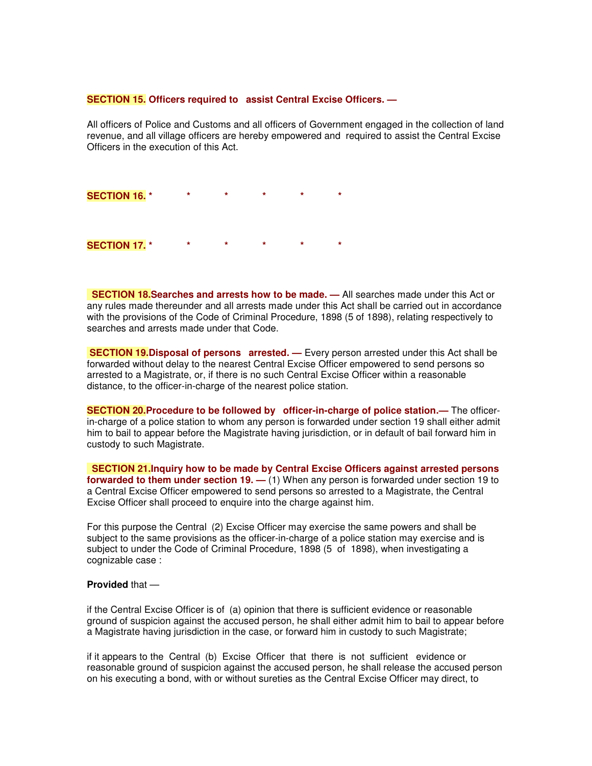**SECTION 15. Officers required to assist Central Excise Officers. —**

All officers of Police and Customs and all officers of Government engaged in the collection of land revenue, and all village officers are hereby empowered and required to assist the Central Excise Officers in the execution of this Act.

**SECTION 16.** * * * * * *

**SECTION 17.** * * * * * *

**SECTION 18. Searches and arrests how to be made. —** All searches made under this Act or any rules made thereunder and all arrests made under this Act shall be carried out in accordance with the provisions of the Code of Criminal Procedure, 1898 (5 of 1898), relating respectively to searches and arrests made under that Code.

**SECTION 19. Disposal of persons arrested. —** Every person arrested under this Act shall be forwarded without delay to the nearest Central Excise Officer empowered to send persons so arrested to a Magistrate, or, if there is no such Central Excise Officer within a reasonable distance, to the officer-in-charge of the nearest police station.

**SECTION 20. Procedure to be followed by officer-in-charge of police station.—** The officer-in-charge of a police station to whom any person is forwarded under section 19 shall either admit him to bail to appear before the Magistrate having jurisdiction, or in default of bail forward him in custody to such Magistrate.

**SECTION 21. Inquiry how to be made by Central Excise Officers against arrested persons forwarded to them under section 19. —** (1) When any person is forwarded under section 19 to a Central Excise Officer empowered to send persons so arrested to a Magistrate, the Central Excise Officer shall proceed to enquire into the charge against him.

(2) For this purpose the Central Excise Officer may exercise the same powers and shall be subject to the same provisions as the officer-in-charge of a police station may exercise and is subject to under the Code of Criminal Procedure, 1898 (5 of 1898), when investigating a cognizable case :

**Provided** that —

(a) if the Central Excise Officer is of opinion that there is sufficient evidence or reasonable ground of suspicion against the accused person, he shall either admit him to bail to appear before a Magistrate having jurisdiction in the case, or forward him in custody to such Magistrate;

(b) if it appears to the Central Excise Officer that there is not sufficient evidence or reasonable ground of suspicion against the accused person, he shall release the accused person on his executing a bond, with or without sureties as the Central Excise Officer may direct, to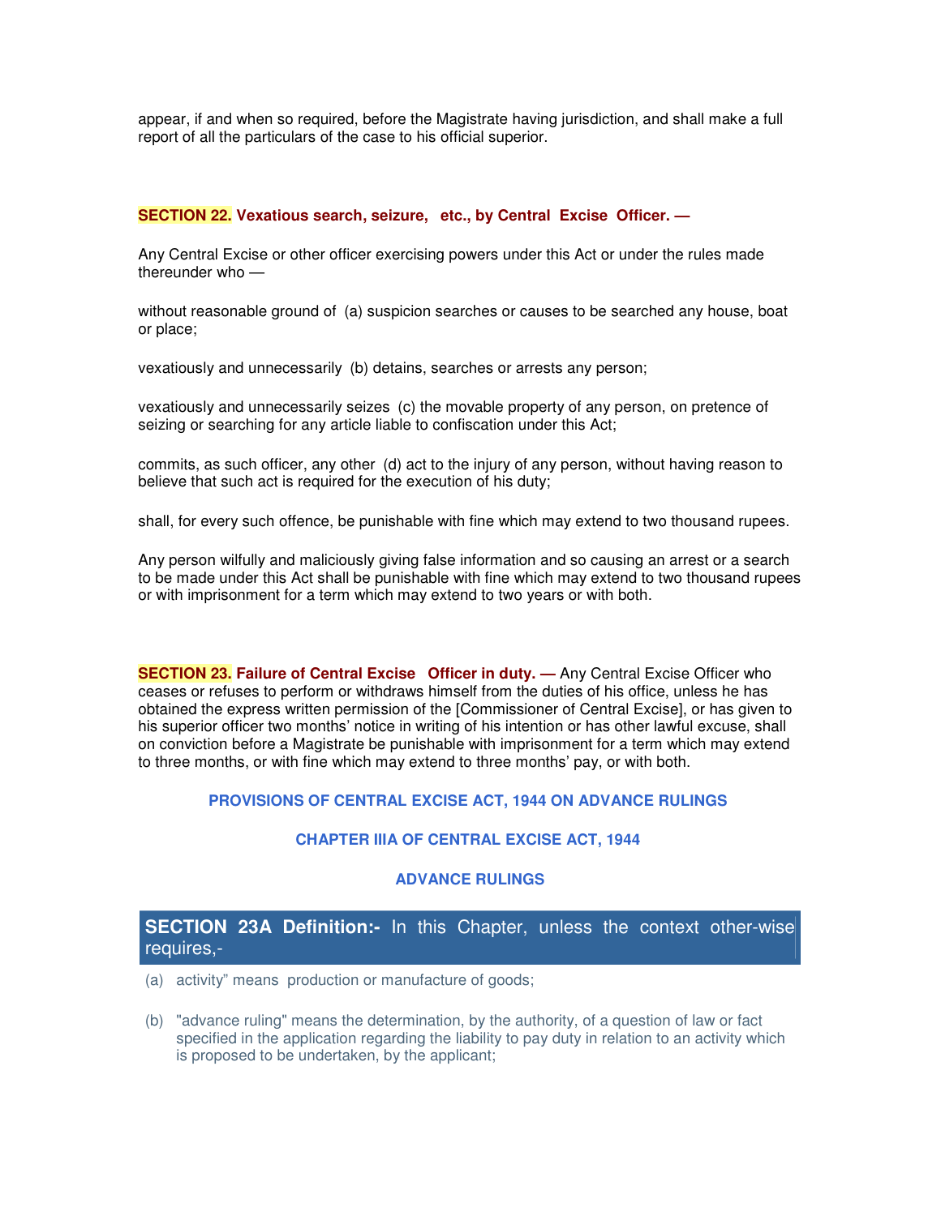appear, if and when so required, before the Magistrate having jurisdiction, and shall make a full report of all the particulars of the case to his official superior.

**SECTION 22. Vexatious search, seizure, etc., by Central Excise Officer. —**

Any Central Excise or other officer exercising powers under this Act or under the rules made thereunder who —

without reasonable ground of (a) suspicion searches or causes to be searched any house, boat or place;

vexatiously and unnecessarily (b) detains, searches or arrests any person;

vexatiously and unnecessarily seizes (c) the movable property of any person, on pretence of seizing or searching for any article liable to confiscation under this Act;

commits, as such officer, any other (d) act to the injury of any person, without having reason to believe that such act is required for the execution of his duty;

shall, for every such offence, be punishable with fine which may extend to two thousand rupees.

Any person wilfully and maliciously giving false information and so causing an arrest or a search to be made under this Act shall be punishable with fine which may extend to two thousand rupees or with imprisonment for a term which may extend to two years or with both.

**SECTION 23. Failure of Central Excise Officer in duty. —** Any Central Excise Officer who ceases or refuses to perform or withdraws himself from the duties of his office, unless he has obtained the express written permission of the [Commissioner of Central Excise], or has given to his superior officer two months' notice in writing of his intention or has other lawful excuse, shall on conviction before a Magistrate be punishable with imprisonment for a term which may extend to three months, or with fine which may extend to three months' pay, or with both.

## PROVISIONS OF CENTRAL EXCISE ACT, 1944 ON ADVANCE RULINGS

## CHAPTER IIIA OF CENTRAL EXCISE ACT, 1944

## ADVANCE RULINGS

**SECTION 23A Definition:-** In this Chapter, unless the context other-wise requires,-

(a) activity" means production or manufacture of goods;

(b) "advance ruling" means the determination, by the authority, of a question of law or fact specified in the application regarding the liability to pay duty in relation to an activity which is proposed to be undertaken, by the applicant;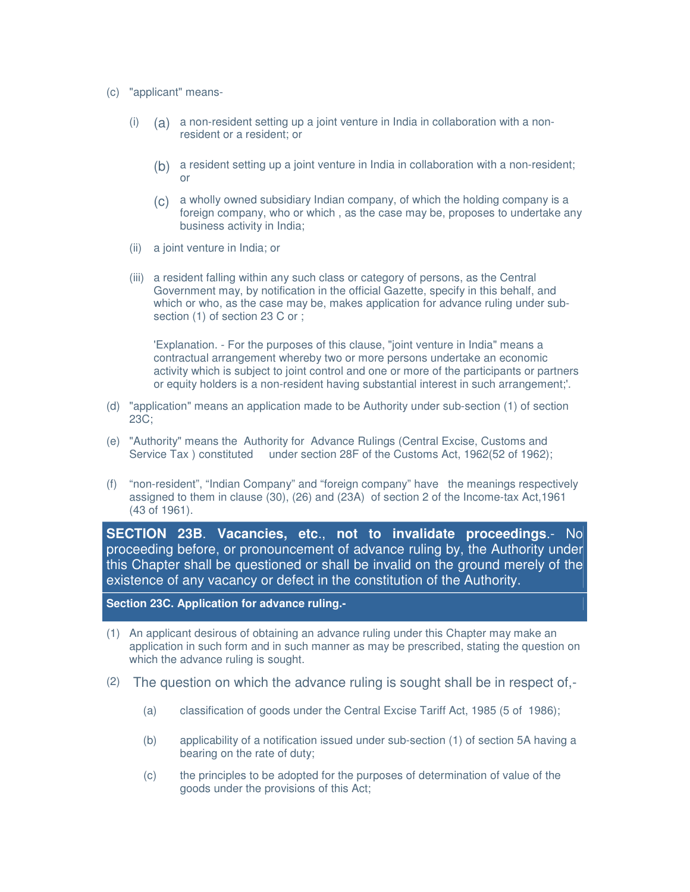(c) "applicant" means-

(i) (a) a non-resident setting up a joint venture in India in collaboration with a non-resident or a resident; or

(b) a resident setting up a joint venture in India in collaboration with a non-resident; or

(c) a wholly owned subsidiary Indian company, of which the holding company is a foreign company, who or which , as the case may be, proposes to undertake any business activity in India;

(ii) a joint venture in India; or

(iii) a resident falling within any such class or category of persons, as the Central Government may, by notification in the official Gazette, specify in this behalf, and which or who, as the case may be, makes application for advance ruling under sub-section (1) of section 23 C or ;

'Explanation. - For the purposes of this clause, "joint venture in India" means a contractual arrangement whereby two or more persons undertake an economic activity which is subject to joint control and one or more of the participants or partners or equity holders is a non-resident having substantial interest in such arrangement;'.

(d) "application" means an application made to be Authority under sub-section (1) of section 23C;

(e) "Authority" means the Authority for Advance Rulings (Central Excise, Customs and Service Tax ) constituted under section 28F of the Customs Act, 1962(52 of 1962);

(f) "non-resident", "Indian Company" and "foreign company" have the meanings respectively assigned to them in clause (30), (26) and (23A) of section 2 of the Income-tax Act,1961 (43 of 1961).

**SECTION 23B. Vacancies, etc., not to invalidate proceedings.**- No proceeding before, or pronouncement of advance ruling by, the Authority under this Chapter shall be questioned or shall be invalid on the ground merely of the existence of any vacancy or defect in the constitution of the Authority.

**Section 23C. Application for advance ruling.-**

(1) An applicant desirous of obtaining an advance ruling under this Chapter may make an application in such form and in such manner as may be prescribed, stating the question on which the advance ruling is sought.

(2) The question on which the advance ruling is sought shall be in respect of,-

(a) classification of goods under the Central Excise Tariff Act, 1985 (5 of 1986);

(b) applicability of a notification issued under sub-section (1) of section 5A having a bearing on the rate of duty;

(c) the principles to be adopted for the purposes of determination of value of the goods under the provisions of this Act;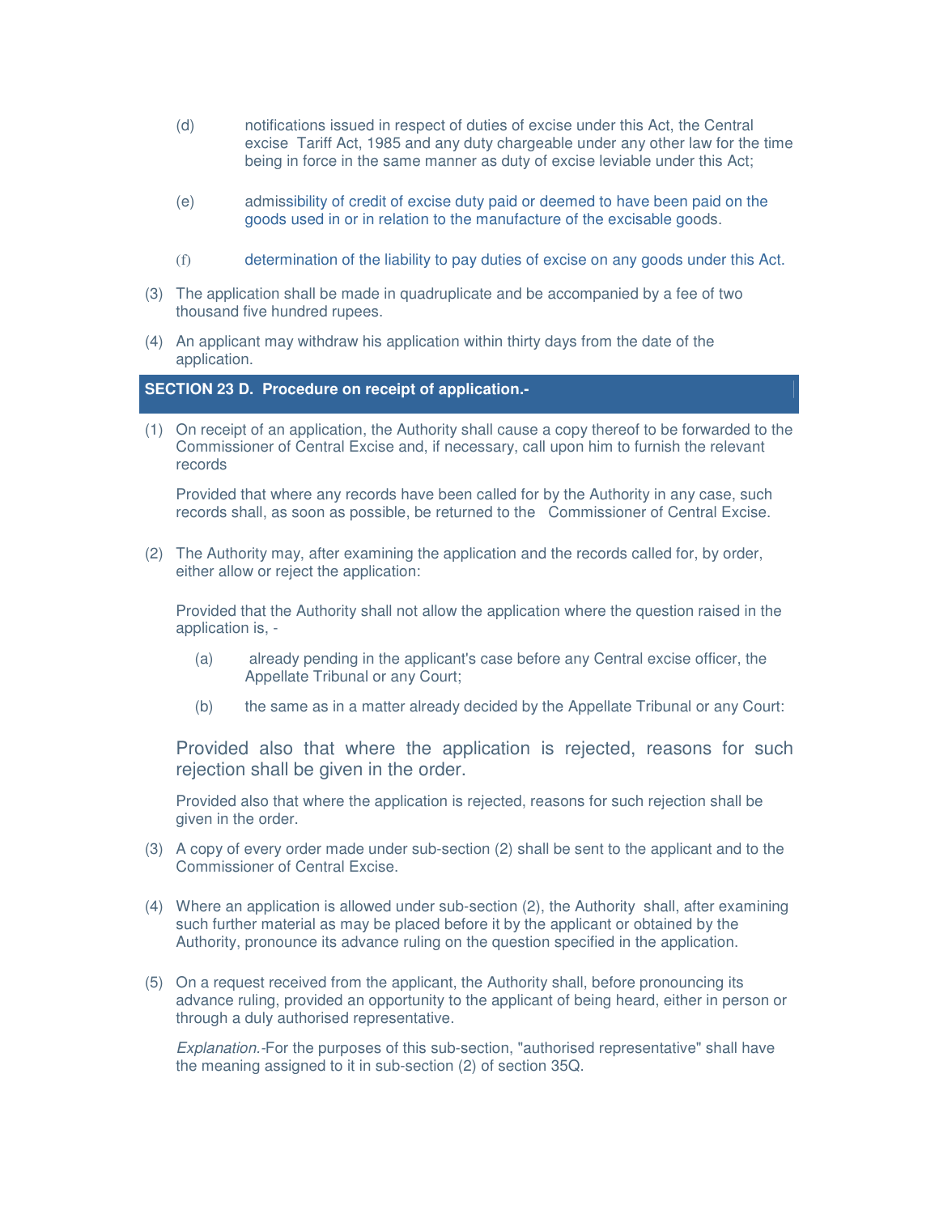(d) notifications issued in respect of duties of excise under this Act, the Central excise Tariff Act, 1985 and any duty chargeable under any other law for the time being in force in the same manner as duty of excise leviable under this Act;

(e) admissibility of credit of excise duty paid or deemed to have been paid on the goods used in or in relation to the manufacture of the excisable goods.

(f) determination of the liability to pay duties of excise on any goods under this Act.

(3) The application shall be made in quadruplicate and be accompanied by a fee of two thousand five hundred rupees.

(4) An applicant may withdraw his application within thirty days from the date of the application.

## SECTION 23 D. Procedure on receipt of application.-

(1) On receipt of an application, the Authority shall cause a copy thereof to be forwarded to the Commissioner of Central Excise and, if necessary, call upon him to furnish the relevant records

Provided that where any records have been called for by the Authority in any case, such records shall, as soon as possible, be returned to the Commissioner of Central Excise.

(2) The Authority may, after examining the application and the records called for, by order, either allow or reject the application:

Provided that the Authority shall not allow the application where the question raised in the application is, -

(a) already pending in the applicant's case before any Central excise officer, the Appellate Tribunal or any Court;

(b) the same as in a matter already decided by the Appellate Tribunal or any Court:

Provided also that where the application is rejected, reasons for such rejection shall be given in the order.

Provided also that where the application is rejected, reasons for such rejection shall be given in the order.

(3) A copy of every order made under sub-section (2) shall be sent to the applicant and to the Commissioner of Central Excise.

(4) Where an application is allowed under sub-section (2), the Authority shall, after examining such further material as may be placed before it by the applicant or obtained by the Authority, pronounce its advance ruling on the question specified in the application.

(5) On a request received from the applicant, the Authority shall, before pronouncing its advance ruling, provided an opportunity to the applicant of being heard, either in person or through a duly authorised representative.

*Explanation.*-For the purposes of this sub-section, "authorised representative" shall have the meaning assigned to it in sub-section (2) of section 35Q.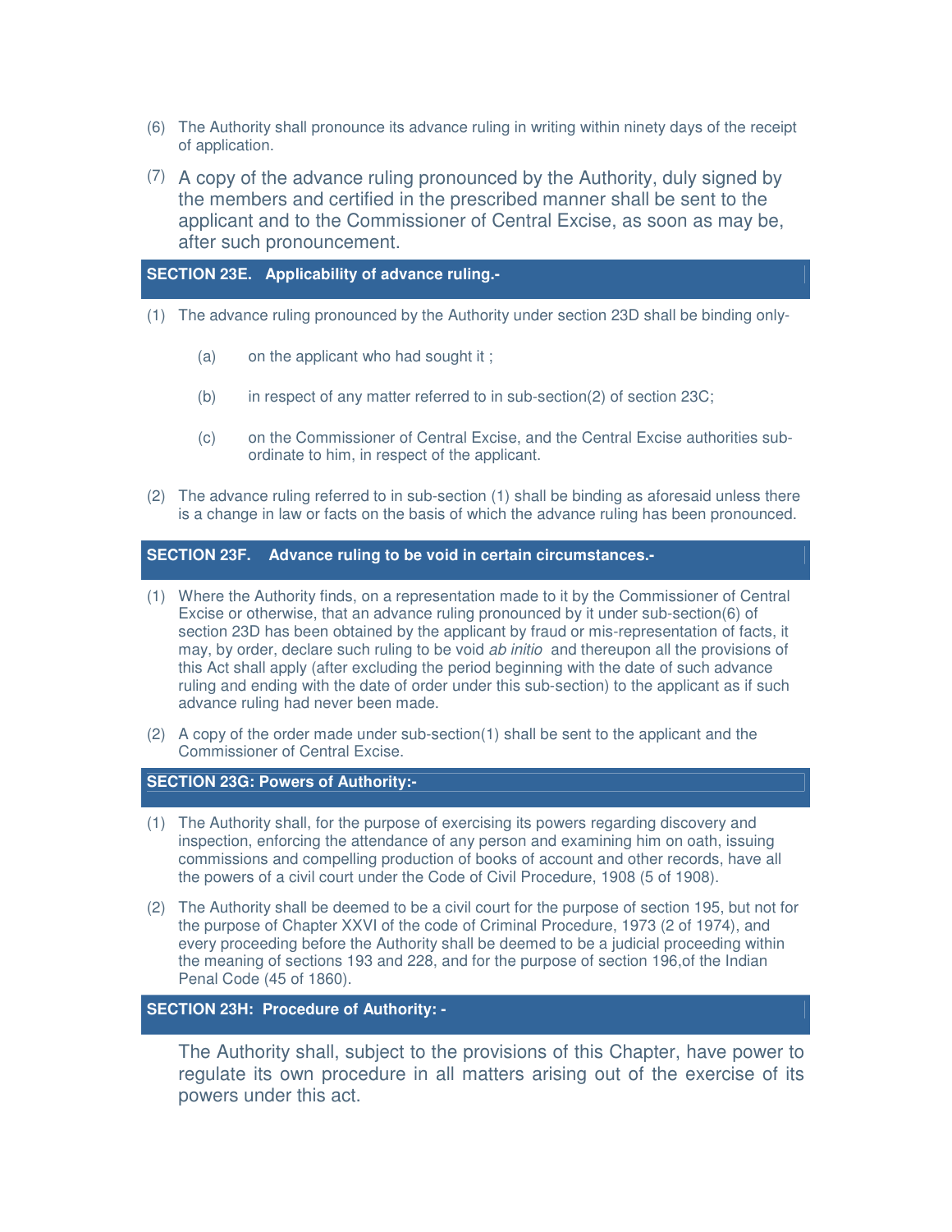(6) The Authority shall pronounce its advance ruling in writing within ninety days of the receipt of application.

(7) A copy of the advance ruling pronounced by the Authority, duly signed by the members and certified in the prescribed manner shall be sent to the applicant and to the Commissioner of Central Excise, as soon as may be, after such pronouncement.

## SECTION 23E. Applicability of advance ruling.-

(1) The advance ruling pronounced by the Authority under section 23D shall be binding only-

- (a) on the applicant who had sought it ;
- (b) in respect of any matter referred to in sub-section(2) of section 23C;
- (c) on the Commissioner of Central Excise, and the Central Excise authorities sub-ordinate to him, in respect of the applicant.

(2) The advance ruling referred to in sub-section (1) shall be binding as aforesaid unless there is a change in law or facts on the basis of which the advance ruling has been pronounced.

## SECTION 23F. Advance ruling to be void in certain circumstances.-

(1) Where the Authority finds, on a representation made to it by the Commissioner of Central Excise or otherwise, that an advance ruling pronounced by it under sub-section(6) of section 23D has been obtained by the applicant by fraud or mis-representation of facts, it may, by order, declare such ruling to be void *ab initio* and thereupon all the provisions of this Act shall apply (after excluding the period beginning with the date of such advance ruling and ending with the date of order under this sub-section) to the applicant as if such advance ruling had never been made.

(2) A copy of the order made under sub-section(1) shall be sent to the applicant and the Commissioner of Central Excise.

## SECTION 23G: Powers of Authority:-

(1) The Authority shall, for the purpose of exercising its powers regarding discovery and inspection, enforcing the attendance of any person and examining him on oath, issuing commissions and compelling production of books of account and other records, have all the powers of a civil court under the Code of Civil Procedure, 1908 (5 of 1908).

(2) The Authority shall be deemed to be a civil court for the purpose of section 195, but not for the purpose of Chapter XXVI of the code of Criminal Procedure, 1973 (2 of 1974), and every proceeding before the Authority shall be deemed to be a judicial proceeding within the meaning of sections 193 and 228, and for the purpose of section 196,of the Indian Penal Code (45 of 1860).

## SECTION 23H: Procedure of Authority: -

The Authority shall, subject to the provisions of this Chapter, have power to regulate its own procedure in all matters arising out of the exercise of its powers under this act.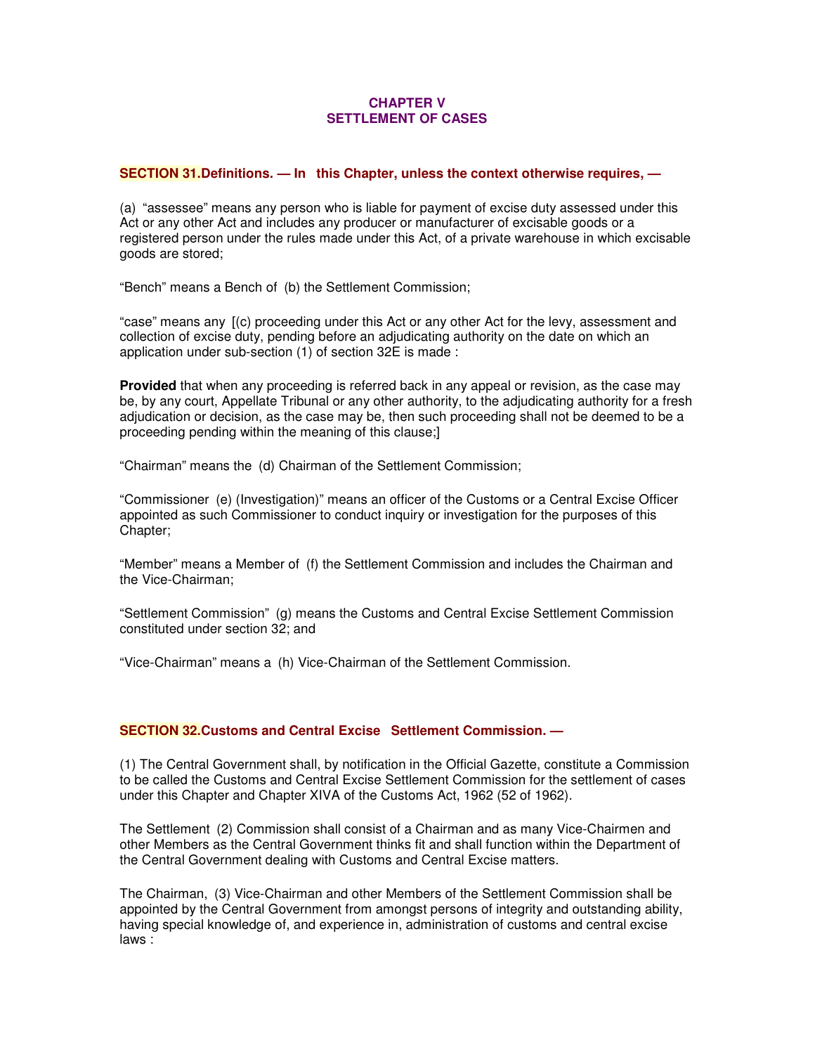## CHAPTER V
## SETTLEMENT OF CASES

**SECTION 31.Definitions. — In this Chapter, unless the context otherwise requires, —**

(a) "assessee" means any person who is liable for payment of excise duty assessed under this Act or any other Act and includes any producer or manufacturer of excisable goods or a registered person under the rules made under this Act, of a private warehouse in which excisable goods are stored;

"Bench" means a Bench of (b) the Settlement Commission;

"case" means any [(c) proceeding under this Act or any other Act for the levy, assessment and collection of excise duty, pending before an adjudicating authority on the date on which an application under sub-section (1) of section 32E is made :

**Provided** that when any proceeding is referred back in any appeal or revision, as the case may be, by any court, Appellate Tribunal or any other authority, to the adjudicating authority for a fresh adjudication or decision, as the case may be, then such proceeding shall not be deemed to be a proceeding pending within the meaning of this clause;]

"Chairman" means the (d) Chairman of the Settlement Commission;

"Commissioner (e) (Investigation)" means an officer of the Customs or a Central Excise Officer appointed as such Commissioner to conduct inquiry or investigation for the purposes of this Chapter;

"Member" means a Member of (f) the Settlement Commission and includes the Chairman and the Vice-Chairman;

"Settlement Commission" (g) means the Customs and Central Excise Settlement Commission constituted under section 32; and

"Vice-Chairman" means a (h) Vice-Chairman of the Settlement Commission.

**SECTION 32.Customs and Central Excise Settlement Commission. —**

(1) The Central Government shall, by notification in the Official Gazette, constitute a Commission to be called the Customs and Central Excise Settlement Commission for the settlement of cases under this Chapter and Chapter XIVA of the Customs Act, 1962 (52 of 1962).

The Settlement (2) Commission shall consist of a Chairman and as many Vice-Chairmen and other Members as the Central Government thinks fit and shall function within the Department of the Central Government dealing with Customs and Central Excise matters.

The Chairman, (3) Vice-Chairman and other Members of the Settlement Commission shall be appointed by the Central Government from amongst persons of integrity and outstanding ability, having special knowledge of, and experience in, administration of customs and central excise laws :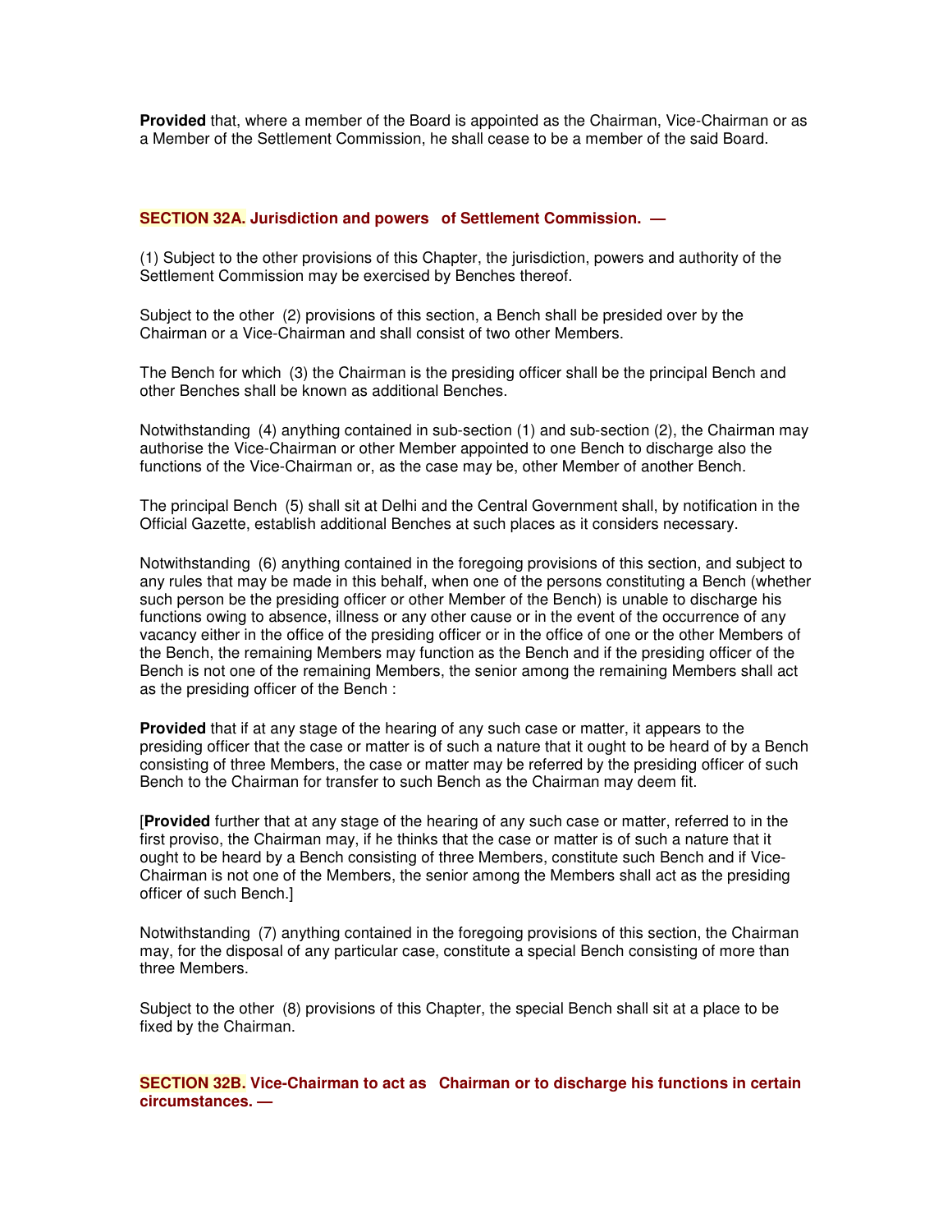**Provided** that, where a member of the Board is appointed as the Chairman, Vice-Chairman or as a Member of the Settlement Commission, he shall cease to be a member of the said Board.

### SECTION 32A. Jurisdiction and powers of Settlement Commission. —

(1) Subject to the other provisions of this Chapter, the jurisdiction, powers and authority of the Settlement Commission may be exercised by Benches thereof.

Subject to the other (2) provisions of this section, a Bench shall be presided over by the Chairman or a Vice-Chairman and shall consist of two other Members.

The Bench for which (3) the Chairman is the presiding officer shall be the principal Bench and other Benches shall be known as additional Benches.

Notwithstanding (4) anything contained in sub-section (1) and sub-section (2), the Chairman may authorise the Vice-Chairman or other Member appointed to one Bench to discharge also the functions of the Vice-Chairman or, as the case may be, other Member of another Bench.

The principal Bench (5) shall sit at Delhi and the Central Government shall, by notification in the Official Gazette, establish additional Benches at such places as it considers necessary.

Notwithstanding (6) anything contained in the foregoing provisions of this section, and subject to any rules that may be made in this behalf, when one of the persons constituting a Bench (whether such person be the presiding officer or other Member of the Bench) is unable to discharge his functions owing to absence, illness or any other cause or in the event of the occurrence of any vacancy either in the office of the presiding officer or in the office of one or the other Members of the Bench, the remaining Members may function as the Bench and if the presiding officer of the Bench is not one of the remaining Members, the senior among the remaining Members shall act as the presiding officer of the Bench :

**Provided** that if at any stage of the hearing of any such case or matter, it appears to the presiding officer that the case or matter is of such a nature that it ought to be heard of by a Bench consisting of three Members, the case or matter may be referred by the presiding officer of such Bench to the Chairman for transfer to such Bench as the Chairman may deem fit.

[**Provided** further that at any stage of the hearing of any such case or matter, referred to in the first proviso, the Chairman may, if he thinks that the case or matter is of such a nature that it ought to be heard by a Bench consisting of three Members, constitute such Bench and if Vice-Chairman is not one of the Members, the senior among the Members shall act as the presiding officer of such Bench.]

Notwithstanding (7) anything contained in the foregoing provisions of this section, the Chairman may, for the disposal of any particular case, constitute a special Bench consisting of more than three Members.

Subject to the other (8) provisions of this Chapter, the special Bench shall sit at a place to be fixed by the Chairman.

### SECTION 32B. Vice-Chairman to act as Chairman or to discharge his functions in certain circumstances. —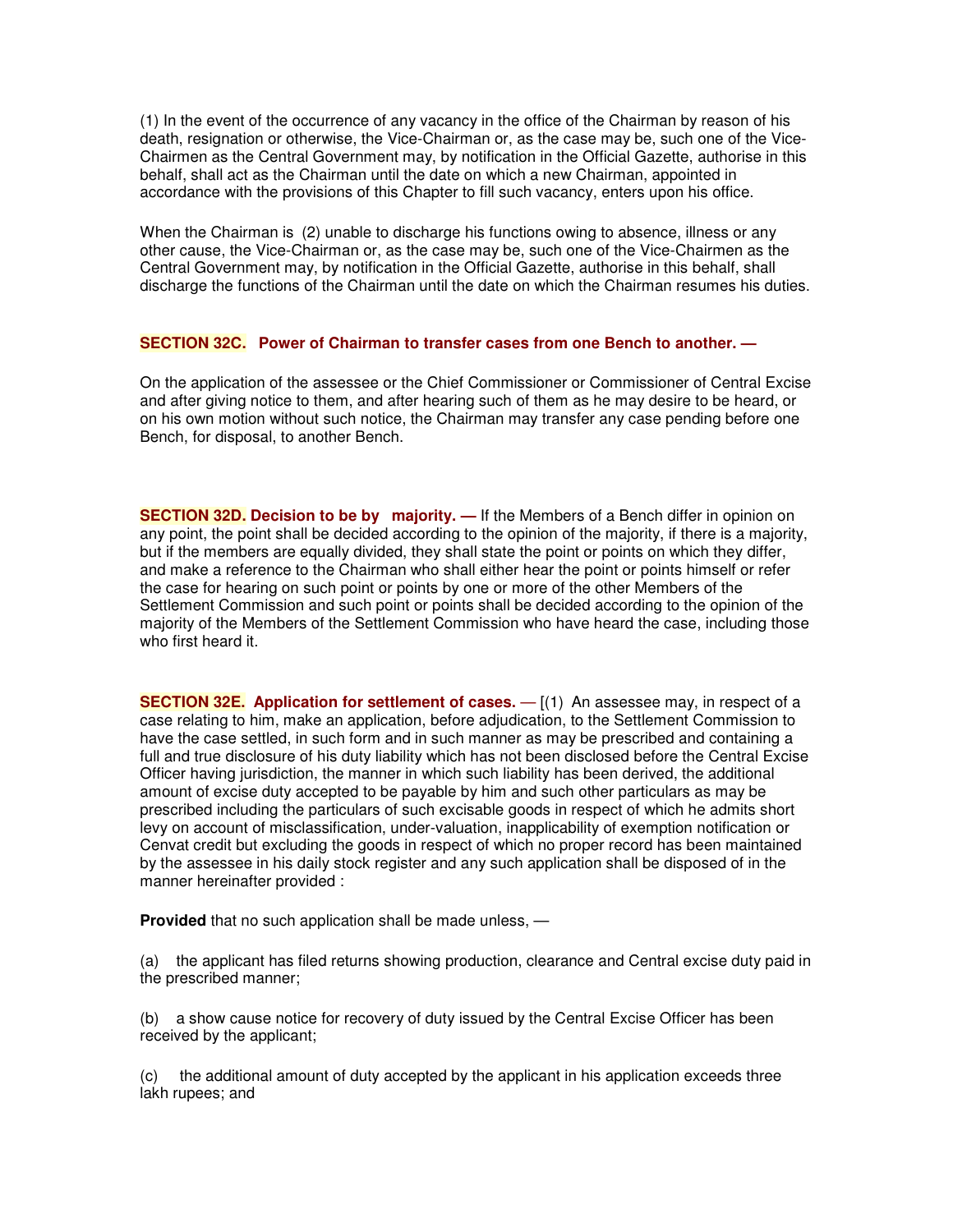(1) In the event of the occurrence of any vacancy in the office of the Chairman by reason of his death, resignation or otherwise, the Vice-Chairman or, as the case may be, such one of the Vice-Chairmen as the Central Government may, by notification in the Official Gazette, authorise in this behalf, shall act as the Chairman until the date on which a new Chairman, appointed in accordance with the provisions of this Chapter to fill such vacancy, enters upon his office.

When the Chairman is (2) unable to discharge his functions owing to absence, illness or any other cause, the Vice-Chairman or, as the case may be, such one of the Vice-Chairmen as the Central Government may, by notification in the Official Gazette, authorise in this behalf, shall discharge the functions of the Chairman until the date on which the Chairman resumes his duties.

**SECTION 32C. Power of Chairman to transfer cases from one Bench to another. —**

On the application of the assessee or the Chief Commissioner or Commissioner of Central Excise and after giving notice to them, and after hearing such of them as he may desire to be heard, or on his own motion without such notice, the Chairman may transfer any case pending before one Bench, for disposal, to another Bench.

**SECTION 32D. Decision to be by majority. —** If the Members of a Bench differ in opinion on any point, the point shall be decided according to the opinion of the majority, if there is a majority, but if the members are equally divided, they shall state the point or points on which they differ, and make a reference to the Chairman who shall either hear the point or points himself or refer the case for hearing on such point or points by one or more of the other Members of the Settlement Commission and such point or points shall be decided according to the opinion of the majority of the Members of the Settlement Commission who have heard the case, including those who first heard it.

**SECTION 32E. Application for settlement of cases. —** [(1) An assessee may, in respect of a case relating to him, make an application, before adjudication, to the Settlement Commission to have the case settled, in such form and in such manner as may be prescribed and containing a full and true disclosure of his duty liability which has not been disclosed before the Central Excise Officer having jurisdiction, the manner in which such liability has been derived, the additional amount of excise duty accepted to be payable by him and such other particulars as may be prescribed including the particulars of such excisable goods in respect of which he admits short levy on account of misclassification, under-valuation, inapplicability of exemption notification or Cenvat credit but excluding the goods in respect of which no proper record has been maintained by the assessee in his daily stock register and any such application shall be disposed of in the manner hereinafter provided :

**Provided** that no such application shall be made unless, —

(a) the applicant has filed returns showing production, clearance and Central excise duty paid in the prescribed manner;

(b) a show cause notice for recovery of duty issued by the Central Excise Officer has been received by the applicant;

(c) the additional amount of duty accepted by the applicant in his application exceeds three lakh rupees; and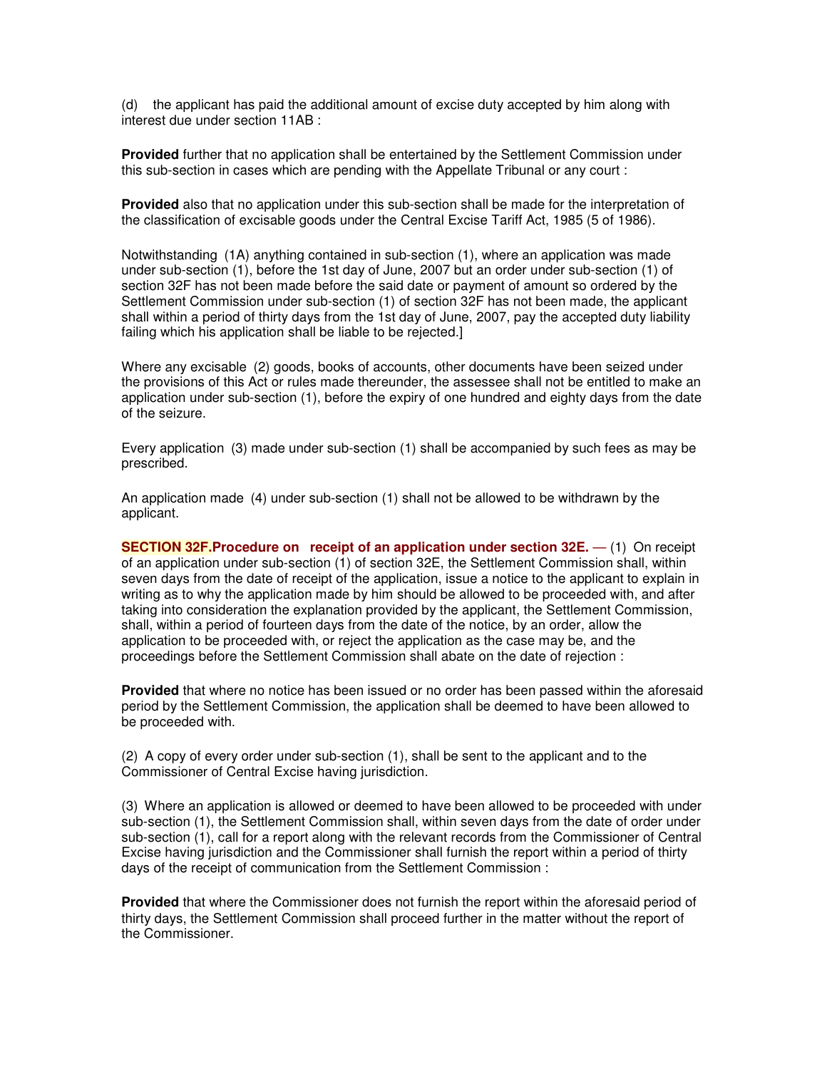(d) the applicant has paid the additional amount of excise duty accepted by him along with interest due under section 11AB :

**Provided** further that no application shall be entertained by the Settlement Commission under this sub-section in cases which are pending with the Appellate Tribunal or any court :

**Provided** also that no application under this sub-section shall be made for the interpretation of the classification of excisable goods under the Central Excise Tariff Act, 1985 (5 of 1986).

Notwithstanding (1A) anything contained in sub-section (1), where an application was made under sub-section (1), before the 1st day of June, 2007 but an order under sub-section (1) of section 32F has not been made before the said date or payment of amount so ordered by the Settlement Commission under sub-section (1) of section 32F has not been made, the applicant shall within a period of thirty days from the 1st day of June, 2007, pay the accepted duty liability failing which his application shall be liable to be rejected.]

Where any excisable (2) goods, books of accounts, other documents have been seized under the provisions of this Act or rules made thereunder, the assessee shall not be entitled to make an application under sub-section (1), before the expiry of one hundred and eighty days from the date of the seizure.

Every application (3) made under sub-section (1) shall be accompanied by such fees as may be prescribed.

An application made (4) under sub-section (1) shall not be allowed to be withdrawn by the applicant.

**SECTION 32F. Procedure on receipt of an application under section 32E.** — (1) On receipt of an application under sub-section (1) of section 32E, the Settlement Commission shall, within seven days from the date of receipt of the application, issue a notice to the applicant to explain in writing as to why the application made by him should be allowed to be proceeded with, and after taking into consideration the explanation provided by the applicant, the Settlement Commission, shall, within a period of fourteen days from the date of the notice, by an order, allow the application to be proceeded with, or reject the application as the case may be, and the proceedings before the Settlement Commission shall abate on the date of rejection :

**Provided** that where no notice has been issued or no order has been passed within the aforesaid period by the Settlement Commission, the application shall be deemed to have been allowed to be proceeded with.

(2) A copy of every order under sub-section (1), shall be sent to the applicant and to the Commissioner of Central Excise having jurisdiction.

(3) Where an application is allowed or deemed to have been allowed to be proceeded with under sub-section (1), the Settlement Commission shall, within seven days from the date of order under sub-section (1), call for a report along with the relevant records from the Commissioner of Central Excise having jurisdiction and the Commissioner shall furnish the report within a period of thirty days of the receipt of communication from the Settlement Commission :

**Provided** that where the Commissioner does not furnish the report within the aforesaid period of thirty days, the Settlement Commission shall proceed further in the matter without the report of the Commissioner.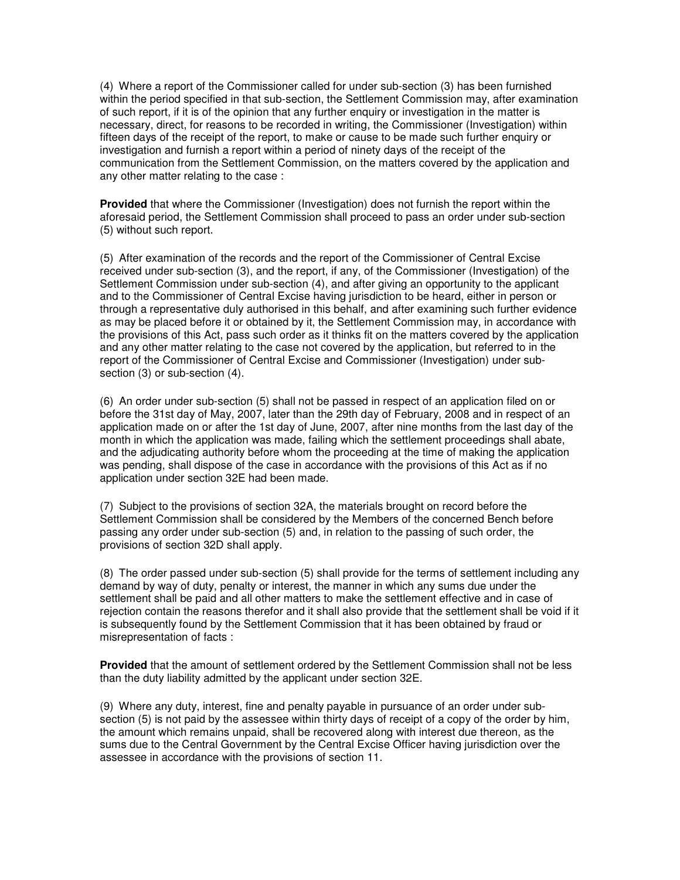(4) Where a report of the Commissioner called for under sub-section (3) has been furnished within the period specified in that sub-section, the Settlement Commission may, after examination of such report, if it is of the opinion that any further enquiry or investigation in the matter is necessary, direct, for reasons to be recorded in writing, the Commissioner (Investigation) within fifteen days of the receipt of the report, to make or cause to be made such further enquiry or investigation and furnish a report within a period of ninety days of the receipt of the communication from the Settlement Commission, on the matters covered by the application and any other matter relating to the case :

**Provided** that where the Commissioner (Investigation) does not furnish the report within the aforesaid period, the Settlement Commission shall proceed to pass an order under sub-section (5) without such report.

(5) After examination of the records and the report of the Commissioner of Central Excise received under sub-section (3), and the report, if any, of the Commissioner (Investigation) of the Settlement Commission under sub-section (4), and after giving an opportunity to the applicant and to the Commissioner of Central Excise having jurisdiction to be heard, either in person or through a representative duly authorised in this behalf, and after examining such further evidence as may be placed before it or obtained by it, the Settlement Commission may, in accordance with the provisions of this Act, pass such order as it thinks fit on the matters covered by the application and any other matter relating to the case not covered by the application, but referred to in the report of the Commissioner of Central Excise and Commissioner (Investigation) under sub-section (3) or sub-section (4).

(6) An order under sub-section (5) shall not be passed in respect of an application filed on or before the 31st day of May, 2007, later than the 29th day of February, 2008 and in respect of an application made on or after the 1st day of June, 2007, after nine months from the last day of the month in which the application was made, failing which the settlement proceedings shall abate, and the adjudicating authority before whom the proceeding at the time of making the application was pending, shall dispose of the case in accordance with the provisions of this Act as if no application under section 32E had been made.

(7) Subject to the provisions of section 32A, the materials brought on record before the Settlement Commission shall be considered by the Members of the concerned Bench before passing any order under sub-section (5) and, in relation to the passing of such order, the provisions of section 32D shall apply.

(8) The order passed under sub-section (5) shall provide for the terms of settlement including any demand by way of duty, penalty or interest, the manner in which any sums due under the settlement shall be paid and all other matters to make the settlement effective and in case of rejection contain the reasons therefor and it shall also provide that the settlement shall be void if it is subsequently found by the Settlement Commission that it has been obtained by fraud or misrepresentation of facts :

**Provided** that the amount of settlement ordered by the Settlement Commission shall not be less than the duty liability admitted by the applicant under section 32E.

(9) Where any duty, interest, fine and penalty payable in pursuance of an order under sub-section (5) is not paid by the assessee within thirty days of receipt of a copy of the order by him, the amount which remains unpaid, shall be recovered along with interest due thereon, as the sums due to the Central Government by the Central Excise Officer having jurisdiction over the assessee in accordance with the provisions of section 11.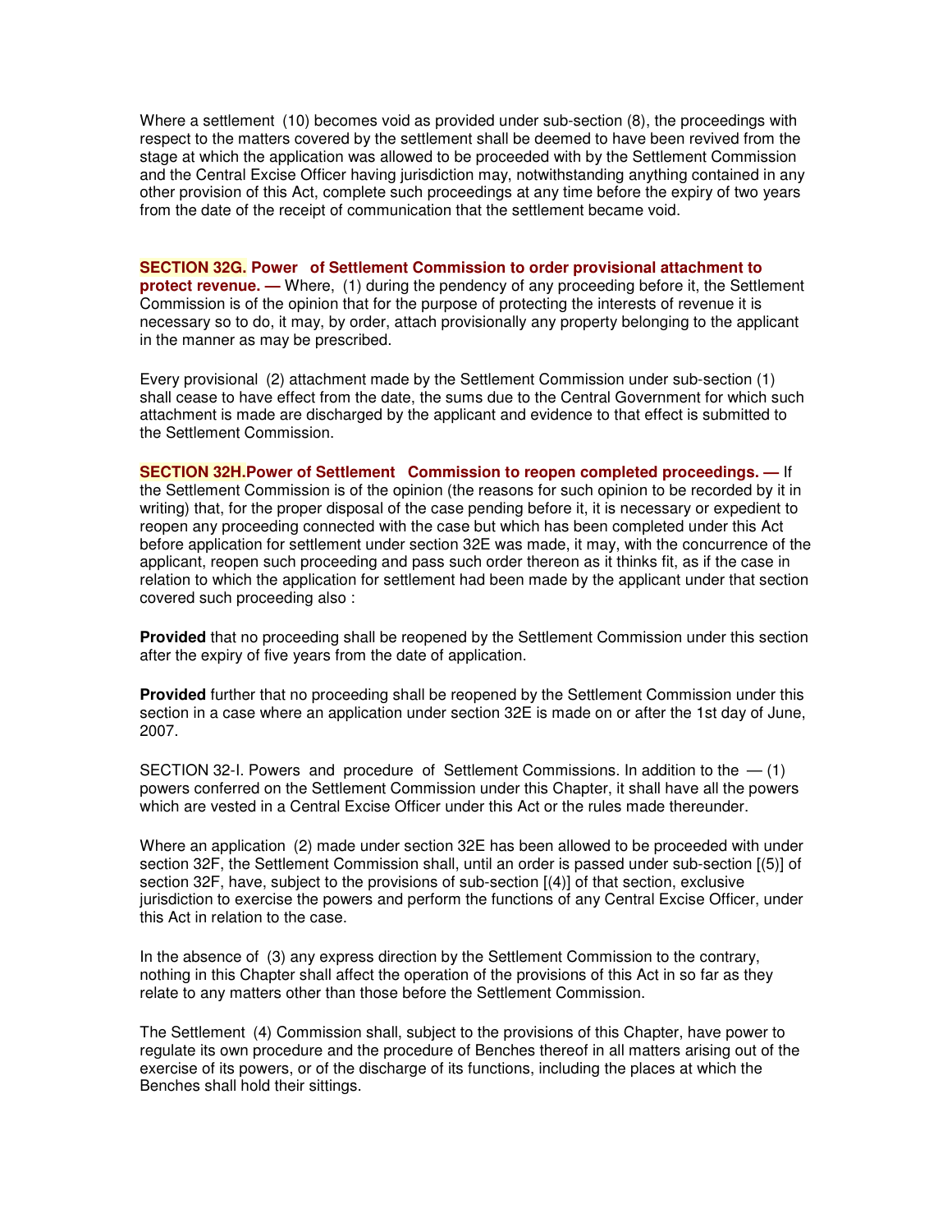Where a settlement (10) becomes void as provided under sub-section (8), the proceedings with respect to the matters covered by the settlement shall be deemed to have been revived from the stage at which the application was allowed to be proceeded with by the Settlement Commission and the Central Excise Officer having jurisdiction may, notwithstanding anything contained in any other provision of this Act, complete such proceedings at any time before the expiry of two years from the date of the receipt of communication that the settlement became void.

**SECTION 32G. Power of Settlement Commission to order provisional attachment to protect revenue. —** Where, (1) during the pendency of any proceeding before it, the Settlement Commission is of the opinion that for the purpose of protecting the interests of revenue it is necessary so to do, it may, by order, attach provisionally any property belonging to the applicant in the manner as may be prescribed.

Every provisional (2) attachment made by the Settlement Commission under sub-section (1) shall cease to have effect from the date, the sums due to the Central Government for which such attachment is made are discharged by the applicant and evidence to that effect is submitted to the Settlement Commission.

**SECTION 32H. Power of Settlement Commission to reopen completed proceedings. —** If the Settlement Commission is of the opinion (the reasons for such opinion to be recorded by it in writing) that, for the proper disposal of the case pending before it, it is necessary or expedient to reopen any proceeding connected with the case but which has been completed under this Act before application for settlement under section 32E was made, it may, with the concurrence of the applicant, reopen such proceeding and pass such order thereon as it thinks fit, as if the case in relation to which the application for settlement had been made by the applicant under that section covered such proceeding also :

**Provided** that no proceeding shall be reopened by the Settlement Commission under this section after the expiry of five years from the date of application.

**Provided** further that no proceeding shall be reopened by the Settlement Commission under this section in a case where an application under section 32E is made on or after the 1st day of June, 2007.

SECTION 32-I. Powers and procedure of Settlement Commissions. In addition to the — (1) powers conferred on the Settlement Commission under this Chapter, it shall have all the powers which are vested in a Central Excise Officer under this Act or the rules made thereunder.

Where an application (2) made under section 32E has been allowed to be proceeded with under section 32F, the Settlement Commission shall, until an order is passed under sub-section [(5)] of section 32F, have, subject to the provisions of sub-section [(4)] of that section, exclusive jurisdiction to exercise the powers and perform the functions of any Central Excise Officer, under this Act in relation to the case.

In the absence of (3) any express direction by the Settlement Commission to the contrary, nothing in this Chapter shall affect the operation of the provisions of this Act in so far as they relate to any matters other than those before the Settlement Commission.

The Settlement (4) Commission shall, subject to the provisions of this Chapter, have power to regulate its own procedure and the procedure of Benches thereof in all matters arising out of the exercise of its powers, or of the discharge of its functions, including the places at which the Benches shall hold their sittings.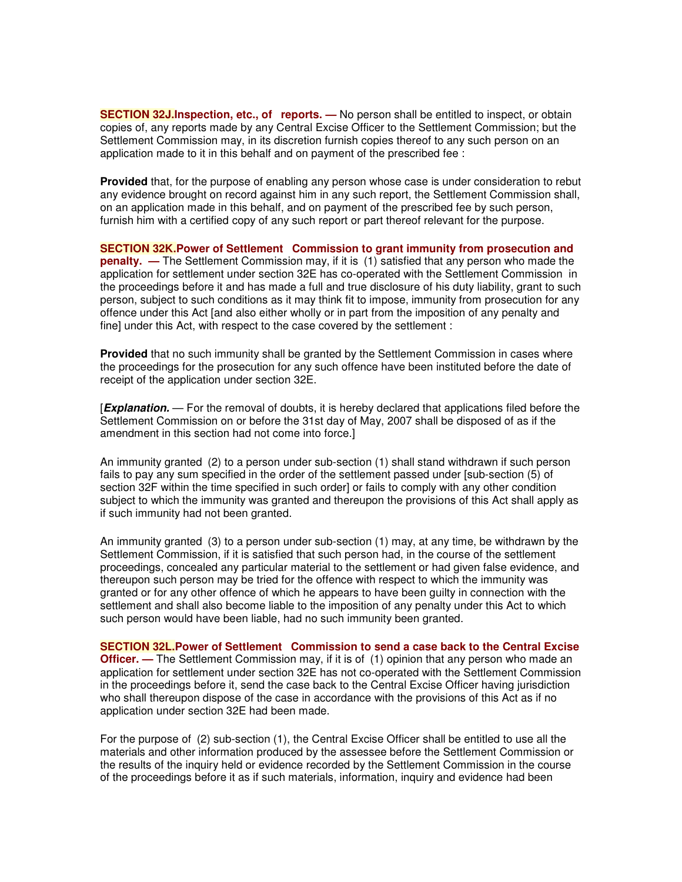**SECTION 32J. Inspection, etc., of reports. —** No person shall be entitled to inspect, or obtain copies of, any reports made by any Central Excise Officer to the Settlement Commission; but the Settlement Commission may, in its discretion furnish copies thereof to any such person on an application made to it in this behalf and on payment of the prescribed fee :

**Provided** that, for the purpose of enabling any person whose case is under consideration to rebut any evidence brought on record against him in any such report, the Settlement Commission shall, on an application made in this behalf, and on payment of the prescribed fee by such person, furnish him with a certified copy of any such report or part thereof relevant for the purpose.

**SECTION 32K. Power of Settlement Commission to grant immunity from prosecution and penalty. —** The Settlement Commission may, if it is (1) satisfied that any person who made the application for settlement under section 32E has co-operated with the Settlement Commission in the proceedings before it and has made a full and true disclosure of his duty liability, grant to such person, subject to such conditions as it may think fit to impose, immunity from prosecution for any offence under this Act [and also either wholly or in part from the imposition of any penalty and fine] under this Act, with respect to the case covered by the settlement :

**Provided** that no such immunity shall be granted by the Settlement Commission in cases where the proceedings for the prosecution for any such offence have been instituted before the date of receipt of the application under section 32E.

[***Explanation.*** — For the removal of doubts, it is hereby declared that applications filed before the Settlement Commission on or before the 31st day of May, 2007 shall be disposed of as if the amendment in this section had not come into force.]

An immunity granted (2) to a person under sub-section (1) shall stand withdrawn if such person fails to pay any sum specified in the order of the settlement passed under [sub-section (5) of section 32F within the time specified in such order] or fails to comply with any other condition subject to which the immunity was granted and thereupon the provisions of this Act shall apply as if such immunity had not been granted.

An immunity granted (3) to a person under sub-section (1) may, at any time, be withdrawn by the Settlement Commission, if it is satisfied that such person had, in the course of the settlement proceedings, concealed any particular material to the settlement or had given false evidence, and thereupon such person may be tried for the offence with respect to which the immunity was granted or for any other offence of which he appears to have been guilty in connection with the settlement and shall also become liable to the imposition of any penalty under this Act to which such person would have been liable, had no such immunity been granted.

**SECTION 32L. Power of Settlement Commission to send a case back to the Central Excise Officer. —** The Settlement Commission may, if it is of (1) opinion that any person who made an application for settlement under section 32E has not co-operated with the Settlement Commission in the proceedings before it, send the case back to the Central Excise Officer having jurisdiction who shall thereupon dispose of the case in accordance with the provisions of this Act as if no application under section 32E had been made.

For the purpose of (2) sub-section (1), the Central Excise Officer shall be entitled to use all the materials and other information produced by the assessee before the Settlement Commission or the results of the inquiry held or evidence recorded by the Settlement Commission in the course of the proceedings before it as if such materials, information, inquiry and evidence had been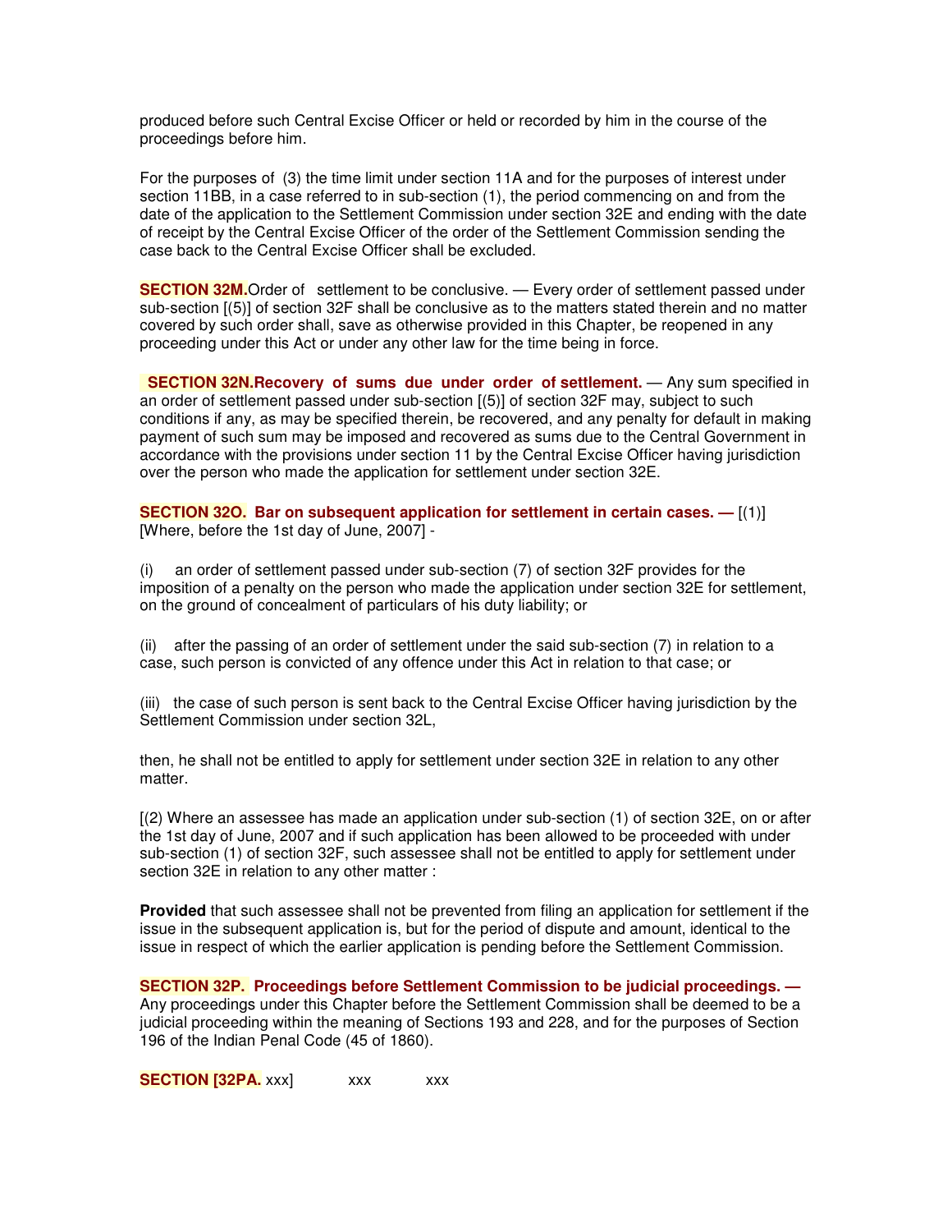produced before such Central Excise Officer or held or recorded by him in the course of the proceedings before him.

For the purposes of (3) the time limit under section 11A and for the purposes of interest under section 11BB, in a case referred to in sub-section (1), the period commencing on and from the date of the application to the Settlement Commission under section 32E and ending with the date of receipt by the Central Excise Officer of the order of the Settlement Commission sending the case back to the Central Excise Officer shall be excluded.

**SECTION 32M.** Order of settlement to be conclusive. — Every order of settlement passed under sub-section [(5)] of section 32F shall be conclusive as to the matters stated therein and no matter covered by such order shall, save as otherwise provided in this Chapter, be reopened in any proceeding under this Act or under any other law for the time being in force.

**SECTION 32N. Recovery of sums due under order of settlement.** — Any sum specified in an order of settlement passed under sub-section [(5)] of section 32F may, subject to such conditions if any, as may be specified therein, be recovered, and any penalty for default in making payment of such sum may be imposed and recovered as sums due to the Central Government in accordance with the provisions under section 11 by the Central Excise Officer having jurisdiction over the person who made the application for settlement under section 32E.

**SECTION 32O. Bar on subsequent application for settlement in certain cases. —** [(1)] [Where, before the 1st day of June, 2007] -

(i) an order of settlement passed under sub-section (7) of section 32F provides for the imposition of a penalty on the person who made the application under section 32E for settlement, on the ground of concealment of particulars of his duty liability; or

(ii) after the passing of an order of settlement under the said sub-section (7) in relation to a case, such person is convicted of any offence under this Act in relation to that case; or

(iii) the case of such person is sent back to the Central Excise Officer having jurisdiction by the Settlement Commission under section 32L,

then, he shall not be entitled to apply for settlement under section 32E in relation to any other matter.

[(2) Where an assessee has made an application under sub-section (1) of section 32E, on or after the 1st day of June, 2007 and if such application has been allowed to be proceeded with under sub-section (1) of section 32F, such assessee shall not be entitled to apply for settlement under section 32E in relation to any other matter :

**Provided** that such assessee shall not be prevented from filing an application for settlement if the issue in the subsequent application is, but for the period of dispute and amount, identical to the issue in respect of which the earlier application is pending before the Settlement Commission.

**SECTION 32P. Proceedings before Settlement Commission to be judicial proceedings. —** Any proceedings under this Chapter before the Settlement Commission shall be deemed to be a judicial proceeding within the meaning of Sections 193 and 228, and for the purposes of Section 196 of the Indian Penal Code (45 of 1860).

**SECTION [32PA.** xxx] xxx xxx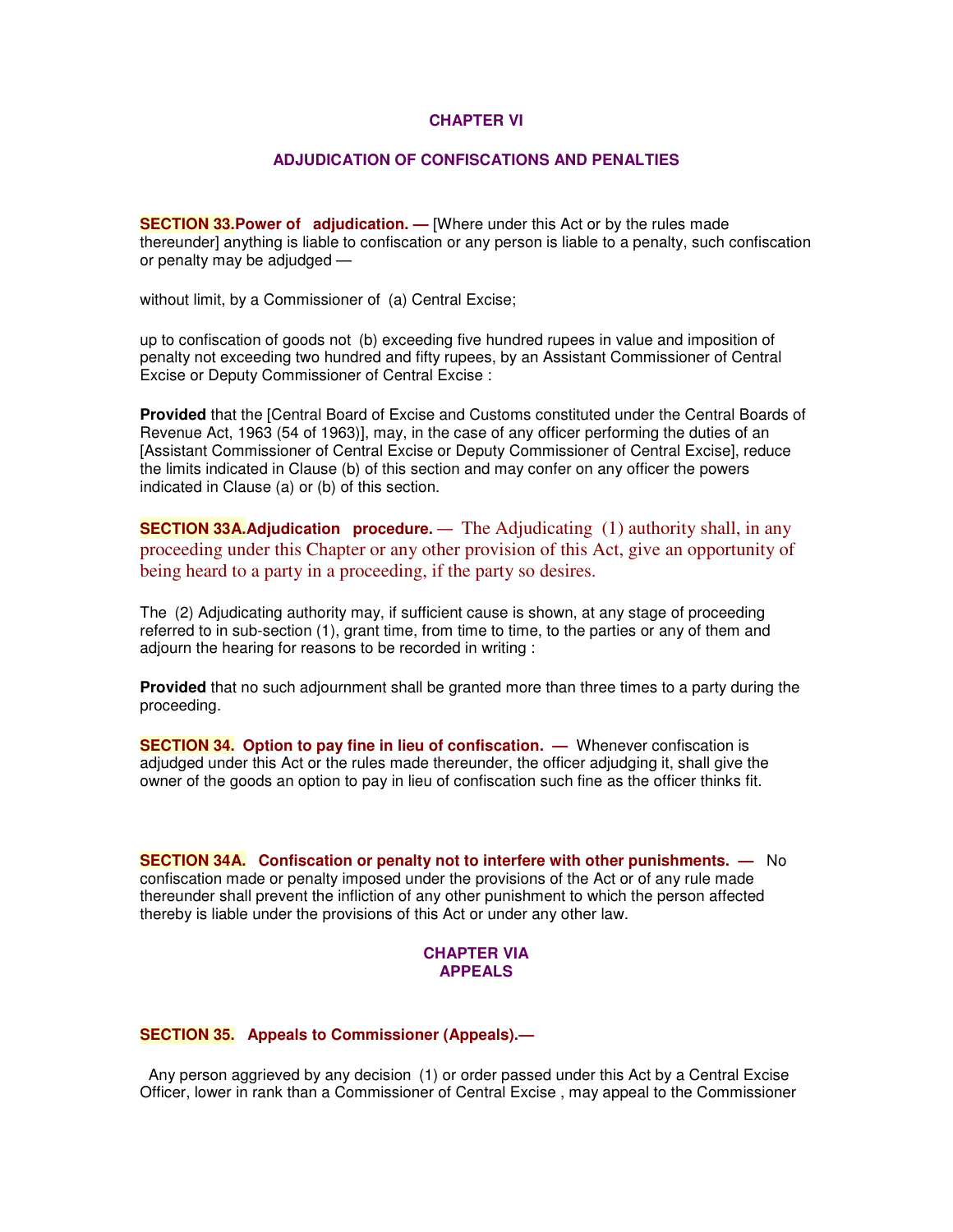## CHAPTER VI

## ADJUDICATION OF CONFISCATIONS AND PENALTIES

**SECTION 33. Power of adjudication. —** [Where under this Act or by the rules made thereunder] anything is liable to confiscation or any person is liable to a penalty, such confiscation or penalty may be adjudged —

(a) without limit, by a Commissioner of Central Excise;

(b) up to confiscation of goods not exceeding five hundred rupees in value and imposition of penalty not exceeding two hundred and fifty rupees, by an Assistant Commissioner of Central Excise or Deputy Commissioner of Central Excise :

**Provided** that the [Central Board of Excise and Customs constituted under the Central Boards of Revenue Act, 1963 (54 of 1963)], may, in the case of any officer performing the duties of an [Assistant Commissioner of Central Excise or Deputy Commissioner of Central Excise], reduce the limits indicated in Clause (b) of this section and may confer on any officer the powers indicated in Clause (a) or (b) of this section.

**SECTION 33A. Adjudication procedure. —** (1) The Adjudicating authority shall, in any proceeding under this Chapter or any other provision of this Act, give an opportunity of being heard to a party in a proceeding, if the party so desires.

(2) The Adjudicating authority may, if sufficient cause is shown, at any stage of proceeding referred to in sub-section (1), grant time, from time to time, to the parties or any of them and adjourn the hearing for reasons to be recorded in writing :

**Provided** that no such adjournment shall be granted more than three times to a party during the proceeding.

**SECTION 34. Option to pay fine in lieu of confiscation. —** Whenever confiscation is adjudged under this Act or the rules made thereunder, the officer adjudging it, shall give the owner of the goods an option to pay in lieu of confiscation such fine as the officer thinks fit.

**SECTION 34A. Confiscation or penalty not to interfere with other punishments. —** No confiscation made or penalty imposed under the provisions of the Act or of any rule made thereunder shall prevent the infliction of any other punishment to which the person affected thereby is liable under the provisions of this Act or under any other law.

## CHAPTER VIA
## APPEALS

**SECTION 35. Appeals to Commissioner (Appeals).—**

(1) Any person aggrieved by any decision or order passed under this Act by a Central Excise Officer, lower in rank than a Commissioner of Central Excise , may appeal to the Commissioner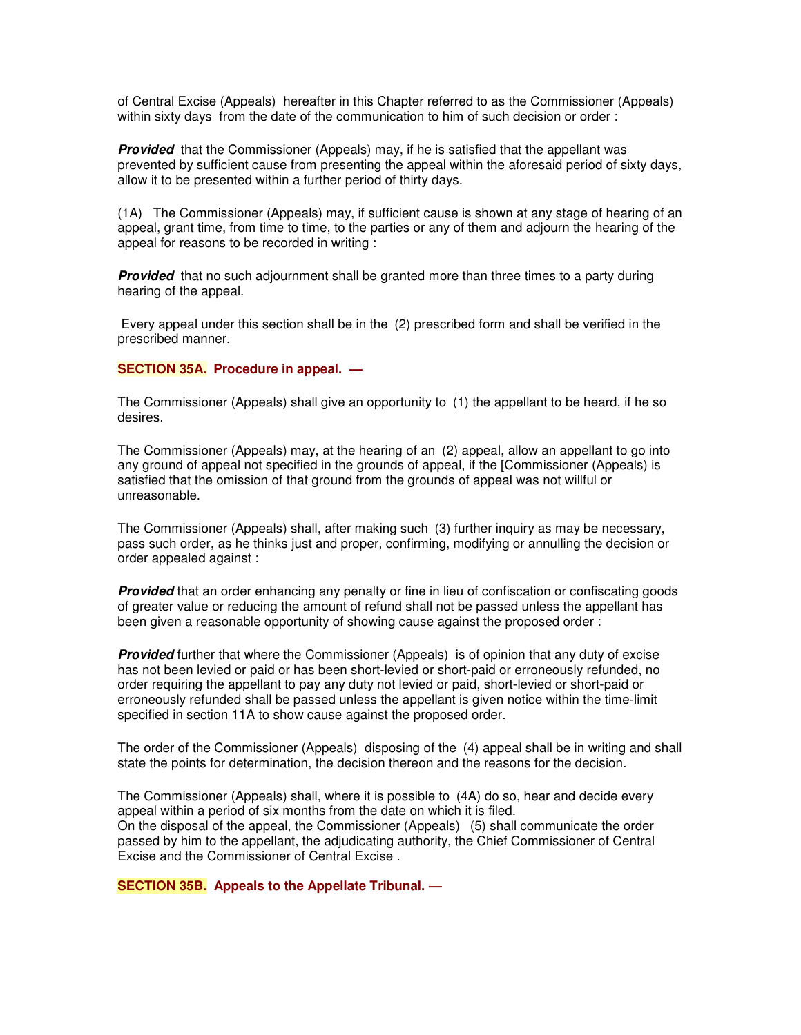of Central Excise (Appeals) hereafter in this Chapter referred to as the Commissioner (Appeals) within sixty days from the date of the communication to him of such decision or order :

***Provided*** that the Commissioner (Appeals) may, if he is satisfied that the appellant was prevented by sufficient cause from presenting the appeal within the aforesaid period of sixty days, allow it to be presented within a further period of thirty days.

(1A) The Commissioner (Appeals) may, if sufficient cause is shown at any stage of hearing of an appeal, grant time, from time to time, to the parties or any of them and adjourn the hearing of the appeal for reasons to be recorded in writing :

***Provided*** that no such adjournment shall be granted more than three times to a party during hearing of the appeal.

Every appeal under this section shall be in the (2) prescribed form and shall be verified in the prescribed manner.

## SECTION 35A. Procedure in appeal. —

The Commissioner (Appeals) shall give an opportunity to (1) the appellant to be heard, if he so desires.

The Commissioner (Appeals) may, at the hearing of an (2) appeal, allow an appellant to go into any ground of appeal not specified in the grounds of appeal, if the [Commissioner (Appeals) is satisfied that the omission of that ground from the grounds of appeal was not willful or unreasonable.

The Commissioner (Appeals) shall, after making such (3) further inquiry as may be necessary, pass such order, as he thinks just and proper, confirming, modifying or annulling the decision or order appealed against :

***Provided*** that an order enhancing any penalty or fine in lieu of confiscation or confiscating goods of greater value or reducing the amount of refund shall not be passed unless the appellant has been given a reasonable opportunity of showing cause against the proposed order :

***Provided*** further that where the Commissioner (Appeals) is of opinion that any duty of excise has not been levied or paid or has been short-levied or short-paid or erroneously refunded, no order requiring the appellant to pay any duty not levied or paid, short-levied or short-paid or erroneously refunded shall be passed unless the appellant is given notice within the time-limit specified in section 11A to show cause against the proposed order.

The order of the Commissioner (Appeals) disposing of the (4) appeal shall be in writing and shall state the points for determination, the decision thereon and the reasons for the decision.

The Commissioner (Appeals) shall, where it is possible to (4A) do so, hear and decide every appeal within a period of six months from the date on which it is filed.
On the disposal of the appeal, the Commissioner (Appeals) (5) shall communicate the order passed by him to the appellant, the adjudicating authority, the Chief Commissioner of Central Excise and the Commissioner of Central Excise .

## SECTION 35B. Appeals to the Appellate Tribunal. —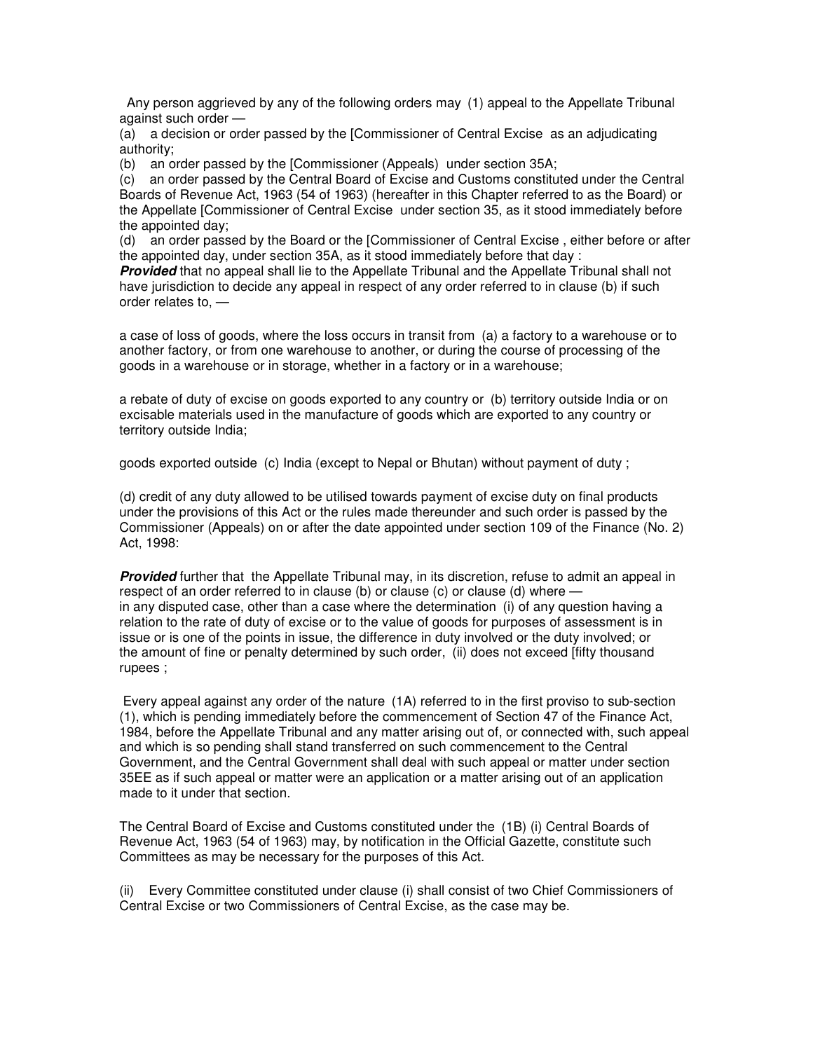Any person aggrieved by any of the following orders may (1) appeal to the Appellate Tribunal against such order —

(a) a decision or order passed by the [Commissioner of Central Excise as an adjudicating authority;

(b) an order passed by the [Commissioner (Appeals) under section 35A;

(c) an order passed by the Central Board of Excise and Customs constituted under the Central Boards of Revenue Act, 1963 (54 of 1963) (hereafter in this Chapter referred to as the Board) or the Appellate [Commissioner of Central Excise under section 35, as it stood immediately before the appointed day;

(d) an order passed by the Board or the [Commissioner of Central Excise , either before or after the appointed day, under section 35A, as it stood immediately before that day :

***Provided*** that no appeal shall lie to the Appellate Tribunal and the Appellate Tribunal shall not have jurisdiction to decide any appeal in respect of any order referred to in clause (b) if such order relates to, —

a case of loss of goods, where the loss occurs in transit from (a) a factory to a warehouse or to another factory, or from one warehouse to another, or during the course of processing of the goods in a warehouse or in storage, whether in a factory or in a warehouse;

a rebate of duty of excise on goods exported to any country or (b) territory outside India or on excisable materials used in the manufacture of goods which are exported to any country or territory outside India;

goods exported outside (c) India (except to Nepal or Bhutan) without payment of duty ;

(d) credit of any duty allowed to be utilised towards payment of excise duty on final products under the provisions of this Act or the rules made thereunder and such order is passed by the Commissioner (Appeals) on or after the date appointed under section 109 of the Finance (No. 2) Act, 1998:

***Provided*** further that the Appellate Tribunal may, in its discretion, refuse to admit an appeal in respect of an order referred to in clause (b) or clause (c) or clause (d) where —
in any disputed case, other than a case where the determination (i) of any question having a relation to the rate of duty of excise or to the value of goods for purposes of assessment is in issue or is one of the points in issue, the difference in duty involved or the duty involved; or
the amount of fine or penalty determined by such order, (ii) does not exceed [fifty thousand rupees ;

Every appeal against any order of the nature (1A) referred to in the first proviso to sub-section (1), which is pending immediately before the commencement of Section 47 of the Finance Act, 1984, before the Appellate Tribunal and any matter arising out of, or connected with, such appeal and which is so pending shall stand transferred on such commencement to the Central Government, and the Central Government shall deal with such appeal or matter under section 35EE as if such appeal or matter were an application or a matter arising out of an application made to it under that section.

The Central Board of Excise and Customs constituted under the (1B) (i) Central Boards of Revenue Act, 1963 (54 of 1963) may, by notification in the Official Gazette, constitute such Committees as may be necessary for the purposes of this Act.

(ii) Every Committee constituted under clause (i) shall consist of two Chief Commissioners of Central Excise or two Commissioners of Central Excise, as the case may be.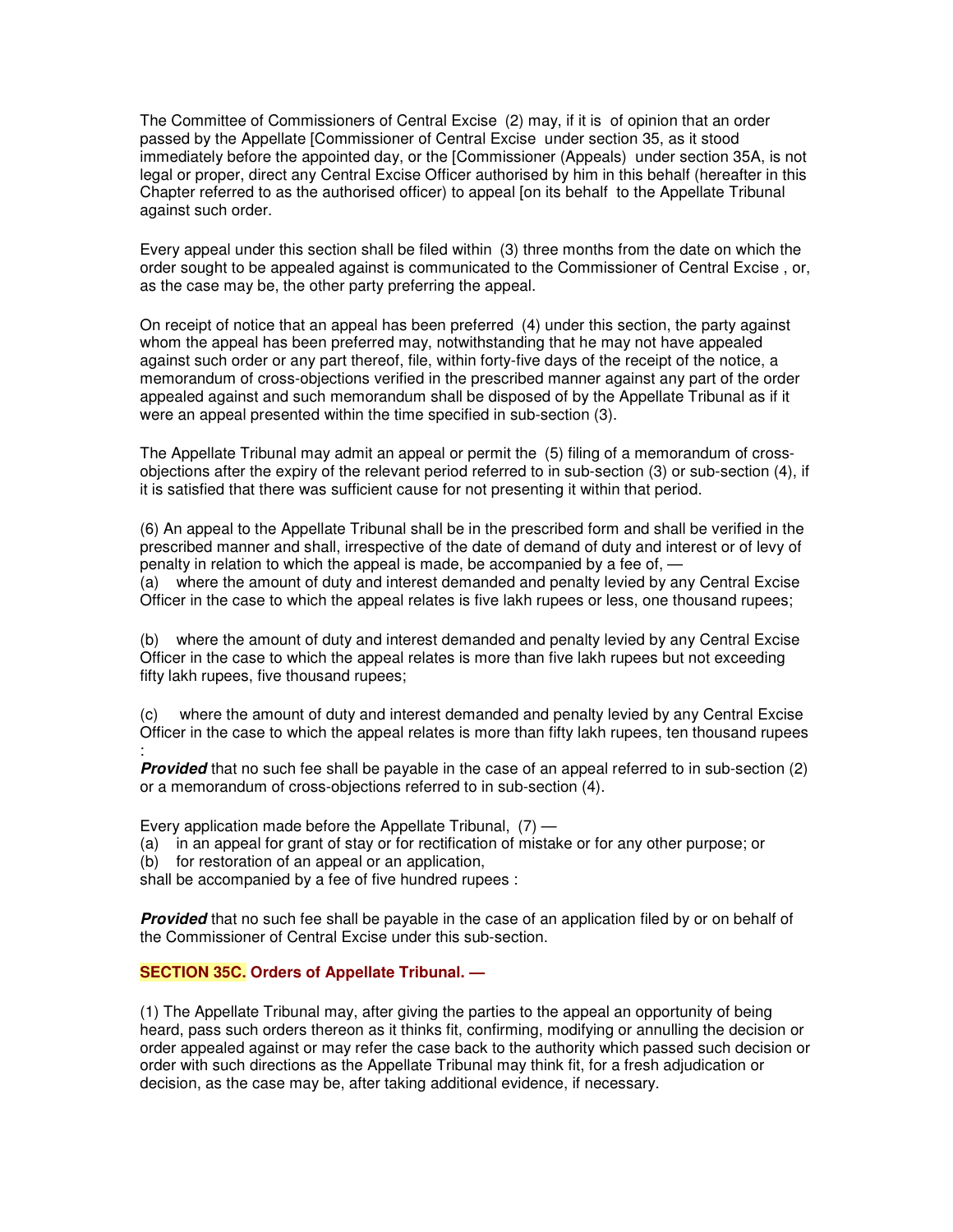The Committee of Commissioners of Central Excise (2) may, if it is of opinion that an order passed by the Appellate [Commissioner of Central Excise under section 35, as it stood immediately before the appointed day, or the [Commissioner (Appeals) under section 35A, is not legal or proper, direct any Central Excise Officer authorised by him in this behalf (hereafter in this Chapter referred to as the authorised officer) to appeal [on its behalf to the Appellate Tribunal against such order.

Every appeal under this section shall be filed within (3) three months from the date on which the order sought to be appealed against is communicated to the Commissioner of Central Excise , or, as the case may be, the other party preferring the appeal.

On receipt of notice that an appeal has been preferred (4) under this section, the party against whom the appeal has been preferred may, notwithstanding that he may not have appealed against such order or any part thereof, file, within forty-five days of the receipt of the notice, a memorandum of cross-objections verified in the prescribed manner against any part of the order appealed against and such memorandum shall be disposed of by the Appellate Tribunal as if it were an appeal presented within the time specified in sub-section (3).

The Appellate Tribunal may admit an appeal or permit the (5) filing of a memorandum of cross-objections after the expiry of the relevant period referred to in sub-section (3) or sub-section (4), if it is satisfied that there was sufficient cause for not presenting it within that period.

(6) An appeal to the Appellate Tribunal shall be in the prescribed form and shall be verified in the prescribed manner and shall, irrespective of the date of demand of duty and interest or of levy of penalty in relation to which the appeal is made, be accompanied by a fee of, —

(a) where the amount of duty and interest demanded and penalty levied by any Central Excise Officer in the case to which the appeal relates is five lakh rupees or less, one thousand rupees;

(b) where the amount of duty and interest demanded and penalty levied by any Central Excise Officer in the case to which the appeal relates is more than five lakh rupees but not exceeding fifty lakh rupees, five thousand rupees;

(c) where the amount of duty and interest demanded and penalty levied by any Central Excise Officer in the case to which the appeal relates is more than fifty lakh rupees, ten thousand rupees :

***Provided*** that no such fee shall be payable in the case of an appeal referred to in sub-section (2) or a memorandum of cross-objections referred to in sub-section (4).

Every application made before the Appellate Tribunal, (7) —

(a) in an appeal for grant of stay or for rectification of mistake or for any other purpose; or

(b) for restoration of an appeal or an application,

shall be accompanied by a fee of five hundred rupees :

***Provided*** that no such fee shall be payable in the case of an application filed by or on behalf of the Commissioner of Central Excise under this sub-section.

**SECTION 35C. Orders of Appellate Tribunal. —**

(1) The Appellate Tribunal may, after giving the parties to the appeal an opportunity of being heard, pass such orders thereon as it thinks fit, confirming, modifying or annulling the decision or order appealed against or may refer the case back to the authority which passed such decision or order with such directions as the Appellate Tribunal may think fit, for a fresh adjudication or decision, as the case may be, after taking additional evidence, if necessary.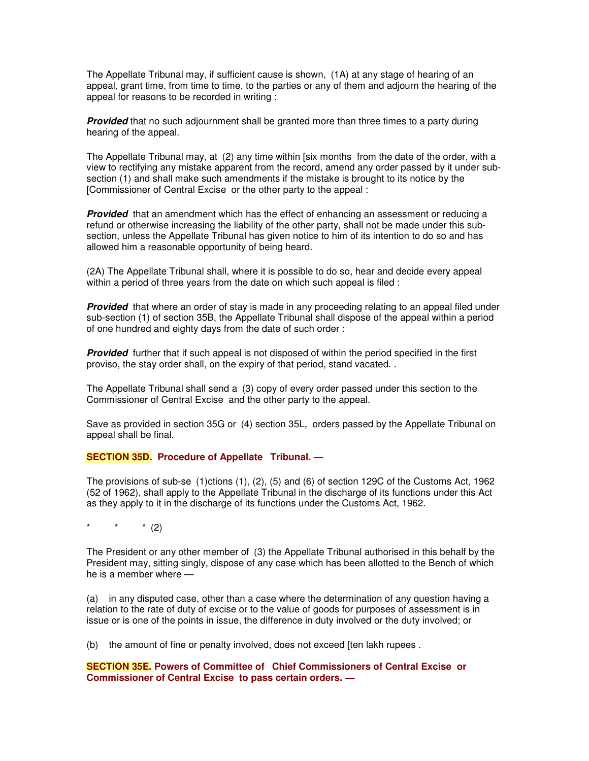The Appellate Tribunal may, if sufficient cause is shown, (1A) at any stage of hearing of an appeal, grant time, from time to time, to the parties or any of them and adjourn the hearing of the appeal for reasons to be recorded in writing :

***Provided*** that no such adjournment shall be granted more than three times to a party during hearing of the appeal.

The Appellate Tribunal may, at (2) any time within [six months from the date of the order, with a view to rectifying any mistake apparent from the record, amend any order passed by it under sub-section (1) and shall make such amendments if the mistake is brought to its notice by the [Commissioner of Central Excise or the other party to the appeal :

***Provided*** that an amendment which has the effect of enhancing an assessment or reducing a refund or otherwise increasing the liability of the other party, shall not be made under this sub-section, unless the Appellate Tribunal has given notice to him of its intention to do so and has allowed him a reasonable opportunity of being heard.

(2A) The Appellate Tribunal shall, where it is possible to do so, hear and decide every appeal within a period of three years from the date on which such appeal is filed :

***Provided*** that where an order of stay is made in any proceeding relating to an appeal filed under sub-section (1) of section 35B, the Appellate Tribunal shall dispose of the appeal within a period of one hundred and eighty days from the date of such order :

***Provided*** further that if such appeal is not disposed of within the period specified in the first proviso, the stay order shall, on the expiry of that period, stand vacated. .

The Appellate Tribunal shall send a (3) copy of every order passed under this section to the Commissioner of Central Excise and the other party to the appeal.

Save as provided in section 35G or (4) section 35L, orders passed by the Appellate Tribunal on appeal shall be final.

**SECTION 35D. Procedure of Appellate Tribunal. —**

The provisions of sub-se (1)ctions (1), (2), (5) and (6) of section 129C of the Customs Act, 1962 (52 of 1962), shall apply to the Appellate Tribunal in the discharge of its functions under this Act as they apply to it in the discharge of its functions under the Customs Act, 1962.

\* \* \* (2)

The President or any other member of (3) the Appellate Tribunal authorised in this behalf by the President may, sitting singly, dispose of any case which has been allotted to the Bench of which he is a member where —

(a) in any disputed case, other than a case where the determination of any question having a relation to the rate of duty of excise or to the value of goods for purposes of assessment is in issue or is one of the points in issue, the difference in duty involved or the duty involved; or

(b) the amount of fine or penalty involved, does not exceed [ten lakh rupees .

**SECTION 35E. Powers of Committee of Chief Commissioners of Central Excise or Commissioner of Central Excise to pass certain orders. —**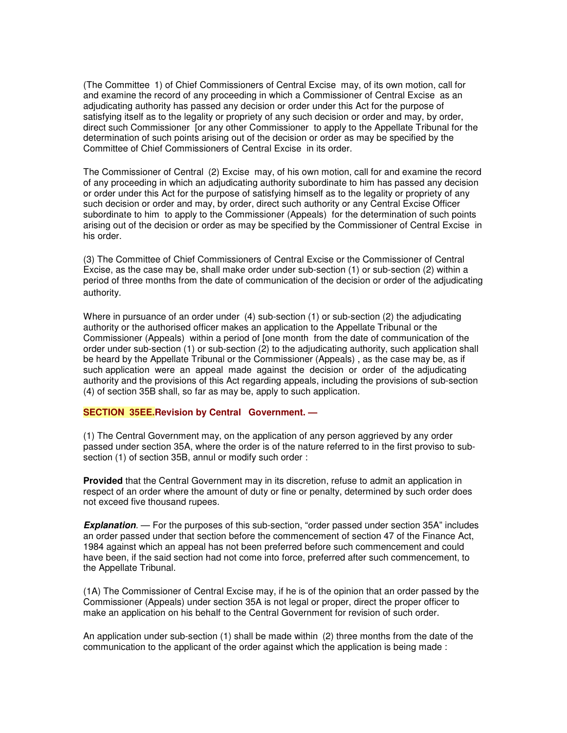(The Committee 1) of Chief Commissioners of Central Excise may, of its own motion, call for and examine the record of any proceeding in which a Commissioner of Central Excise as an adjudicating authority has passed any decision or order under this Act for the purpose of satisfying itself as to the legality or propriety of any such decision or order and may, by order, direct such Commissioner [or any other Commissioner to apply to the Appellate Tribunal for the determination of such points arising out of the decision or order as may be specified by the Committee of Chief Commissioners of Central Excise in its order.

The Commissioner of Central (2) Excise may, of his own motion, call for and examine the record of any proceeding in which an adjudicating authority subordinate to him has passed any decision or order under this Act for the purpose of satisfying himself as to the legality or propriety of any such decision or order and may, by order, direct such authority or any Central Excise Officer subordinate to him to apply to the Commissioner (Appeals) for the determination of such points arising out of the decision or order as may be specified by the Commissioner of Central Excise in his order.

(3) The Committee of Chief Commissioners of Central Excise or the Commissioner of Central Excise, as the case may be, shall make order under sub-section (1) or sub-section (2) within a period of three months from the date of communication of the decision or order of the adjudicating authority.

Where in pursuance of an order under (4) sub-section (1) or sub-section (2) the adjudicating authority or the authorised officer makes an application to the Appellate Tribunal or the Commissioner (Appeals) within a period of [one month from the date of communication of the order under sub-section (1) or sub-section (2) to the adjudicating authority, such application shall be heard by the Appellate Tribunal or the Commissioner (Appeals) , as the case may be, as if such application were an appeal made against the decision or order of the adjudicating authority and the provisions of this Act regarding appeals, including the provisions of sub-section (4) of section 35B shall, so far as may be, apply to such application.

**SECTION 35EE. Revision by Central Government. —**

(1) The Central Government may, on the application of any person aggrieved by any order passed under section 35A, where the order is of the nature referred to in the first proviso to sub-section (1) of section 35B, annul or modify such order :

**Provided** that the Central Government may in its discretion, refuse to admit an application in respect of an order where the amount of duty or fine or penalty, determined by such order does not exceed five thousand rupees.

***Explanation*.** — For the purposes of this sub-section, "order passed under section 35A" includes an order passed under that section before the commencement of section 47 of the Finance Act, 1984 against which an appeal has not been preferred before such commencement and could have been, if the said section had not come into force, preferred after such commencement, to the Appellate Tribunal.

(1A) The Commissioner of Central Excise may, if he is of the opinion that an order passed by the Commissioner (Appeals) under section 35A is not legal or proper, direct the proper officer to make an application on his behalf to the Central Government for revision of such order.

An application under sub-section (1) shall be made within (2) three months from the date of the communication to the applicant of the order against which the application is being made :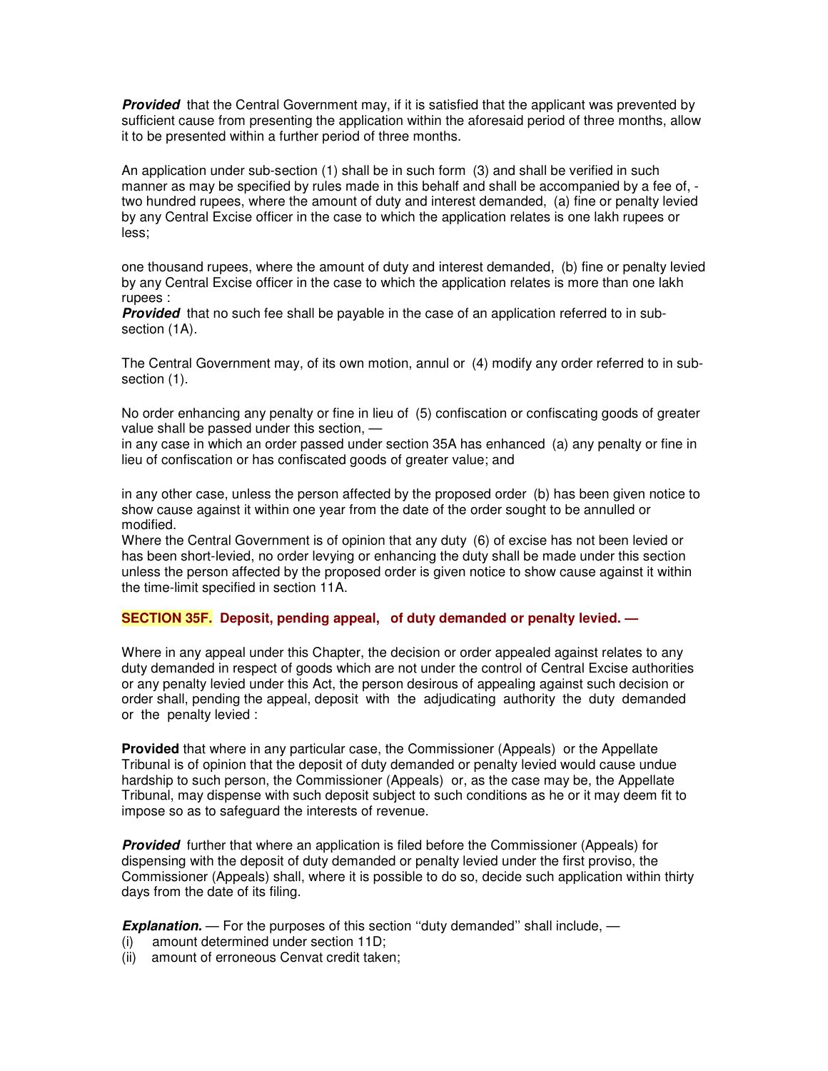***Provided*** that the Central Government may, if it is satisfied that the applicant was prevented by sufficient cause from presenting the application within the aforesaid period of three months, allow it to be presented within a further period of three months.

An application under sub-section (1) shall be in such form (3) and shall be verified in such manner as may be specified by rules made in this behalf and shall be accompanied by a fee of, - two hundred rupees, where the amount of duty and interest demanded, (a) fine or penalty levied by any Central Excise officer in the case to which the application relates is one lakh rupees or less;

one thousand rupees, where the amount of duty and interest demanded, (b) fine or penalty levied by any Central Excise officer in the case to which the application relates is more than one lakh rupees :

***Provided*** that no such fee shall be payable in the case of an application referred to in sub-section (1A).

The Central Government may, of its own motion, annul or (4) modify any order referred to in sub-section (1).

No order enhancing any penalty or fine in lieu of (5) confiscation or confiscating goods of greater value shall be passed under this section, —

in any case in which an order passed under section 35A has enhanced (a) any penalty or fine in lieu of confiscation or has confiscated goods of greater value; and

in any other case, unless the person affected by the proposed order (b) has been given notice to show cause against it within one year from the date of the order sought to be annulled or modified.

Where the Central Government is of opinion that any duty (6) of excise has not been levied or has been short-levied, no order levying or enhancing the duty shall be made under this section unless the person affected by the proposed order is given notice to show cause against it within the time-limit specified in section 11A.

### SECTION 35F. Deposit, pending appeal, of duty demanded or penalty levied. —

Where in any appeal under this Chapter, the decision or order appealed against relates to any duty demanded in respect of goods which are not under the control of Central Excise authorities or any penalty levied under this Act, the person desirous of appealing against such decision or order shall, pending the appeal, deposit with the adjudicating authority the duty demanded or the penalty levied :

**Provided** that where in any particular case, the Commissioner (Appeals) or the Appellate Tribunal is of opinion that the deposit of duty demanded or penalty levied would cause undue hardship to such person, the Commissioner (Appeals) or, as the case may be, the Appellate Tribunal, may dispense with such deposit subject to such conditions as he or it may deem fit to impose so as to safeguard the interests of revenue.

***Provided*** further that where an application is filed before the Commissioner (Appeals) for dispensing with the deposit of duty demanded or penalty levied under the first proviso, the Commissioner (Appeals) shall, where it is possible to do so, decide such application within thirty days from the date of its filing.

***Explanation.*** — For the purposes of this section ''duty demanded'' shall include, —

(i) amount determined under section 11D;

(ii) amount of erroneous Cenvat credit taken;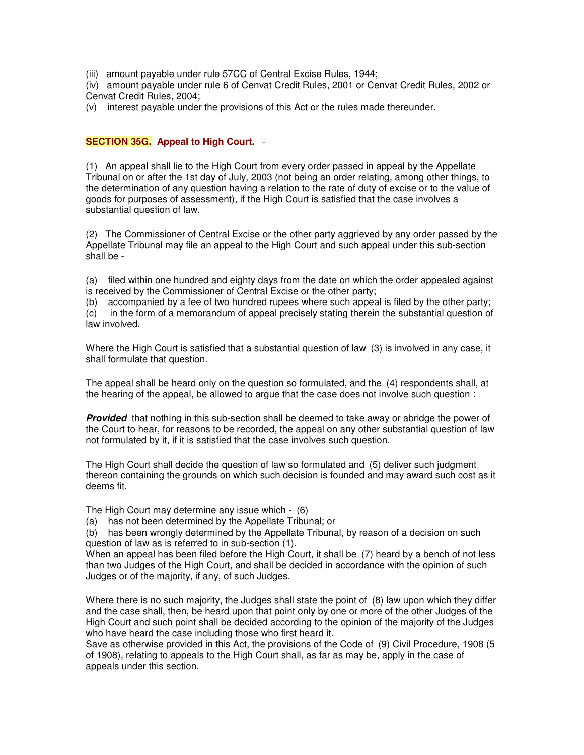(iii) amount payable under rule 57CC of Central Excise Rules, 1944;

(iv) amount payable under rule 6 of Cenvat Credit Rules, 2001 or Cenvat Credit Rules, 2002 or Cenvat Credit Rules, 2004;

(v) interest payable under the provisions of this Act or the rules made thereunder.

**SECTION 35G. Appeal to High Court.** -

(1) An appeal shall lie to the High Court from every order passed in appeal by the Appellate Tribunal on or after the 1st day of July, 2003 (not being an order relating, among other things, to the determination of any question having a relation to the rate of duty of excise or to the value of goods for purposes of assessment), if the High Court is satisfied that the case involves a substantial question of law.

(2) The Commissioner of Central Excise or the other party aggrieved by any order passed by the Appellate Tribunal may file an appeal to the High Court and such appeal under this sub-section shall be -

(a) filed within one hundred and eighty days from the date on which the order appealed against is received by the Commissioner of Central Excise or the other party;

(b) accompanied by a fee of two hundred rupees where such appeal is filed by the other party;

(c) in the form of a memorandum of appeal precisely stating therein the substantial question of law involved.

Where the High Court is satisfied that a substantial question of law (3) is involved in any case, it shall formulate that question.

The appeal shall be heard only on the question so formulated, and the (4) respondents shall, at the hearing of the appeal, be allowed to argue that the case does not involve such question :

***Provided*** that nothing in this sub-section shall be deemed to take away or abridge the power of the Court to hear, for reasons to be recorded, the appeal on any other substantial question of law not formulated by it, if it is satisfied that the case involves such question.

The High Court shall decide the question of law so formulated and (5) deliver such judgment thereon containing the grounds on which such decision is founded and may award such cost as it deems fit.

The High Court may determine any issue which - (6)

(a) has not been determined by the Appellate Tribunal; or

(b) has been wrongly determined by the Appellate Tribunal, by reason of a decision on such question of law as is referred to in sub-section (1).

When an appeal has been filed before the High Court, it shall be (7) heard by a bench of not less than two Judges of the High Court, and shall be decided in accordance with the opinion of such Judges or of the majority, if any, of such Judges.

Where there is no such majority, the Judges shall state the point of (8) law upon which they differ and the case shall, then, be heard upon that point only by one or more of the other Judges of the High Court and such point shall be decided according to the opinion of the majority of the Judges who have heard the case including those who first heard it.

Save as otherwise provided in this Act, the provisions of the Code of (9) Civil Procedure, 1908 (5 of 1908), relating to appeals to the High Court shall, as far as may be, apply in the case of appeals under this section.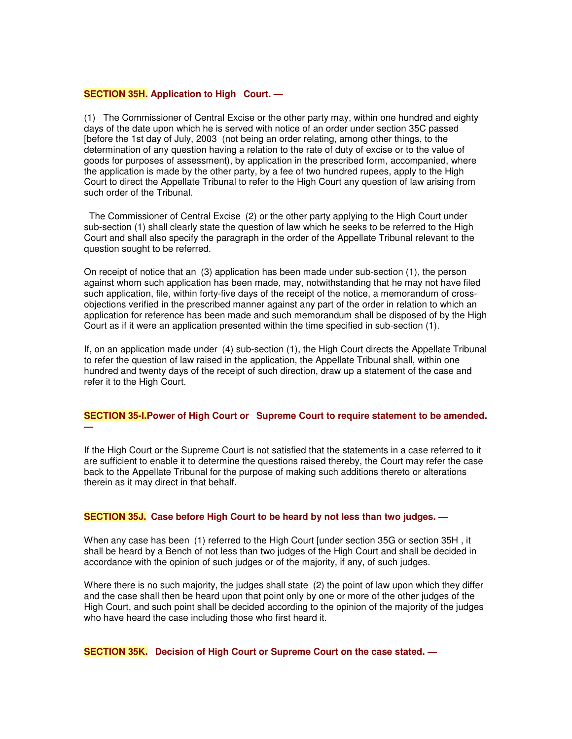**SECTION 35H. Application to High Court. —**

(1) The Commissioner of Central Excise or the other party may, within one hundred and eighty days of the date upon which he is served with notice of an order under section 35C passed [before the 1st day of July, 2003 (not being an order relating, among other things, to the determination of any question having a relation to the rate of duty of excise or to the value of goods for purposes of assessment), by application in the prescribed form, accompanied, where the application is made by the other party, by a fee of two hundred rupees, apply to the High Court to direct the Appellate Tribunal to refer to the High Court any question of law arising from such order of the Tribunal.

The Commissioner of Central Excise (2) or the other party applying to the High Court under sub-section (1) shall clearly state the question of law which he seeks to be referred to the High Court and shall also specify the paragraph in the order of the Appellate Tribunal relevant to the question sought to be referred.

On receipt of notice that an (3) application has been made under sub-section (1), the person against whom such application has been made, may, notwithstanding that he may not have filed such application, file, within forty-five days of the receipt of the notice, a memorandum of cross-objections verified in the prescribed manner against any part of the order in relation to which an application for reference has been made and such memorandum shall be disposed of by the High Court as if it were an application presented within the time specified in sub-section (1).

If, on an application made under (4) sub-section (1), the High Court directs the Appellate Tribunal to refer the question of law raised in the application, the Appellate Tribunal shall, within one hundred and twenty days of the receipt of such direction, draw up a statement of the case and refer it to the High Court.

**SECTION 35-I. Power of High Court or Supreme Court to require statement to be amended. —**

If the High Court or the Supreme Court is not satisfied that the statements in a case referred to it are sufficient to enable it to determine the questions raised thereby, the Court may refer the case back to the Appellate Tribunal for the purpose of making such additions thereto or alterations therein as it may direct in that behalf.

**SECTION 35J. Case before High Court to be heard by not less than two judges. —**

When any case has been (1) referred to the High Court [under section 35G or section 35H , it shall be heard by a Bench of not less than two judges of the High Court and shall be decided in accordance with the opinion of such judges or of the majority, if any, of such judges.

Where there is no such majority, the judges shall state (2) the point of law upon which they differ and the case shall then be heard upon that point only by one or more of the other judges of the High Court, and such point shall be decided according to the opinion of the majority of the judges who have heard the case including those who first heard it.

**SECTION 35K. Decision of High Court or Supreme Court on the case stated. —**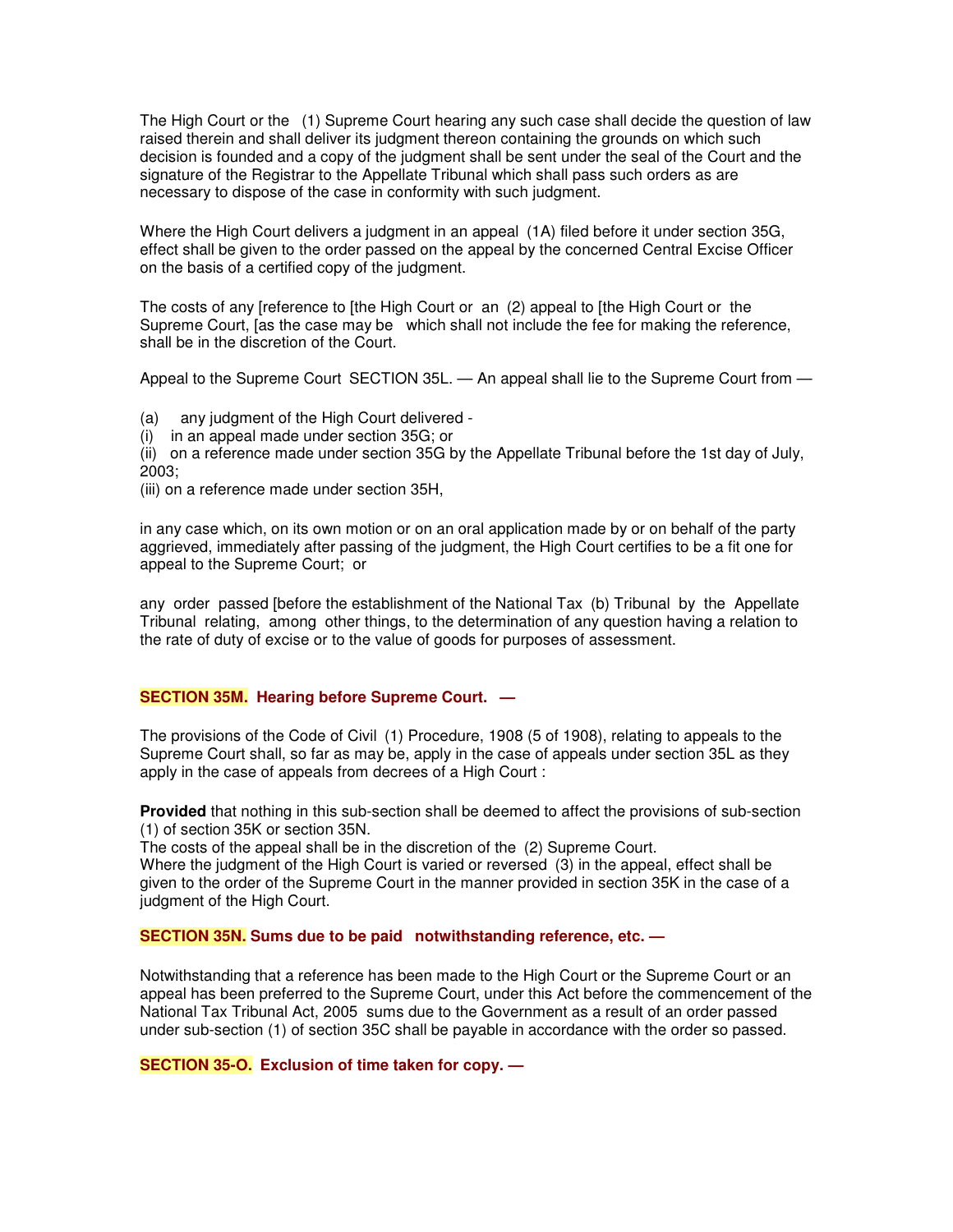The High Court or the (1) Supreme Court hearing any such case shall decide the question of law raised therein and shall deliver its judgment thereon containing the grounds on which such decision is founded and a copy of the judgment shall be sent under the seal of the Court and the signature of the Registrar to the Appellate Tribunal which shall pass such orders as are necessary to dispose of the case in conformity with such judgment.

Where the High Court delivers a judgment in an appeal (1A) filed before it under section 35G, effect shall be given to the order passed on the appeal by the concerned Central Excise Officer on the basis of a certified copy of the judgment.

The costs of any [reference to [the High Court or an (2) appeal to [the High Court or the Supreme Court, [as the case may be which shall not include the fee for making the reference, shall be in the discretion of the Court.

Appeal to the Supreme Court SECTION 35L. — An appeal shall lie to the Supreme Court from —

(a) any judgment of the High Court delivered -
(i) in an appeal made under section 35G; or
(ii) on a reference made under section 35G by the Appellate Tribunal before the 1st day of July, 2003;
(iii) on a reference made under section 35H,

in any case which, on its own motion or on an oral application made by or on behalf of the party aggrieved, immediately after passing of the judgment, the High Court certifies to be a fit one for appeal to the Supreme Court; or

any order passed [before the establishment of the National Tax (b) Tribunal by the Appellate Tribunal relating, among other things, to the determination of any question having a relation to the rate of duty of excise or to the value of goods for purposes of assessment.

**SECTION 35M. Hearing before Supreme Court. —**

The provisions of the Code of Civil (1) Procedure, 1908 (5 of 1908), relating to appeals to the Supreme Court shall, so far as may be, apply in the case of appeals under section 35L as they apply in the case of appeals from decrees of a High Court :

**Provided** that nothing in this sub-section shall be deemed to affect the provisions of sub-section (1) of section 35K or section 35N.
The costs of the appeal shall be in the discretion of the (2) Supreme Court.
Where the judgment of the High Court is varied or reversed (3) in the appeal, effect shall be given to the order of the Supreme Court in the manner provided in section 35K in the case of a judgment of the High Court.

**SECTION 35N. Sums due to be paid notwithstanding reference, etc. —**

Notwithstanding that a reference has been made to the High Court or the Supreme Court or an appeal has been preferred to the Supreme Court, under this Act before the commencement of the National Tax Tribunal Act, 2005 sums due to the Government as a result of an order passed under sub-section (1) of section 35C shall be payable in accordance with the order so passed.

**SECTION 35-O. Exclusion of time taken for copy. —**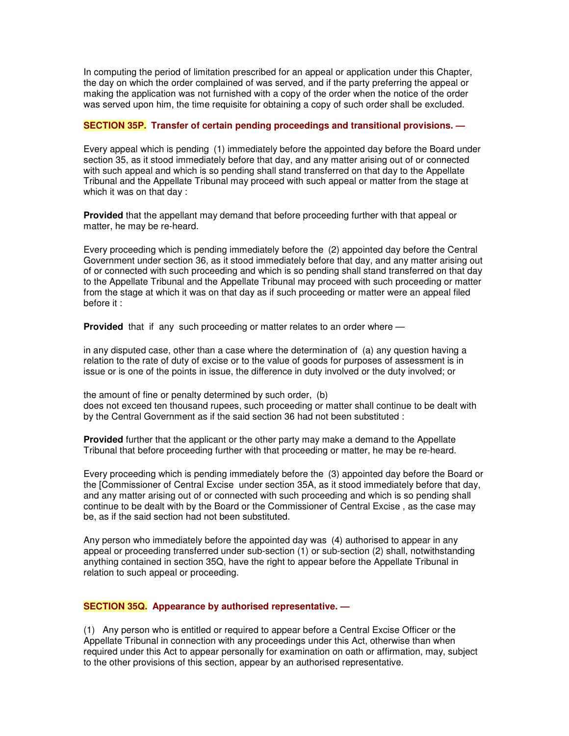In computing the period of limitation prescribed for an appeal or application under this Chapter, the day on which the order complained of was served, and if the party preferring the appeal or making the application was not furnished with a copy of the order when the notice of the order was served upon him, the time requisite for obtaining a copy of such order shall be excluded.

**SECTION 35P. Transfer of certain pending proceedings and transitional provisions. —**

Every appeal which is pending (1) immediately before the appointed day before the Board under section 35, as it stood immediately before that day, and any matter arising out of or connected with such appeal and which is so pending shall stand transferred on that day to the Appellate Tribunal and the Appellate Tribunal may proceed with such appeal or matter from the stage at which it was on that day :

**Provided** that the appellant may demand that before proceeding further with that appeal or matter, he may be re-heard.

Every proceeding which is pending immediately before the (2) appointed day before the Central Government under section 36, as it stood immediately before that day, and any matter arising out of or connected with such proceeding and which is so pending shall stand transferred on that day to the Appellate Tribunal and the Appellate Tribunal may proceed with such proceeding or matter from the stage at which it was on that day as if such proceeding or matter were an appeal filed before it :

**Provided** that if any such proceeding or matter relates to an order where —

in any disputed case, other than a case where the determination of (a) any question having a relation to the rate of duty of excise or to the value of goods for purposes of assessment is in issue or is one of the points in issue, the difference in duty involved or the duty involved; or

the amount of fine or penalty determined by such order, (b)
does not exceed ten thousand rupees, such proceeding or matter shall continue to be dealt with by the Central Government as if the said section 36 had not been substituted :

**Provided** further that the applicant or the other party may make a demand to the Appellate Tribunal that before proceeding further with that proceeding or matter, he may be re-heard.

Every proceeding which is pending immediately before the (3) appointed day before the Board or the [Commissioner of Central Excise under section 35A, as it stood immediately before that day, and any matter arising out of or connected with such proceeding and which is so pending shall continue to be dealt with by the Board or the Commissioner of Central Excise , as the case may be, as if the said section had not been substituted.

Any person who immediately before the appointed day was (4) authorised to appear in any appeal or proceeding transferred under sub-section (1) or sub-section (2) shall, notwithstanding anything contained in section 35Q, have the right to appear before the Appellate Tribunal in relation to such appeal or proceeding.

**SECTION 35Q. Appearance by authorised representative. —**

(1) Any person who is entitled or required to appear before a Central Excise Officer or the Appellate Tribunal in connection with any proceedings under this Act, otherwise than when required under this Act to appear personally for examination on oath or affirmation, may, subject to the other provisions of this section, appear by an authorised representative.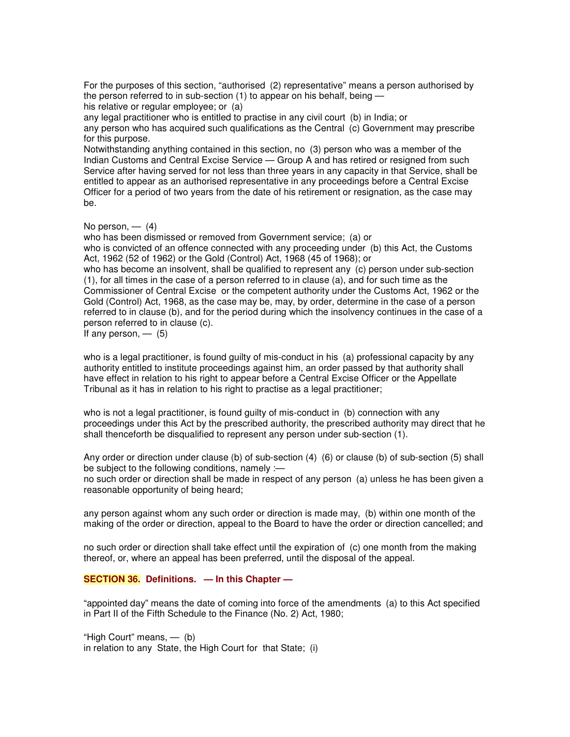(2) For the purposes of this section, "authorised representative" means a person authorised by the person referred to in sub-section (1) to appear on his behalf, being —

(a) his relative or regular employee; or

(b) any legal practitioner who is entitled to practise in any civil court in India; or

(c) any person who has acquired such qualifications as the Central Government may prescribe for this purpose.

(3) Notwithstanding anything contained in this section, no person who was a member of the Indian Customs and Central Excise Service — Group A and has retired or resigned from such Service after having served for not less than three years in any capacity in that Service, shall be entitled to appear as an authorised representative in any proceedings before a Central Excise Officer for a period of two years from the date of his retirement or resignation, as the case may be.

(4) No person, —

(a) who has been dismissed or removed from Government service; or

(b) who is convicted of an offence connected with any proceeding under this Act, the Customs Act, 1962 (52 of 1962) or the Gold (Control) Act, 1968 (45 of 1968); or

(c) who has become an insolvent, shall be qualified to represent any person under sub-section (1), for all times in the case of a person referred to in clause (a), and for such time as the Commissioner of Central Excise or the competent authority under the Customs Act, 1962 or the Gold (Control) Act, 1968, as the case may be, may, by order, determine in the case of a person referred to in clause (b), and for the period during which the insolvency continues in the case of a person referred to in clause (c).

(5) If any person, —

(a) who is a legal practitioner, is found guilty of mis-conduct in his professional capacity by any authority entitled to institute proceedings against him, an order passed by that authority shall have effect in relation to his right to appear before a Central Excise Officer or the Appellate Tribunal as it has in relation to his right to practise as a legal practitioner;

(b) who is not a legal practitioner, is found guilty of mis-conduct in connection with any proceedings under this Act by the prescribed authority, the prescribed authority may direct that he shall thenceforth be disqualified to represent any person under sub-section (1).

(6) Any order or direction under clause (b) of sub-section (4) or clause (b) of sub-section (5) shall be subject to the following conditions, namely :—

(a) no such order or direction shall be made in respect of any person unless he has been given a reasonable opportunity of being heard;

(b) any person against whom any such order or direction is made may, within one month of the making of the order or direction, appeal to the Board to have the order or direction cancelled; and

(c) no such order or direction shall take effect until the expiration of one month from the making thereof, or, where an appeal has been preferred, until the disposal of the appeal.

**SECTION 36. Definitions. — In this Chapter —**

(a) "appointed day" means the date of coming into force of the amendments to this Act specified in Part II of the Fifth Schedule to the Finance (No. 2) Act, 1980;

(b) "High Court" means, —

(i) in relation to any State, the High Court for that State;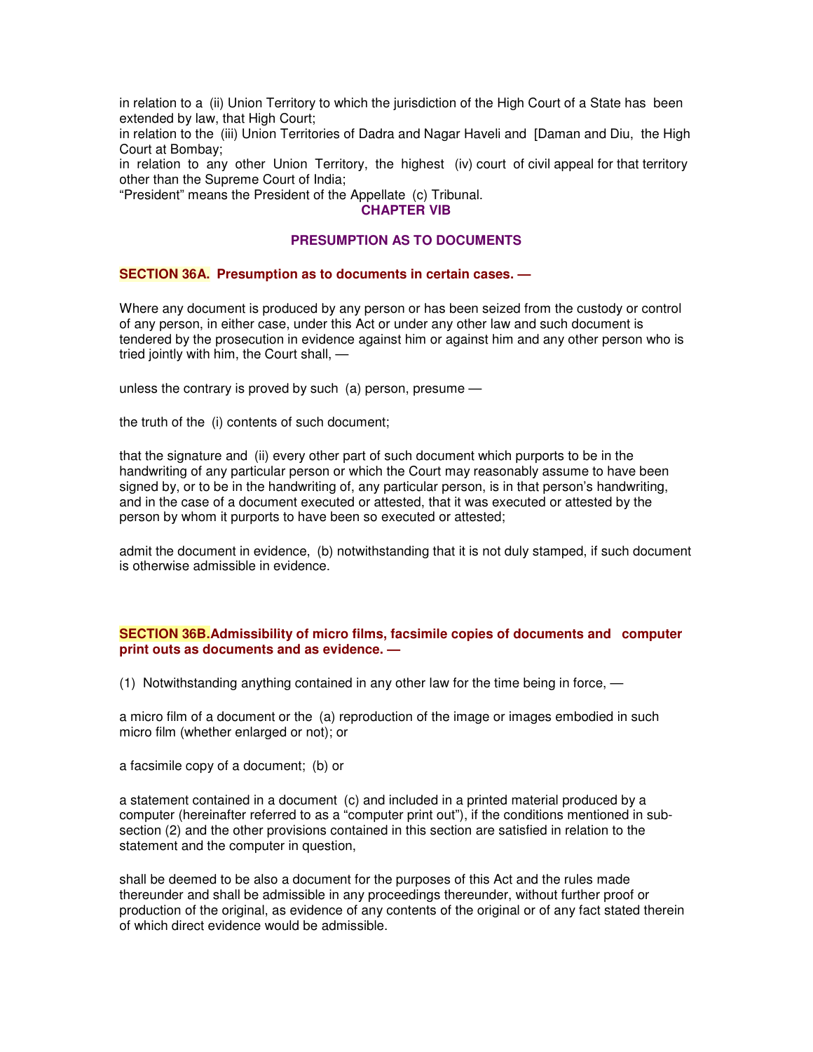in relation to a (ii) Union Territory to which the jurisdiction of the High Court of a State has been extended by law, that High Court;

in relation to the (iii) Union Territories of Dadra and Nagar Haveli and [Daman and Diu, the High Court at Bombay;

in relation to any other Union Territory, the highest (iv) court of civil appeal for that territory other than the Supreme Court of India;

"President" means the President of the Appellate (c) Tribunal.

## CHAPTER VIB

## PRESUMPTION AS TO DOCUMENTS

### SECTION 36A. Presumption as to documents in certain cases. —

Where any document is produced by any person or has been seized from the custody or control of any person, in either case, under this Act or under any other law and such document is tendered by the prosecution in evidence against him or against him and any other person who is tried jointly with him, the Court shall, —

unless the contrary is proved by such (a) person, presume —

the truth of the (i) contents of such document;

that the signature and (ii) every other part of such document which purports to be in the handwriting of any particular person or which the Court may reasonably assume to have been signed by, or to be in the handwriting of, any particular person, is in that person's handwriting, and in the case of a document executed or attested, that it was executed or attested by the person by whom it purports to have been so executed or attested;

admit the document in evidence, (b) notwithstanding that it is not duly stamped, if such document is otherwise admissible in evidence.

### SECTION 36B. Admissibility of micro films, facsimile copies of documents and computer print outs as documents and as evidence. —

(1) Notwithstanding anything contained in any other law for the time being in force, —

a micro film of a document or the (a) reproduction of the image or images embodied in such micro film (whether enlarged or not); or

a facsimile copy of a document; (b) or

a statement contained in a document (c) and included in a printed material produced by a computer (hereinafter referred to as a "computer print out"), if the conditions mentioned in sub-section (2) and the other provisions contained in this section are satisfied in relation to the statement and the computer in question,

shall be deemed to be also a document for the purposes of this Act and the rules made thereunder and shall be admissible in any proceedings thereunder, without further proof or production of the original, as evidence of any contents of the original or of any fact stated therein of which direct evidence would be admissible.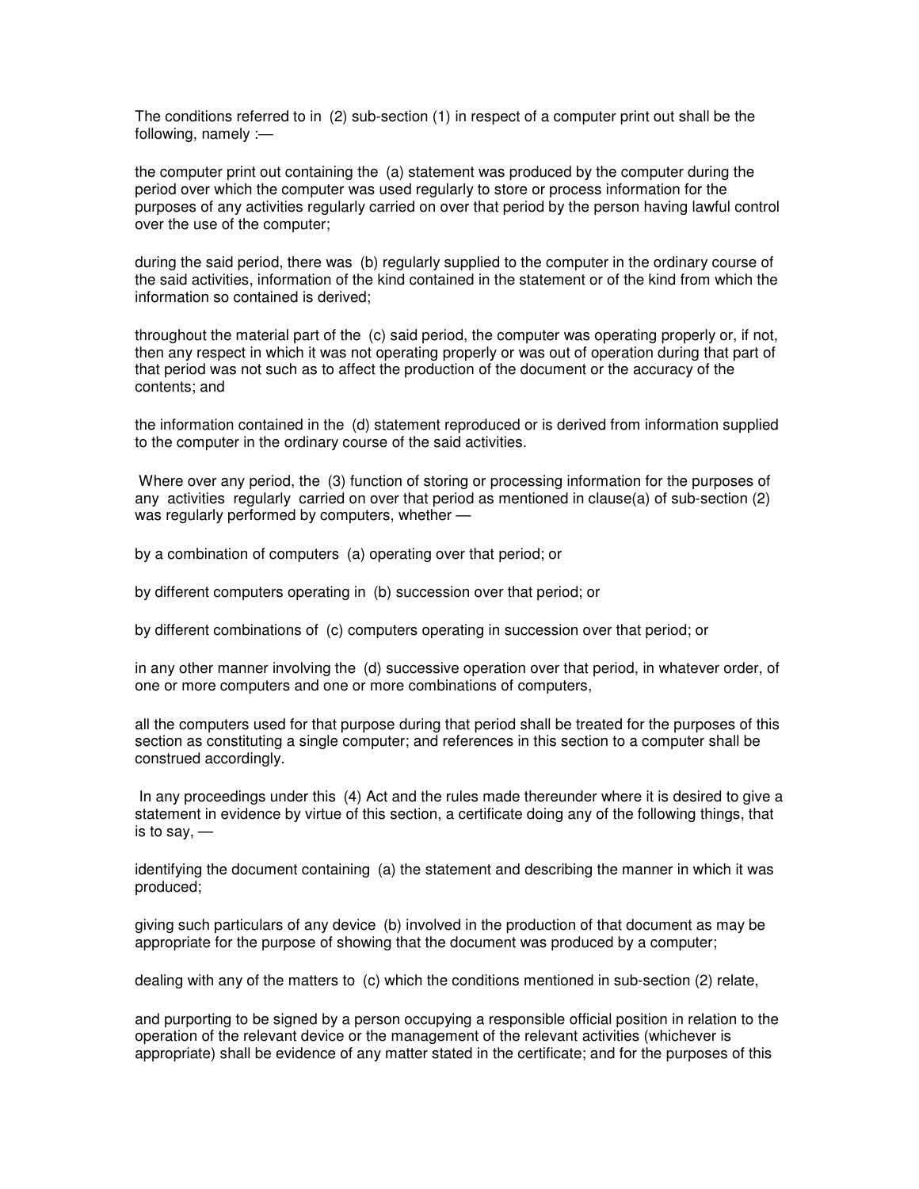The conditions referred to in (2) sub-section (1) in respect of a computer print out shall be the following, namely :—

the computer print out containing the (a) statement was produced by the computer during the period over which the computer was used regularly to store or process information for the purposes of any activities regularly carried on over that period by the person having lawful control over the use of the computer;

during the said period, there was (b) regularly supplied to the computer in the ordinary course of the said activities, information of the kind contained in the statement or of the kind from which the information so contained is derived;

throughout the material part of the (c) said period, the computer was operating properly or, if not, then any respect in which it was not operating properly or was out of operation during that part of that period was not such as to affect the production of the document or the accuracy of the contents; and

the information contained in the (d) statement reproduced or is derived from information supplied to the computer in the ordinary course of the said activities.

Where over any period, the (3) function of storing or processing information for the purposes of any activities regularly carried on over that period as mentioned in clause(a) of sub-section (2) was regularly performed by computers, whether —

by a combination of computers (a) operating over that period; or

by different computers operating in (b) succession over that period; or

by different combinations of (c) computers operating in succession over that period; or

in any other manner involving the (d) successive operation over that period, in whatever order, of one or more computers and one or more combinations of computers,

all the computers used for that purpose during that period shall be treated for the purposes of this section as constituting a single computer; and references in this section to a computer shall be construed accordingly.

In any proceedings under this (4) Act and the rules made thereunder where it is desired to give a statement in evidence by virtue of this section, a certificate doing any of the following things, that is to say, —

identifying the document containing (a) the statement and describing the manner in which it was produced;

giving such particulars of any device (b) involved in the production of that document as may be appropriate for the purpose of showing that the document was produced by a computer;

dealing with any of the matters to (c) which the conditions mentioned in sub-section (2) relate,

and purporting to be signed by a person occupying a responsible official position in relation to the operation of the relevant device or the management of the relevant activities (whichever is appropriate) shall be evidence of any matter stated in the certificate; and for the purposes of this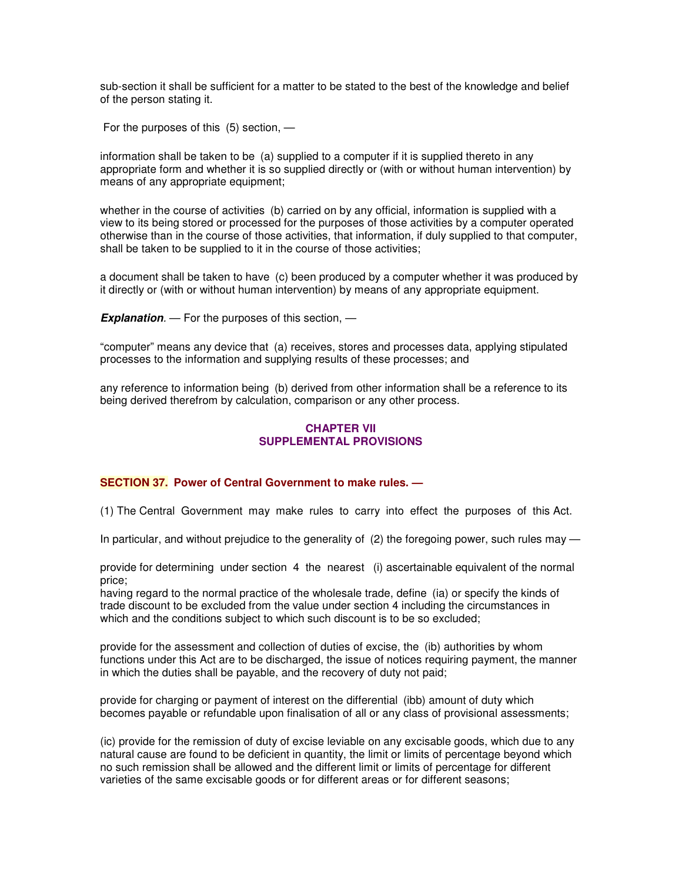sub-section it shall be sufficient for a matter to be stated to the best of the knowledge and belief of the person stating it.

For the purposes of this (5) section, —

information shall be taken to be (a) supplied to a computer if it is supplied thereto in any appropriate form and whether it is so supplied directly or (with or without human intervention) by means of any appropriate equipment;

whether in the course of activities (b) carried on by any official, information is supplied with a view to its being stored or processed for the purposes of those activities by a computer operated otherwise than in the course of those activities, that information, if duly supplied to that computer, shall be taken to be supplied to it in the course of those activities;

a document shall be taken to have (c) been produced by a computer whether it was produced by it directly or (with or without human intervention) by means of any appropriate equipment.

***Explanation***. — For the purposes of this section, —

"computer" means any device that (a) receives, stores and processes data, applying stipulated processes to the information and supplying results of these processes; and

any reference to information being (b) derived from other information shall be a reference to its being derived therefrom by calculation, comparison or any other process.

## CHAPTER VII
## SUPPLEMENTAL PROVISIONS

### SECTION 37. Power of Central Government to make rules. —

(1) The Central Government may make rules to carry into effect the purposes of this Act.

In particular, and without prejudice to the generality of (2) the foregoing power, such rules may —

provide for determining under section 4 the nearest (i) ascertainable equivalent of the normal price;
having regard to the normal practice of the wholesale trade, define (ia) or specify the kinds of trade discount to be excluded from the value under section 4 including the circumstances in which and the conditions subject to which such discount is to be so excluded;

provide for the assessment and collection of duties of excise, the (ib) authorities by whom functions under this Act are to be discharged, the issue of notices requiring payment, the manner in which the duties shall be payable, and the recovery of duty not paid;

provide for charging or payment of interest on the differential (ibb) amount of duty which becomes payable or refundable upon finalisation of all or any class of provisional assessments;

(ic) provide for the remission of duty of excise leviable on any excisable goods, which due to any natural cause are found to be deficient in quantity, the limit or limits of percentage beyond which no such remission shall be allowed and the different limit or limits of percentage for different varieties of the same excisable goods or for different areas or for different seasons;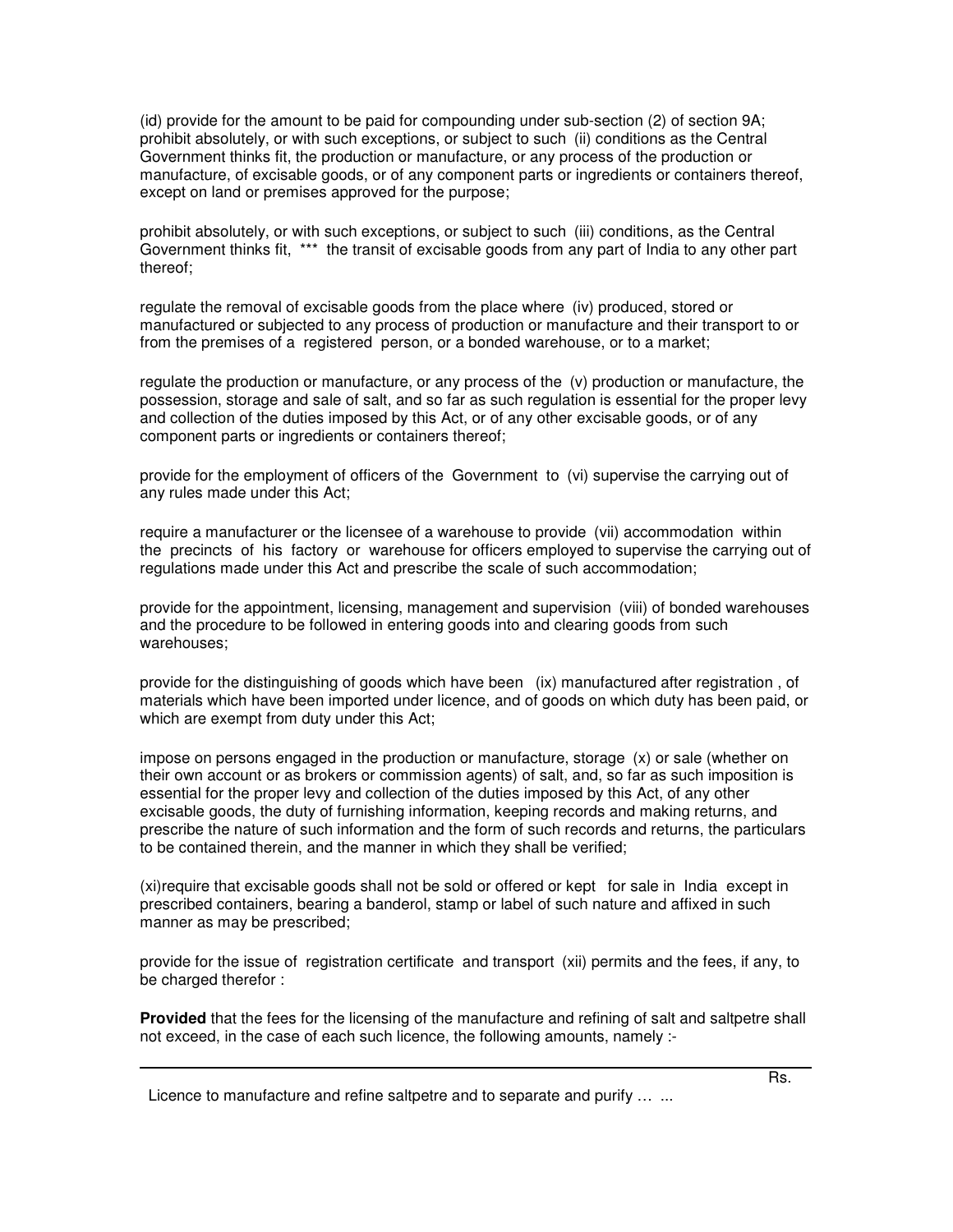(id) provide for the amount to be paid for compounding under sub-section (2) of section 9A; prohibit absolutely, or with such exceptions, or subject to such (ii) conditions as the Central Government thinks fit, the production or manufacture, or any process of the production or manufacture, of excisable goods, or of any component parts or ingredients or containers thereof, except on land or premises approved for the purpose;

prohibit absolutely, or with such exceptions, or subject to such (iii) conditions, as the Central Government thinks fit, *** the transit of excisable goods from any part of India to any other part thereof;

regulate the removal of excisable goods from the place where (iv) produced, stored or manufactured or subjected to any process of production or manufacture and their transport to or from the premises of a registered person, or a bonded warehouse, or to a market;

regulate the production or manufacture, or any process of the (v) production or manufacture, the possession, storage and sale of salt, and so far as such regulation is essential for the proper levy and collection of the duties imposed by this Act, or of any other excisable goods, or of any component parts or ingredients or containers thereof;

provide for the employment of officers of the Government to (vi) supervise the carrying out of any rules made under this Act;

require a manufacturer or the licensee of a warehouse to provide (vii) accommodation within the precincts of his factory or warehouse for officers employed to supervise the carrying out of regulations made under this Act and prescribe the scale of such accommodation;

provide for the appointment, licensing, management and supervision (viii) of bonded warehouses and the procedure to be followed in entering goods into and clearing goods from such warehouses;

provide for the distinguishing of goods which have been (ix) manufactured after registration , of materials which have been imported under licence, and of goods on which duty has been paid, or which are exempt from duty under this Act;

impose on persons engaged in the production or manufacture, storage (x) or sale (whether on their own account or as brokers or commission agents) of salt, and, so far as such imposition is essential for the proper levy and collection of the duties imposed by this Act, of any other excisable goods, the duty of furnishing information, keeping records and making returns, and prescribe the nature of such information and the form of such records and returns, the particulars to be contained therein, and the manner in which they shall be verified;

(xi)require that excisable goods shall not be sold or offered or kept for sale in India except in prescribed containers, bearing a banderol, stamp or label of such nature and affixed in such manner as may be prescribed;

provide for the issue of registration certificate and transport (xii) permits and the fees, if any, to be charged therefor :

**Provided** that the fees for the licensing of the manufacture and refining of salt and saltpetre shall not exceed, in the case of each such licence, the following amounts, namely :-

| | Rs. |
|---|---|
| Licence to manufacture and refine saltpetre and to separate and purify … ... | |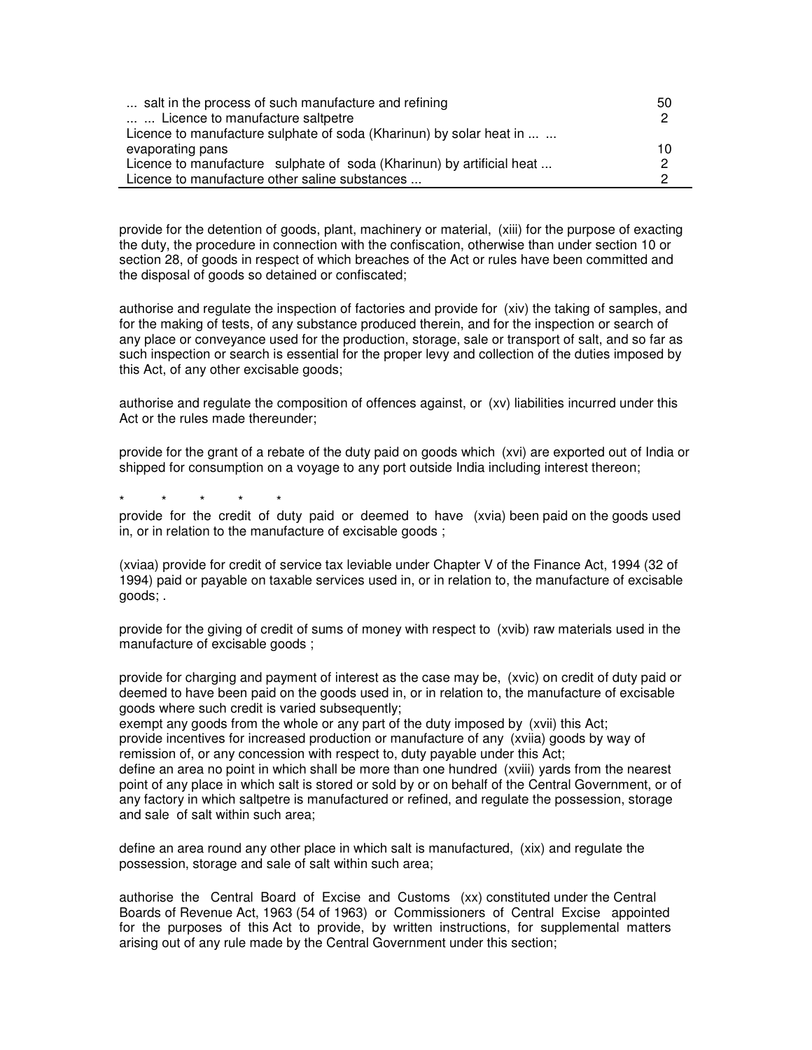| | |
|---|---|
| ... salt in the process of such manufacture and refining | 50 |
| ... ... Licence to manufacture saltpetre | 2 |
| Licence to manufacture sulphate of soda (Kharinun) by solar heat in ... ... evaporating pans | 10 |
| Licence to manufacture sulphate of soda (Kharinun) by artificial heat ... | 2 |
| Licence to manufacture other saline substances ... | 2 |

provide for the detention of goods, plant, machinery or material, (xiii) for the purpose of exacting the duty, the procedure in connection with the confiscation, otherwise than under section 10 or section 28, of goods in respect of which breaches of the Act or rules have been committed and the disposal of goods so detained or confiscated;

authorise and regulate the inspection of factories and provide for (xiv) the taking of samples, and for the making of tests, of any substance produced therein, and for the inspection or search of any place or conveyance used for the production, storage, sale or transport of salt, and so far as such inspection or search is essential for the proper levy and collection of the duties imposed by this Act, of any other excisable goods;

authorise and regulate the composition of offences against, or (xv) liabilities incurred under this Act or the rules made thereunder;

provide for the grant of a rebate of the duty paid on goods which (xvi) are exported out of India or shipped for consumption on a voyage to any port outside India including interest thereon;

\* \* \* \* \*

provide for the credit of duty paid or deemed to have (xvia) been paid on the goods used in, or in relation to the manufacture of excisable goods ;

(xviaa) provide for credit of service tax leviable under Chapter V of the Finance Act, 1994 (32 of 1994) paid or payable on taxable services used in, or in relation to, the manufacture of excisable goods; .

provide for the giving of credit of sums of money with respect to (xvib) raw materials used in the manufacture of excisable goods ;

provide for charging and payment of interest as the case may be, (xvic) on credit of duty paid or deemed to have been paid on the goods used in, or in relation to, the manufacture of excisable goods where such credit is varied subsequently;
exempt any goods from the whole or any part of the duty imposed by (xvii) this Act;
provide incentives for increased production or manufacture of any (xviia) goods by way of remission of, or any concession with respect to, duty payable under this Act;
define an area no point in which shall be more than one hundred (xviii) yards from the nearest point of any place in which salt is stored or sold by or on behalf of the Central Government, or of any factory in which saltpetre is manufactured or refined, and regulate the possession, storage and sale of salt within such area;

define an area round any other place in which salt is manufactured, (xix) and regulate the possession, storage and sale of salt within such area;

authorise the Central Board of Excise and Customs (xx) constituted under the Central Boards of Revenue Act, 1963 (54 of 1963) or Commissioners of Central Excise appointed for the purposes of this Act to provide, by written instructions, for supplemental matters arising out of any rule made by the Central Government under this section;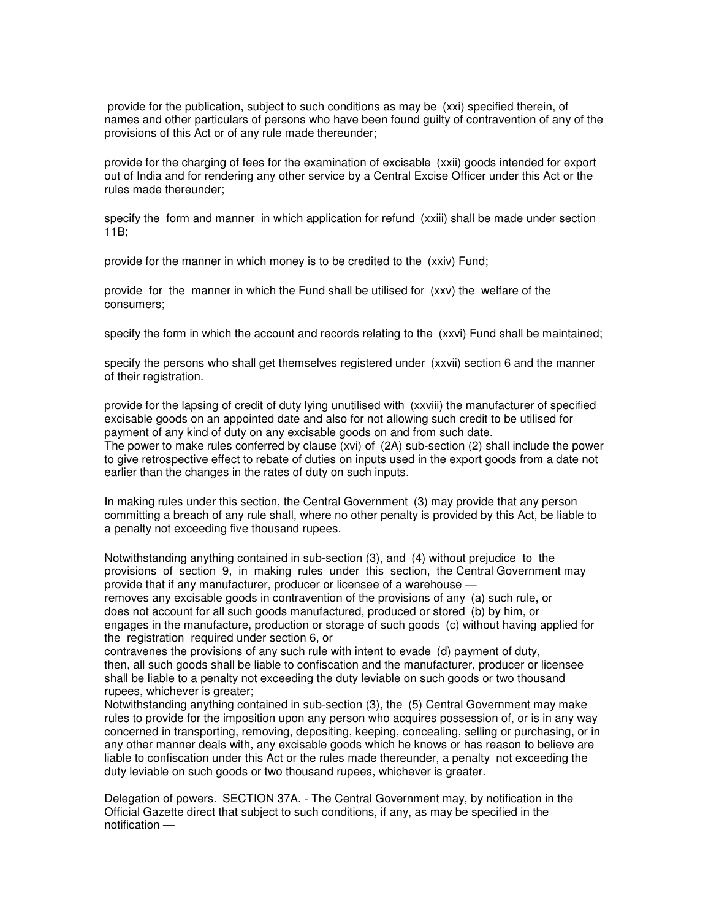provide for the publication, subject to such conditions as may be (xxi) specified therein, of names and other particulars of persons who have been found guilty of contravention of any of the provisions of this Act or of any rule made thereunder;

provide for the charging of fees for the examination of excisable (xxii) goods intended for export out of India and for rendering any other service by a Central Excise Officer under this Act or the rules made thereunder;

specify the form and manner in which application for refund (xxiii) shall be made under section 11B;

provide for the manner in which money is to be credited to the (xxiv) Fund;

provide for the manner in which the Fund shall be utilised for (xxv) the welfare of the consumers;

specify the form in which the account and records relating to the (xxvi) Fund shall be maintained;

specify the persons who shall get themselves registered under (xxvii) section 6 and the manner of their registration.

provide for the lapsing of credit of duty lying unutilised with (xxviii) the manufacturer of specified excisable goods on an appointed date and also for not allowing such credit to be utilised for payment of any kind of duty on any excisable goods on and from such date.
The power to make rules conferred by clause (xvi) of (2A) sub-section (2) shall include the power to give retrospective effect to rebate of duties on inputs used in the export goods from a date not earlier than the changes in the rates of duty on such inputs.

In making rules under this section, the Central Government (3) may provide that any person committing a breach of any rule shall, where no other penalty is provided by this Act, be liable to a penalty not exceeding five thousand rupees.

Notwithstanding anything contained in sub-section (3), and (4) without prejudice to the provisions of section 9, in making rules under this section, the Central Government may provide that if any manufacturer, producer or licensee of a warehouse —
removes any excisable goods in contravention of the provisions of any (a) such rule, or
does not account for all such goods manufactured, produced or stored (b) by him, or
engages in the manufacture, production or storage of such goods (c) without having applied for the registration required under section 6, or
contravenes the provisions of any such rule with intent to evade (d) payment of duty,
then, all such goods shall be liable to confiscation and the manufacturer, producer or licensee shall be liable to a penalty not exceeding the duty leviable on such goods or two thousand rupees, whichever is greater;
Notwithstanding anything contained in sub-section (3), the (5) Central Government may make rules to provide for the imposition upon any person who acquires possession of, or is in any way concerned in transporting, removing, depositing, keeping, concealing, selling or purchasing, or in any other manner deals with, any excisable goods which he knows or has reason to believe are liable to confiscation under this Act or the rules made thereunder, a penalty not exceeding the duty leviable on such goods or two thousand rupees, whichever is greater.

Delegation of powers. SECTION 37A. - The Central Government may, by notification in the Official Gazette direct that subject to such conditions, if any, as may be specified in the notification —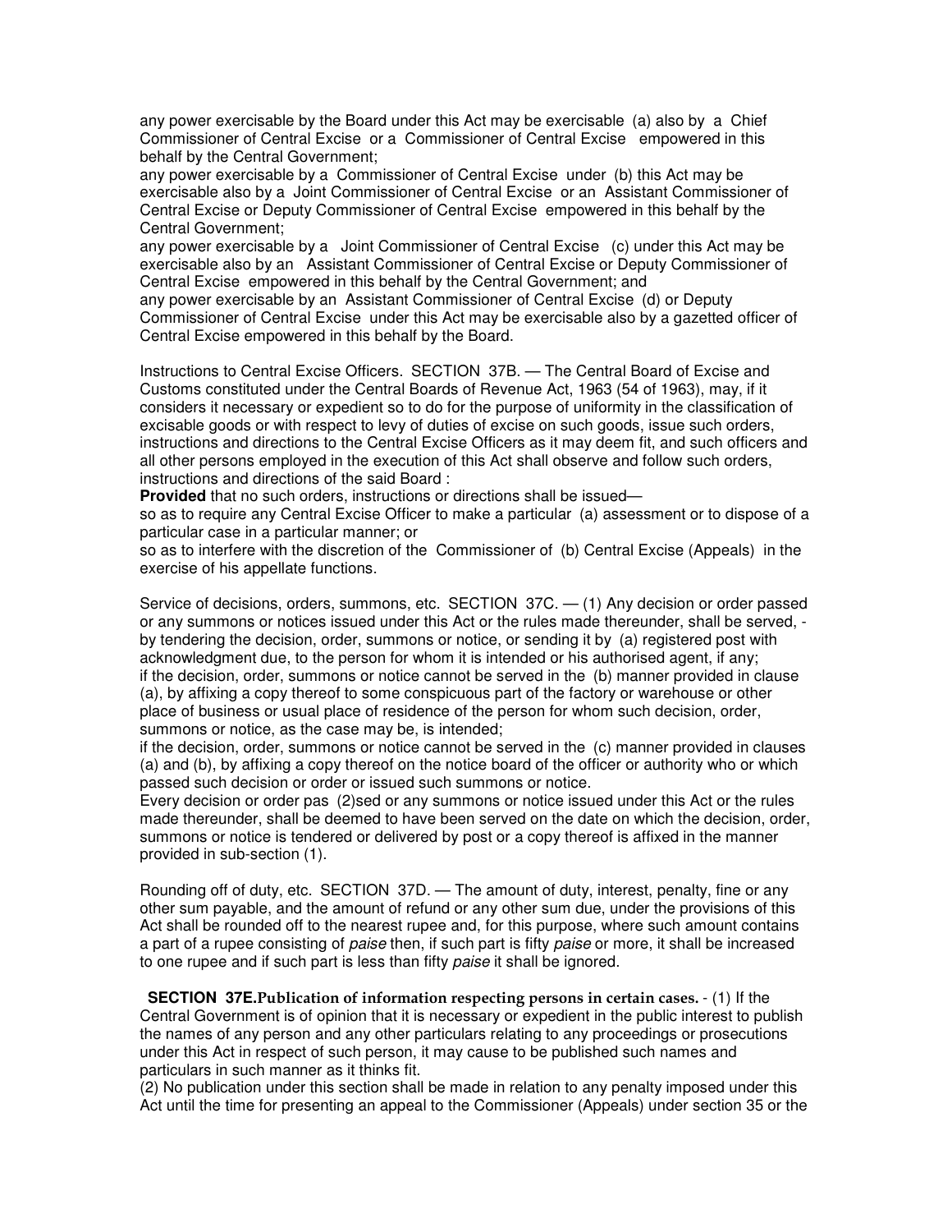any power exercisable by the Board under this Act may be exercisable (a) also by a Chief Commissioner of Central Excise or a Commissioner of Central Excise empowered in this behalf by the Central Government;

any power exercisable by a Commissioner of Central Excise under (b) this Act may be exercisable also by a Joint Commissioner of Central Excise or an Assistant Commissioner of Central Excise or Deputy Commissioner of Central Excise empowered in this behalf by the Central Government;

any power exercisable by a Joint Commissioner of Central Excise (c) under this Act may be exercisable also by an Assistant Commissioner of Central Excise or Deputy Commissioner of Central Excise empowered in this behalf by the Central Government; and

any power exercisable by an Assistant Commissioner of Central Excise (d) or Deputy Commissioner of Central Excise under this Act may be exercisable also by a gazetted officer of Central Excise empowered in this behalf by the Board.

Instructions to Central Excise Officers. SECTION 37B. — The Central Board of Excise and Customs constituted under the Central Boards of Revenue Act, 1963 (54 of 1963), may, if it considers it necessary or expedient so to do for the purpose of uniformity in the classification of excisable goods or with respect to levy of duties of excise on such goods, issue such orders, instructions and directions to the Central Excise Officers as it may deem fit, and such officers and all other persons employed in the execution of this Act shall observe and follow such orders, instructions and directions of the said Board :

**Provided** that no such orders, instructions or directions shall be issued—

so as to require any Central Excise Officer to make a particular (a) assessment or to dispose of a particular case in a particular manner; or

so as to interfere with the discretion of the Commissioner of (b) Central Excise (Appeals) in the exercise of his appellate functions.

Service of decisions, orders, summons, etc. SECTION 37C. — (1) Any decision or order passed or any summons or notices issued under this Act or the rules made thereunder, shall be served, - by tendering the decision, order, summons or notice, or sending it by (a) registered post with acknowledgment due, to the person for whom it is intended or his authorised agent, if any;

if the decision, order, summons or notice cannot be served in the (b) manner provided in clause (a), by affixing a copy thereof to some conspicuous part of the factory or warehouse or other place of business or usual place of residence of the person for whom such decision, order, summons or notice, as the case may be, is intended;

if the decision, order, summons or notice cannot be served in the (c) manner provided in clauses (a) and (b), by affixing a copy thereof on the notice board of the officer or authority who or which passed such decision or order or issued such summons or notice.

Every decision or order pas (2)sed or any summons or notice issued under this Act or the rules made thereunder, shall be deemed to have been served on the date on which the decision, order, summons or notice is tendered or delivered by post or a copy thereof is affixed in the manner provided in sub-section (1).

Rounding off of duty, etc. SECTION 37D. — The amount of duty, interest, penalty, fine or any other sum payable, and the amount of refund or any other sum due, under the provisions of this Act shall be rounded off to the nearest rupee and, for this purpose, where such amount contains a part of a rupee consisting of *paise* then, if such part is fifty *paise* or more, it shall be increased to one rupee and if such part is less than fifty *paise* it shall be ignored.

**SECTION 37E. Publication of information respecting persons in certain cases.** - (1) If the Central Government is of opinion that it is necessary or expedient in the public interest to publish the names of any person and any other particulars relating to any proceedings or prosecutions under this Act in respect of such person, it may cause to be published such names and particulars in such manner as it thinks fit.

(2) No publication under this section shall be made in relation to any penalty imposed under this Act until the time for presenting an appeal to the Commissioner (Appeals) under section 35 or the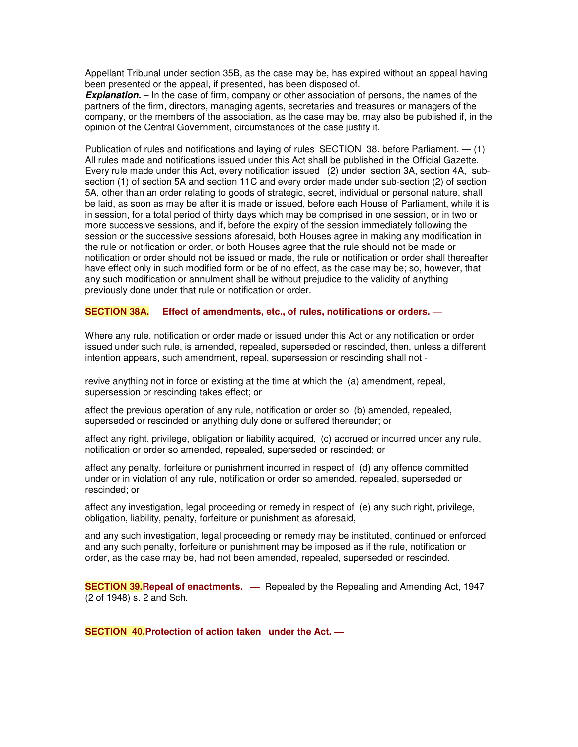Appellant Tribunal under section 35B, as the case may be, has expired without an appeal having been presented or the appeal, if presented, has been disposed of.

***Explanation.*** – In the case of firm, company or other association of persons, the names of the partners of the firm, directors, managing agents, secretaries and treasures or managers of the company, or the members of the association, as the case may be, may also be published if, in the opinion of the Central Government, circumstances of the case justify it.

Publication of rules and notifications and laying of rules SECTION 38. before Parliament. — (1) All rules made and notifications issued under this Act shall be published in the Official Gazette. Every rule made under this Act, every notification issued (2) under section 3A, section 4A, sub-section (1) of section 5A and section 11C and every order made under sub-section (2) of section 5A, other than an order relating to goods of strategic, secret, individual or personal nature, shall be laid, as soon as may be after it is made or issued, before each House of Parliament, while it is in session, for a total period of thirty days which may be comprised in one session, or in two or more successive sessions, and if, before the expiry of the session immediately following the session or the successive sessions aforesaid, both Houses agree in making any modification in the rule or notification or order, or both Houses agree that the rule should not be made or notification or order should not be issued or made, the rule or notification or order shall thereafter have effect only in such modified form or be of no effect, as the case may be; so, however, that any such modification or annulment shall be without prejudice to the validity of anything previously done under that rule or notification or order.

**SECTION 38A. Effect of amendments, etc., of rules, notifications or orders. —**

Where any rule, notification or order made or issued under this Act or any notification or order issued under such rule, is amended, repealed, superseded or rescinded, then, unless a different intention appears, such amendment, repeal, supersession or rescinding shall not -

revive anything not in force or existing at the time at which the (a) amendment, repeal, supersession or rescinding takes effect; or

affect the previous operation of any rule, notification or order so (b) amended, repealed, superseded or rescinded or anything duly done or suffered thereunder; or

affect any right, privilege, obligation or liability acquired, (c) accrued or incurred under any rule, notification or order so amended, repealed, superseded or rescinded; or

affect any penalty, forfeiture or punishment incurred in respect of (d) any offence committed under or in violation of any rule, notification or order so amended, repealed, superseded or rescinded; or

affect any investigation, legal proceeding or remedy in respect of (e) any such right, privilege, obligation, liability, penalty, forfeiture or punishment as aforesaid,

and any such investigation, legal proceeding or remedy may be instituted, continued or enforced and any such penalty, forfeiture or punishment may be imposed as if the rule, notification or order, as the case may be, had not been amended, repealed, superseded or rescinded.

**SECTION 39. Repeal of enactments. —** Repealed by the Repealing and Amending Act, 1947 (2 of 1948) s. 2 and Sch.

**SECTION 40. Protection of action taken under the Act. —**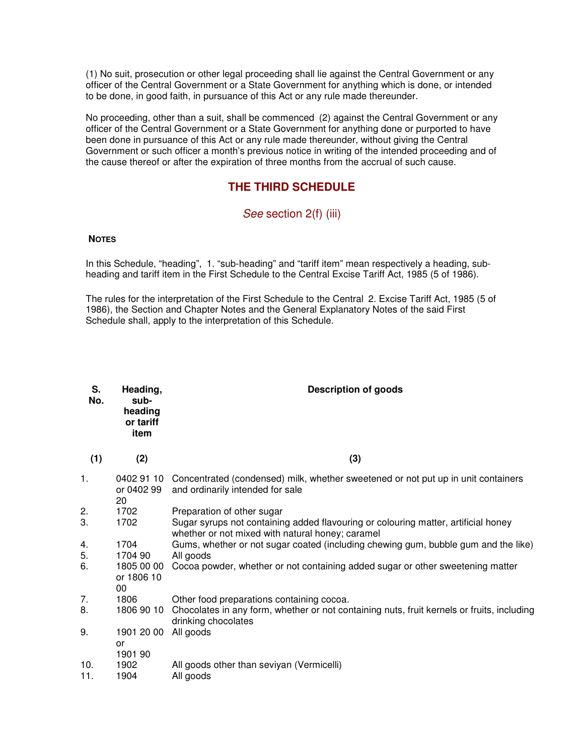(1) No suit, prosecution or other legal proceeding shall lie against the Central Government or any officer of the Central Government or a State Government for anything which is done, or intended to be done, in good faith, in pursuance of this Act or any rule made thereunder.

No proceeding, other than a suit, shall be commenced (2) against the Central Government or any officer of the Central Government or a State Government for anything done or purported to have been done in pursuance of this Act or any rule made thereunder, without giving the Central Government or such officer a month's previous notice in writing of the intended proceeding and of the cause thereof or after the expiration of three months from the accrual of such cause.

## THE THIRD SCHEDULE

*See* section 2(f) (iii)

**NOTES**

In this Schedule, "heading", 1. "sub-heading" and "tariff item" mean respectively a heading, sub-heading and tariff item in the First Schedule to the Central Excise Tariff Act, 1985 (5 of 1986).

The rules for the interpretation of the First Schedule to the Central 2. Excise Tariff Act, 1985 (5 of 1986), the Section and Chapter Notes and the General Explanatory Notes of the said First Schedule shall, apply to the interpretation of this Schedule.

| S. No. | Heading, sub-heading or tariff item | Description of goods |
|---|---|---|
| (1) | (2) | (3) |
| 1. | 0402 91 10 or 0402 99 20 | Concentrated (condensed) milk, whether sweetened or not put up in unit containers and ordinarily intended for sale |
| 2. | 1702 | Preparation of other sugar |
| 3. | 1702 | Sugar syrups not containing added flavouring or colouring matter, artificial honey whether or not mixed with natural honey; caramel |
| 4. | 1704 | Gums, whether or not sugar coated (including chewing gum, bubble gum and the like) |
| 5. | 1704 90 | All goods |
| 6. | 1805 00 00 or 1806 10 00 | Cocoa powder, whether or not containing added sugar or other sweetening matter |
| 7. | 1806 | Other food preparations containing cocoa. |
| 8. | 1806 90 10 | Chocolates in any form, whether or not containing nuts, fruit kernels or fruits, including drinking chocolates |
| 9. | 1901 20 00 or 1901 90 | All goods |
| 10. | 1902 | All goods other than seviyan (Vermicelli) |
| 11. | 1904 | All goods |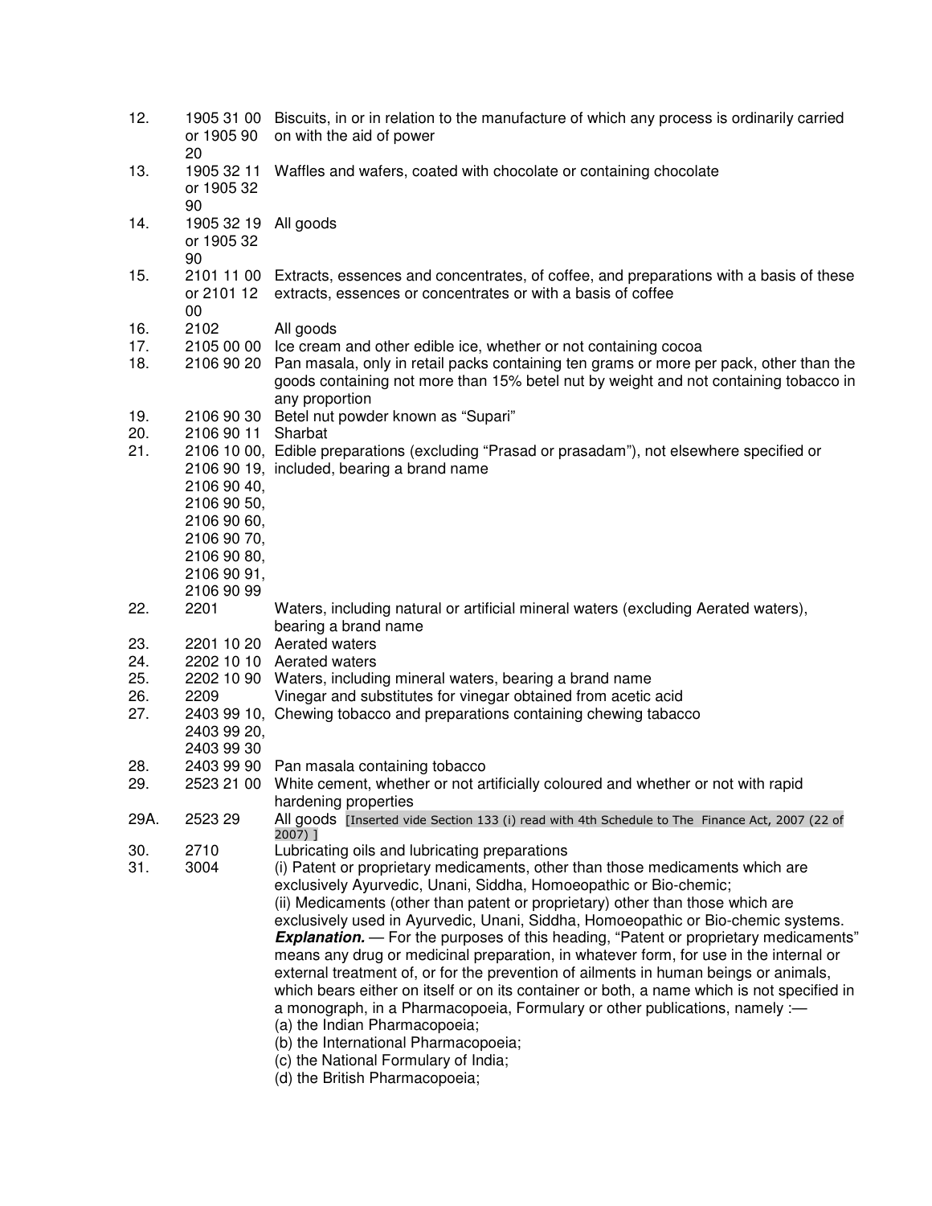| | | |
|---|---|---|
| 12. | 1905 31 00 or 1905 90 20 | Biscuits, in or in relation to the manufacture of which any process is ordinarily carried on with the aid of power |
| 13. | 1905 32 11 or 1905 32 90 | Waffles and wafers, coated with chocolate or containing chocolate |
| 14. | 1905 32 19 or 1905 32 90 | All goods |
| 15. | 2101 11 00 or 2101 12 00 | Extracts, essences and concentrates, of coffee, and preparations with a basis of these extracts, essences or concentrates or with a basis of coffee |
| 16. | 2102 | All goods |
| 17. | 2105 00 00 | Ice cream and other edible ice, whether or not containing cocoa |
| 18. | 2106 90 20 | Pan masala, only in retail packs containing ten grams or more per pack, other than the goods containing not more than 15% betel nut by weight and not containing tobacco in any proportion |
| 19. | 2106 90 30 | Betel nut powder known as "Supari" |
| 20. | 2106 90 11 | Sharbat |
| 21. | 2106 10 00, 2106 90 19, 2106 90 40, 2106 90 50, 2106 90 60, 2106 90 70, 2106 90 80, 2106 90 91, 2106 90 99 | Edible preparations (excluding "Prasad or prasadam"), not elsewhere specified or included, bearing a brand name |
| 22. | 2201 | Waters, including natural or artificial mineral waters (excluding Aerated waters), bearing a brand name |
| 23. | 2201 10 20 | Aerated waters |
| 24. | 2202 10 10 | Aerated waters |
| 25. | 2202 10 90 | Waters, including mineral waters, bearing a brand name |
| 26. | 2209 | Vinegar and substitutes for vinegar obtained from acetic acid |
| 27. | 2403 99 10, 2403 99 20, 2403 99 30 | Chewing tobacco and preparations containing chewing tabacco |
| 28. | 2403 99 90 | Pan masala containing tobacco |
| 29. | 2523 21 00 | White cement, whether or not artificially coloured and whether or not with rapid hardening properties |
| 29A. | 2523 29 | All goods [Inserted vide Section 133 (i) read with 4th Schedule to The Finance Act, 2007 (22 of 2007) ] |
| 30. | 2710 | Lubricating oils and lubricating preparations |
| 31. | 3004 | (i) Patent or proprietary medicaments, other than those medicaments which are exclusively Ayurvedic, Unani, Siddha, Homoeopathic or Bio-chemic;<br>(ii) Medicaments (other than patent or proprietary) other than those which are exclusively used in Ayurvedic, Unani, Siddha, Homoeopathic or Bio-chemic systems.<br>***Explanation.*** — For the purposes of this heading, "Patent or proprietary medicaments" means any drug or medicinal preparation, in whatever form, for use in the internal or external treatment of, or for the prevention of ailments in human beings or animals, which bears either on itself or on its container or both, a name which is not specified in a monograph, in a Pharmacopoeia, Formulary or other publications, namely :—<br>(a) the Indian Pharmacopoeia;<br>(b) the International Pharmacopoeia;<br>(c) the National Formulary of India;<br>(d) the British Pharmacopoeia; |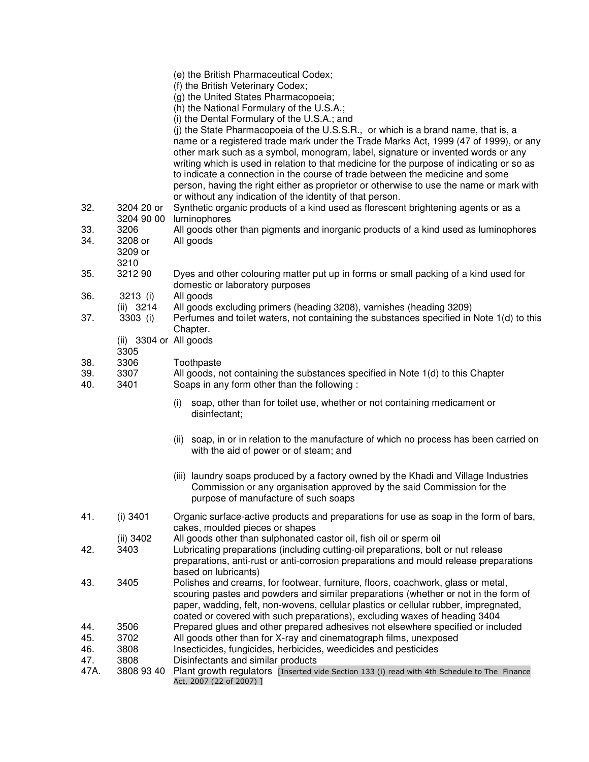(e) the British Pharmaceutical Codex;
(f) the British Veterinary Codex;
(g) the United States Pharmacopoeia;
(h) the National Formulary of the U.S.A.;
(i) the Dental Formulary of the U.S.A.; and
(j) the State Pharmacopoeia of the U.S.S.R., or which is a brand name, that is, a name or a registered trade mark under the Trade Marks Act, 1999 (47 of 1999), or any other mark such as a symbol, monogram, label, signature or invented words or any writing which is used in relation to that medicine for the purpose of indicating or so as to indicate a connection in the course of trade between the medicine and some person, having the right either as proprietor or otherwise to use the name or mark with or without any indication of the identity of that person.

| | | |
|---|---|---|
| 32. | 3204 20 or 3204 90 00 | Synthetic organic products of a kind used as florescent brightening agents or as a luminophores |
| 33. | 3206 | All goods other than pigments and inorganic products of a kind used as luminophores |
| 34. | 3208 or 3209 or 3210 | All goods |
| 35. | 3212 90 | Dyes and other colouring matter put up in forms or small packing of a kind used for domestic or laboratory purposes |
| 36. | 3213 (i) | All goods |
| | (ii) 3214 | All goods excluding primers (heading 3208), varnishes (heading 3209) |
| 37. | 3303 (i) | Perfumes and toilet waters, not containing the substances specified in Note 1(d) to this Chapter. |
| | (ii) 3304 or 3305 | All goods |
| 38. | 3306 | Toothpaste |
| 39. | 3307 | All goods, not containing the substances specified in Note 1(d) to this Chapter |
| 40. | 3401 | Soaps in any form other than the following :<br>(i) soap, other than for toilet use, whether or not containing medicament or disinfectant;<br>(ii) soap, in or in relation to the manufacture of which no process has been carried on with the aid of power or of steam; and<br>(iii) laundry soaps produced by a factory owned by the Khadi and Village Industries Commission or any organisation approved by the said Commission for the purpose of manufacture of such soaps |
| 41. | (i) 3401 | Organic surface-active products and preparations for use as soap in the form of bars, cakes, moulded pieces or shapes |
| | (ii) 3402 | All goods other than sulphonated castor oil, fish oil or sperm oil |
| 42. | 3403 | Lubricating preparations (including cutting-oil preparations, bolt or nut release preparations, anti-rust or anti-corrosion preparations and mould release preparations based on lubricants) |
| 43. | 3405 | Polishes and creams, for footwear, furniture, floors, coachwork, glass or metal, scouring pastes and powders and similar preparations (whether or not in the form of paper, wadding, felt, non-wovens, cellular plastics or cellular rubber, impregnated, coated or covered with such preparations), excluding waxes of heading 3404 |
| 44. | 3506 | Prepared glues and other prepared adhesives not elsewhere specified or included |
| 45. | 3702 | All goods other than for X-ray and cinematograph films, unexposed |
| 46. | 3808 | Insecticides, fungicides, herbicides, weedicides and pesticides |
| 47. | 3808 | Disinfectants and similar products |
| 47A. | 3808 93 40 | Plant growth regulators [Inserted vide Section 133 (i) read with 4th Schedule to The Finance Act, 2007 (22 of 2007) ] |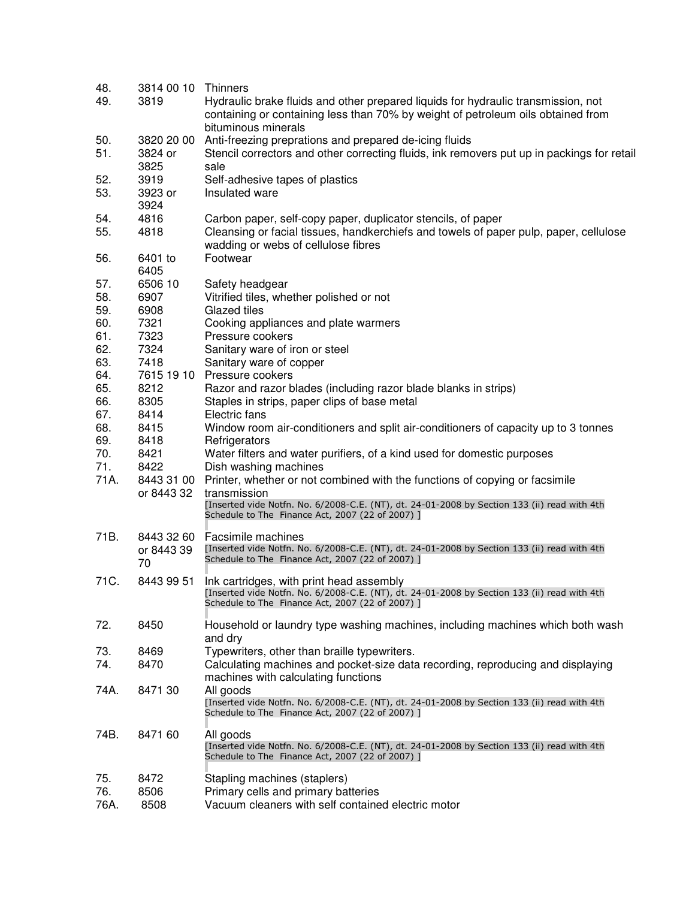| | | |
|---|---|---|
| 48. | 3814 00 10 | Thinners |
| 49. | 3819 | Hydraulic brake fluids and other prepared liquids for hydraulic transmission, not containing or containing less than 70% by weight of petroleum oils obtained from bituminous minerals |
| 50. | 3820 20 00 | Anti-freezing preprations and prepared de-icing fluids |
| 51. | 3824 or 3825 | Stencil correctors and other correcting fluids, ink removers put up in packings for retail sale |
| 52. | 3919 | Self-adhesive tapes of plastics |
| 53. | 3923 or 3924 | Insulated ware |
| 54. | 4816 | Carbon paper, self-copy paper, duplicator stencils, of paper |
| 55. | 4818 | Cleansing or facial tissues, handkerchiefs and towels of paper pulp, paper, cellulose wadding or webs of cellulose fibres |
| 56. | 6401 to 6405 | Footwear |
| 57. | 6506 10 | Safety headgear |
| 58. | 6907 | Vitrified tiles, whether polished or not |
| 59. | 6908 | Glazed tiles |
| 60. | 7321 | Cooking appliances and plate warmers |
| 61. | 7323 | Pressure cookers |
| 62. | 7324 | Sanitary ware of iron or steel |
| 63. | 7418 | Sanitary ware of copper |
| 64. | 7615 19 10 | Pressure cookers |
| 65. | 8212 | Razor and razor blades (including razor blade blanks in strips) |
| 66. | 8305 | Staples in strips, paper clips of base metal |
| 67. | 8414 | Electric fans |
| 68. | 8415 | Window room air-conditioners and split air-conditioners of capacity up to 3 tonnes |
| 69. | 8418 | Refrigerators |
| 70. | 8421 | Water filters and water purifiers, of a kind used for domestic purposes |
| 71. | 8422 | Dish washing machines |
| 71A. | 8443 31 00 or 8443 32 | Printer, whether or not combined with the functions of copying or facsimile transmission [Inserted vide Notfn. No. 6/2008-C.E. (NT), dt. 24-01-2008 by Section 133 (ii) read with 4th Schedule to The Finance Act, 2007 (22 of 2007) ] |
| 71B. | 8443 32 60 or 8443 39 70 | Facsimile machines [Inserted vide Notfn. No. 6/2008-C.E. (NT), dt. 24-01-2008 by Section 133 (ii) read with 4th Schedule to The Finance Act, 2007 (22 of 2007) ] |
| 71C. | 8443 99 51 | Ink cartridges, with print head assembly [Inserted vide Notfn. No. 6/2008-C.E. (NT), dt. 24-01-2008 by Section 133 (ii) read with 4th Schedule to The Finance Act, 2007 (22 of 2007) ] |
| 72. | 8450 | Household or laundry type washing machines, including machines which both wash and dry |
| 73. | 8469 | Typewriters, other than braille typewriters. |
| 74. | 8470 | Calculating machines and pocket-size data recording, reproducing and displaying machines with calculating functions |
| 74A. | 8471 30 | All goods [Inserted vide Notfn. No. 6/2008-C.E. (NT), dt. 24-01-2008 by Section 133 (ii) read with 4th Schedule to The Finance Act, 2007 (22 of 2007) ] |
| 74B. | 8471 60 | All goods [Inserted vide Notfn. No. 6/2008-C.E. (NT), dt. 24-01-2008 by Section 133 (ii) read with 4th Schedule to The Finance Act, 2007 (22 of 2007) ] |
| 75. | 8472 | Stapling machines (staplers) |
| 76. | 8506 | Primary cells and primary batteries |
| 76A. | 8508 | Vacuum cleaners with self contained electric motor |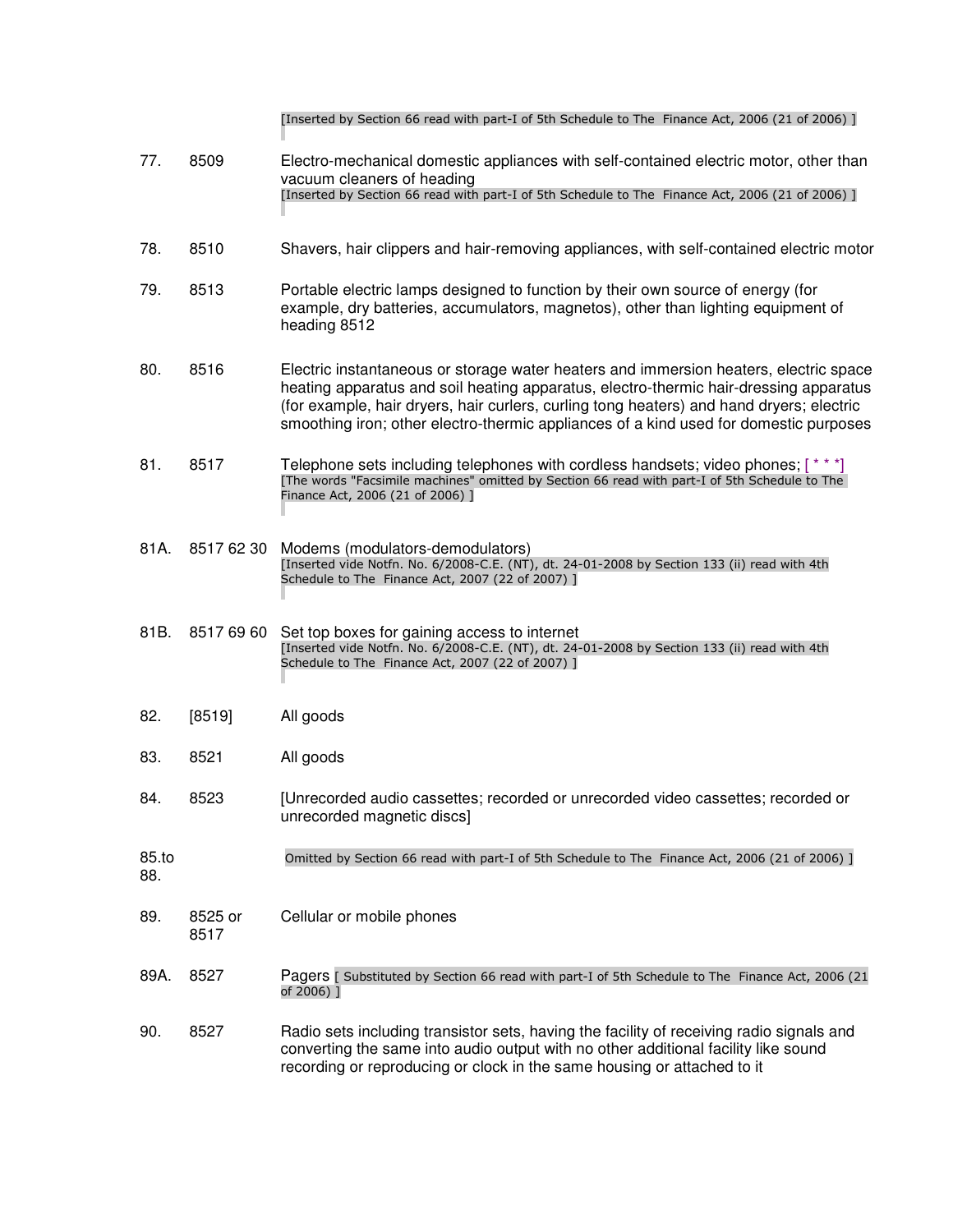[Inserted by Section 66 read with part-I of 5th Schedule to The Finance Act, 2006 (21 of 2006) ]

| | | |
|---|---|---|
| 77. | 8509 | Electro-mechanical domestic appliances with self-contained electric motor, other than vacuum cleaners of heading [Inserted by Section 66 read with part-I of 5th Schedule to The Finance Act, 2006 (21 of 2006) ] |
| 78. | 8510 | Shavers, hair clippers and hair-removing appliances, with self-contained electric motor |
| 79. | 8513 | Portable electric lamps designed to function by their own source of energy (for example, dry batteries, accumulators, magnetos), other than lighting equipment of heading 8512 |
| 80. | 8516 | Electric instantaneous or storage water heaters and immersion heaters, electric space heating apparatus and soil heating apparatus, electro-thermic hair-dressing apparatus (for example, hair dryers, hair curlers, curling tong heaters) and hand dryers; electric smoothing iron; other electro-thermic appliances of a kind used for domestic purposes |
| 81. | 8517 | Telephone sets including telephones with cordless handsets; video phones; [ * * *] [The words "Facsimile machines" omitted by Section 66 read with part-I of 5th Schedule to The Finance Act, 2006 (21 of 2006) ] |
| 81A. | 8517 62 30 | Modems (modulators-demodulators) [Inserted vide Notfn. No. 6/2008-C.E. (NT), dt. 24-01-2008 by Section 133 (ii) read with 4th Schedule to The Finance Act, 2007 (22 of 2007) ] |
| 81B. | 8517 69 60 | Set top boxes for gaining access to internet [Inserted vide Notfn. No. 6/2008-C.E. (NT), dt. 24-01-2008 by Section 133 (ii) read with 4th Schedule to The Finance Act, 2007 (22 of 2007) ] |
| 82. | [8519] | All goods |
| 83. | 8521 | All goods |
| 84. | 8523 | [Unrecorded audio cassettes; recorded or unrecorded video cassettes; recorded or unrecorded magnetic discs] |
| 85.to 88. | | Omitted by Section 66 read with part-I of 5th Schedule to The Finance Act, 2006 (21 of 2006) ] |
| 89. | 8525 or 8517 | Cellular or mobile phones |
| 89A. | 8527 | Pagers [ Substituted by Section 66 read with part-I of 5th Schedule to The Finance Act, 2006 (21 of 2006) ] |
| 90. | 8527 | Radio sets including transistor sets, having the facility of receiving radio signals and converting the same into audio output with no other additional facility like sound recording or reproducing or clock in the same housing or attached to it |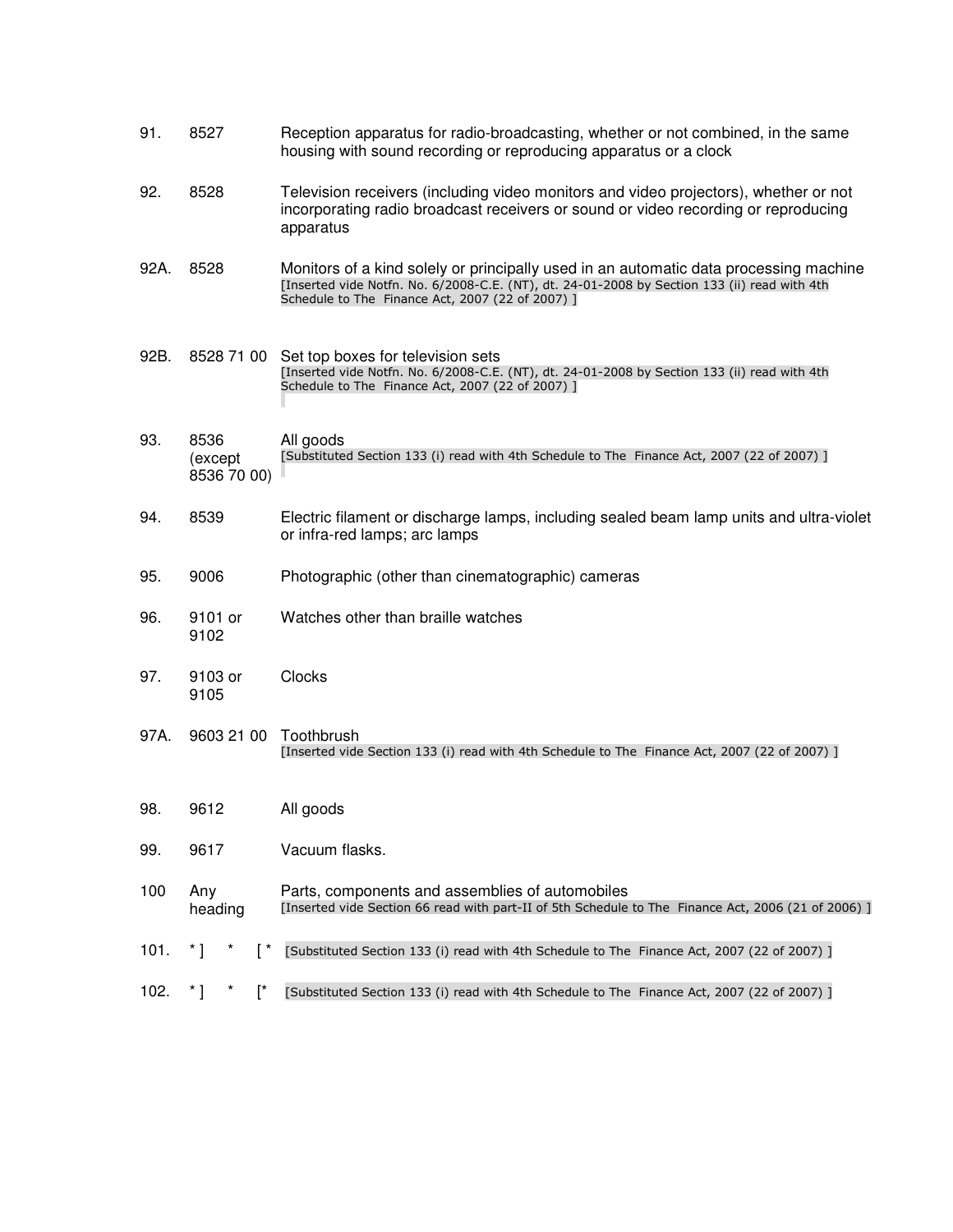| | | |
|---|---|---|
| 91. | 8527 | Reception apparatus for radio-broadcasting, whether or not combined, in the same housing with sound recording or reproducing apparatus or a clock |
| 92. | 8528 | Television receivers (including video monitors and video projectors), whether or not incorporating radio broadcast receivers or sound or video recording or reproducing apparatus |
| 92A. | 8528 | Monitors of a kind solely or principally used in an automatic data processing machine [Inserted vide Notfn. No. 6/2008-C.E. (NT), dt. 24-01-2008 by Section 133 (ii) read with 4th Schedule to The Finance Act, 2007 (22 of 2007) ] |
| 92B. | 8528 71 00 | Set top boxes for television sets [Inserted vide Notfn. No. 6/2008-C.E. (NT), dt. 24-01-2008 by Section 133 (ii) read with 4th Schedule to The Finance Act, 2007 (22 of 2007) ] |
| 93. | 8536 (except 8536 70 00) | All goods [Substituted Section 133 (i) read with 4th Schedule to The Finance Act, 2007 (22 of 2007) ] |
| 94. | 8539 | Electric filament or discharge lamps, including sealed beam lamp units and ultra-violet or infra-red lamps; arc lamps |
| 95. | 9006 | Photographic (other than cinematographic) cameras |
| 96. | 9101 or 9102 | Watches other than braille watches |
| 97. | 9103 or 9105 | Clocks |
| 97A. | 9603 21 00 | Toothbrush [Inserted vide Section 133 (i) read with 4th Schedule to The Finance Act, 2007 (22 of 2007) ] |
| 98. | 9612 | All goods |
| 99. | 9617 | Vacuum flasks. |
| 100 | Any heading | Parts, components and assemblies of automobiles [Inserted vide Section 66 read with part-II of 5th Schedule to The Finance Act, 2006 (21 of 2006) ] |
| 101. | * ] * [ * | [Substituted Section 133 (i) read with 4th Schedule to The Finance Act, 2007 (22 of 2007) ] |
| 102. | * ] * [* | [Substituted Section 133 (i) read with 4th Schedule to The Finance Act, 2007 (22 of 2007) ] |